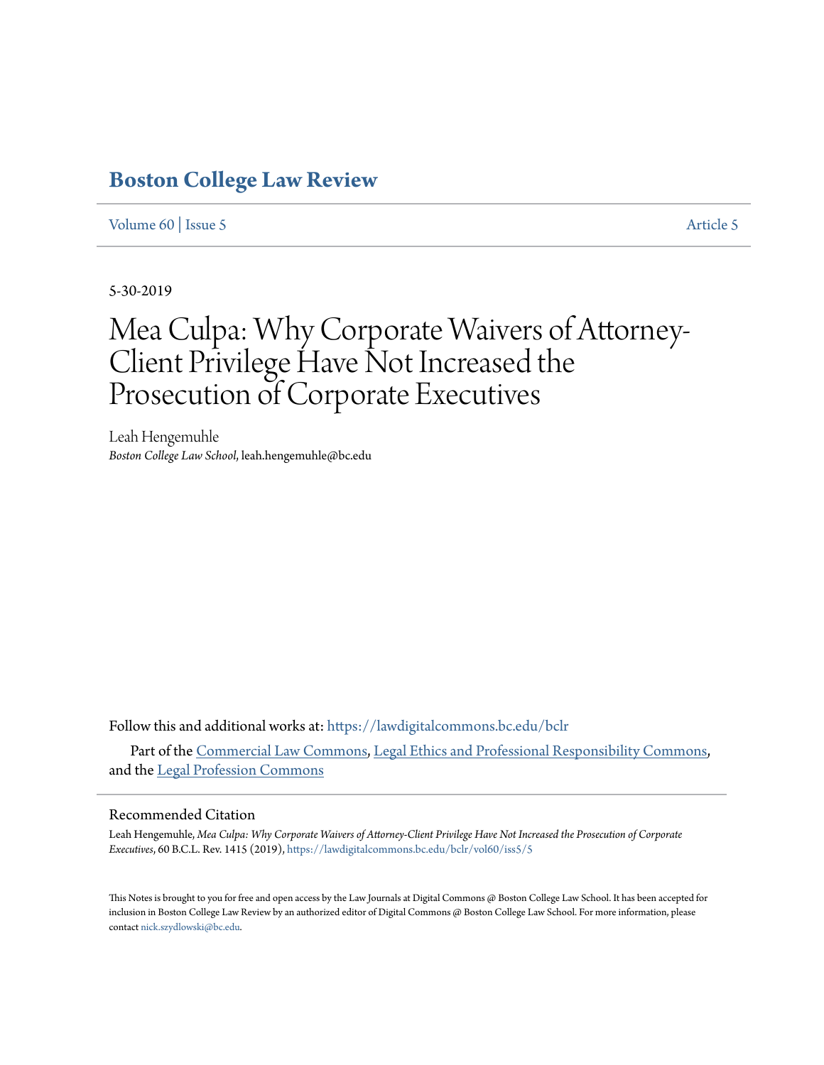# Boston College Law Review

Volume 60 | Issue 5 Article 5

5-30-2019

# Mea Culpa: Why Corporate Waivers of Attorney-Client Privilege Have Not Increased the Prosecution of Corporate Executives

Leah Hengemuhle
*Boston College Law School*, leah.hengemuhle@bc.edu

Follow this and additional works at: https://lawdigitalcommons.bc.edu/bclr

Part of the Commercial Law Commons, Legal Ethics and Professional Responsibility Commons, and the Legal Profession Commons

## Recommended Citation

Leah Hengemuhle, *Mea Culpa: Why Corporate Waivers of Attorney-Client Privilege Have Not Increased the Prosecution of Corporate Executives*, 60 B.C.L. Rev. 1415 (2019), https://lawdigitalcommons.bc.edu/bclr/vol60/iss5/5

This Notes is brought to you for free and open access by the Law Journals at Digital Commons @ Boston College Law School. It has been accepted for inclusion in Boston College Law Review by an authorized editor of Digital Commons @ Boston College Law School. For more information, please contact nick.szydlowski@bc.edu.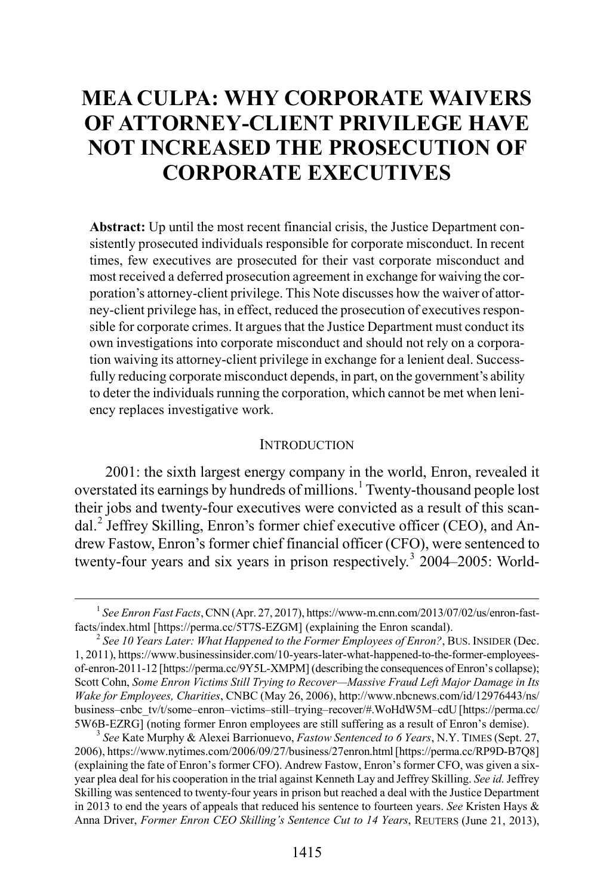# MEA CULPA: WHY CORPORATE WAIVERS OF ATTORNEY-CLIENT PRIVILEGE HAVE NOT INCREASED THE PROSECUTION OF CORPORATE EXECUTIVES

**Abstract:** Up until the most recent financial crisis, the Justice Department consistently prosecuted individuals responsible for corporate misconduct. In recent times, few executives are prosecuted for their vast corporate misconduct and most received a deferred prosecution agreement in exchange for waiving the corporation's attorney-client privilege. This Note discusses how the waiver of attorney-client privilege has, in effect, reduced the prosecution of executives responsible for corporate crimes. It argues that the Justice Department must conduct its own investigations into corporate misconduct and should not rely on a corporation waiving its attorney-client privilege in exchange for a lenient deal. Successfully reducing corporate misconduct depends, in part, on the government's ability to deter the individuals running the corporation, which cannot be met when leniency replaces investigative work.

## INTRODUCTION

2001: the sixth largest energy company in the world, Enron, revealed it overstated its earnings by hundreds of millions.[1] Twenty-thousand people lost their jobs and twenty-four executives were convicted as a result of this scandal.[2] Jeffrey Skilling, Enron's former chief executive officer (CEO), and Andrew Fastow, Enron's former chief financial officer (CFO), were sentenced to twenty-four years and six years in prison respectively.[3] 2004–2005: World-

[1] *See Enron Fast Facts*, CNN (Apr. 27, 2017), https://www-m.cnn.com/2013/07/02/us/enron-fast-facts/index.html [https://perma.cc/5T7S-EZGM] (explaining the Enron scandal).

[2] *See 10 Years Later: What Happened to the Former Employees of Enron?*, BUS. INSIDER (Dec. 1, 2011), https://www.businessinsider.com/10-years-later-what-happened-to-the-former-employees-of-enron-2011-12 [https://perma.cc/9Y5L-XMPM] (describing the consequences of Enron's collapse); Scott Cohn, *Some Enron Victims Still Trying to Recover—Massive Fraud Left Major Damage in Its Wake for Employees, Charities*, CNBC (May 26, 2006), http://www.nbcnews.com/id/12976443/ns/business–cnbc_tv/t/some–enron–victims–still–trying–recover/#.WoHdW5M–cdU [https://perma.cc/5W6B-EZRG] (noting former Enron employees are still suffering as a result of Enron's demise).

[3] *See* Kate Murphy & Alexei Barrionuevo, *Fastow Sentenced to 6 Years*, N.Y. TIMES (Sept. 27, 2006), https://www.nytimes.com/2006/09/27/business/27enron.html [https://perma.cc/RP9D-B7Q8] (explaining the fate of Enron's former CFO). Andrew Fastow, Enron's former CFO, was given a six-year plea deal for his cooperation in the trial against Kenneth Lay and Jeffrey Skilling. *See id.* Jeffrey Skilling was sentenced to twenty-four years in prison but reached a deal with the Justice Department in 2013 to end the years of appeals that reduced his sentence to fourteen years. *See* Kristen Hays & Anna Driver, *Former Enron CEO Skilling's Sentence Cut to 14 Years*, REUTERS (June 21, 2013),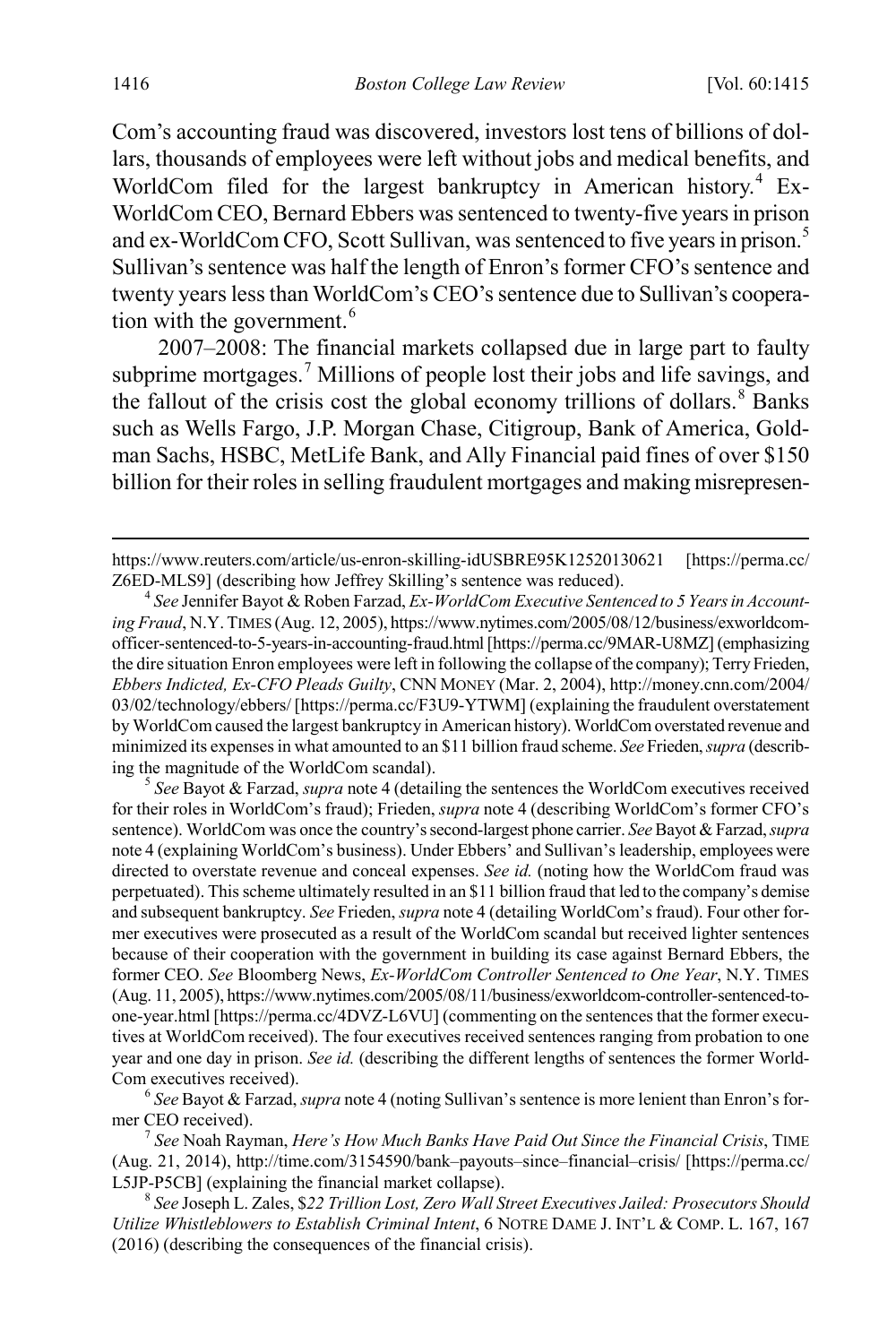Com's accounting fraud was discovered, investors lost tens of billions of dollars, thousands of employees were left without jobs and medical benefits, and WorldCom filed for the largest bankruptcy in American history.[4] Ex-WorldCom CEO, Bernard Ebbers was sentenced to twenty-five years in prison and ex-WorldCom CFO, Scott Sullivan, was sentenced to five years in prison.[5] Sullivan's sentence was half the length of Enron's former CFO's sentence and twenty years less than WorldCom's CEO's sentence due to Sullivan's cooperation with the government.[6]

2007–2008: The financial markets collapsed due in large part to faulty subprime mortgages.[7] Millions of people lost their jobs and life savings, and the fallout of the crisis cost the global economy trillions of dollars.[8] Banks such as Wells Fargo, J.P. Morgan Chase, Citigroup, Bank of America, Goldman Sachs, HSBC, MetLife Bank, and Ally Financial paid fines of over $150 billion for their roles in selling fraudulent mortgages and making misrepresen-

---

https://www.reuters.com/article/us-enron-skilling-idUSBRE95K12520130621 [https://perma.cc/Z6ED-MLS9] (describing how Jeffrey Skilling's sentence was reduced).

[4] *See* Jennifer Bayot & Roben Farzad, *Ex-WorldCom Executive Sentenced to 5 Years in Accounting Fraud*, N.Y. TIMES (Aug. 12, 2005), https://www.nytimes.com/2005/08/12/business/exworldcom-officer-sentenced-to-5-years-in-accounting-fraud.html [https://perma.cc/9MAR-U8MZ] (emphasizing the dire situation Enron employees were left in following the collapse of the company); Terry Frieden, *Ebbers Indicted, Ex-CFO Pleads Guilty*, CNN MONEY (Mar. 2, 2004), http://money.cnn.com/2004/03/02/technology/ebbers/ [https://perma.cc/F3U9-YTWM] (explaining the fraudulent overstatement by WorldCom caused the largest bankruptcy in American history). WorldCom overstated revenue and minimized its expenses in what amounted to an $11 billion fraud scheme. *See* Frieden, *supra* (describing the magnitude of the WorldCom scandal).

[5] *See* Bayot & Farzad, *supra* note 4 (detailing the sentences the WorldCom executives received for their roles in WorldCom's fraud); Frieden, *supra* note 4 (describing WorldCom's former CFO's sentence). WorldCom was once the country's second-largest phone carrier. *See* Bayot & Farzad, *supra* note 4 (explaining WorldCom's business). Under Ebbers' and Sullivan's leadership, employees were directed to overstate revenue and conceal expenses. *See id.* (noting how the WorldCom fraud was perpetuated). This scheme ultimately resulted in an $11 billion fraud that led to the company's demise and subsequent bankruptcy. *See* Frieden, *supra* note 4 (detailing WorldCom's fraud). Four other former executives were prosecuted as a result of the WorldCom scandal but received lighter sentences because of their cooperation with the government in building its case against Bernard Ebbers, the former CEO. *See* Bloomberg News, *Ex-WorldCom Controller Sentenced to One Year*, N.Y. TIMES (Aug. 11, 2005), https://www.nytimes.com/2005/08/11/business/exworldcom-controller-sentenced-to-one-year.html [https://perma.cc/4DVZ-L6VU] (commenting on the sentences that the former executives at WorldCom received). The four executives received sentences ranging from probation to one year and one day in prison. *See id.* (describing the different lengths of sentences the former WorldCom executives received).

[6] *See* Bayot & Farzad, *supra* note 4 (noting Sullivan's sentence is more lenient than Enron's former CEO received).

[7] *See* Noah Rayman, *Here's How Much Banks Have Paid Out Since the Financial Crisis*, TIME (Aug. 21, 2014), http://time.com/3154590/bank–payouts–since–financial–crisis/ [https://perma.cc/L5JP-P5CB] (explaining the financial market collapse).

[8] *See* Joseph L. Zales, *$22 Trillion Lost, Zero Wall Street Executives Jailed: Prosecutors Should Utilize Whistleblowers to Establish Criminal Intent*, 6 NOTRE DAME J. INT'L & COMP. L. 167, 167 (2016) (describing the consequences of the financial crisis).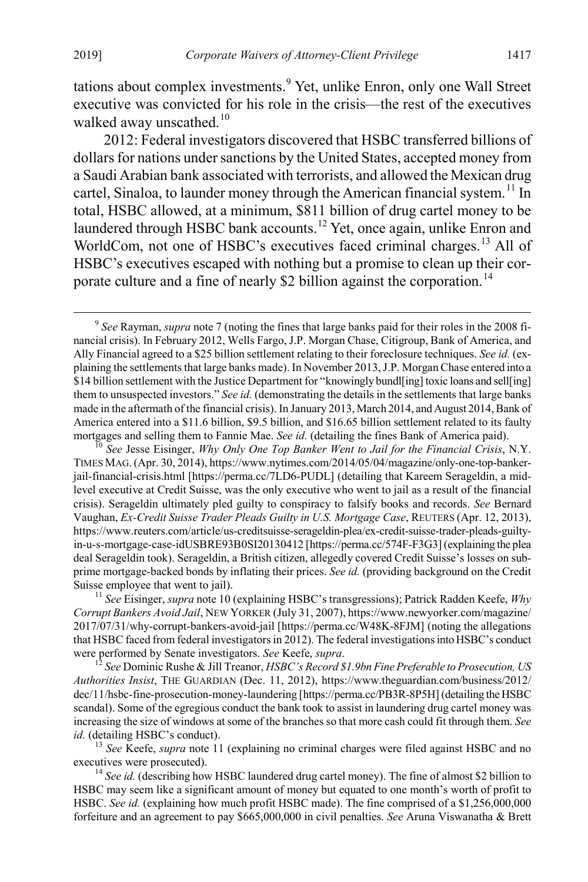tations about complex investments.[9] Yet, unlike Enron, only one Wall Street executive was convicted for his role in the crisis—the rest of the executives walked away unscathed.[10]

2012: Federal investigators discovered that HSBC transferred billions of dollars for nations under sanctions by the United States, accepted money from a Saudi Arabian bank associated with terrorists, and allowed the Mexican drug cartel, Sinaloa, to launder money through the American financial system.[11] In total, HSBC allowed, at a minimum, $811 billion of drug cartel money to be laundered through HSBC bank accounts.[12] Yet, once again, unlike Enron and WorldCom, not one of HSBC's executives faced criminal charges.[13] All of HSBC's executives escaped with nothing but a promise to clean up their corporate culture and a fine of nearly $2 billion against the corporation.[14]

---

[9] *See* Rayman, *supra* note 7 (noting the fines that large banks paid for their roles in the 2008 financial crisis). In February 2012, Wells Fargo, J.P. Morgan Chase, Citigroup, Bank of America, and Ally Financial agreed to a $25 billion settlement relating to their foreclosure techniques. *See id.* (explaining the settlements that large banks made). In November 2013, J.P. Morgan Chase entered into a $14 billion settlement with the Justice Department for "knowingly bundl[ing] toxic loans and sell[ing] them to unsuspected investors." *See id.* (demonstrating the details in the settlements that large banks made in the aftermath of the financial crisis). In January 2013, March 2014, and August 2014, Bank of America entered into a $11.6 billion, $9.5 billion, and $16.65 billion settlement related to its faulty mortgages and selling them to Fannie Mae. *See id.* (detailing the fines Bank of America paid).

[10] *See* Jesse Eisinger, *Why Only One Top Banker Went to Jail for the Financial Crisis*, N.Y. TIMES MAG. (Apr. 30, 2014), https://www.nytimes.com/2014/05/04/magazine/only-one-top-banker-jail-financial-crisis.html [https://perma.cc/7LD6-PUDL] (detailing that Kareem Serageldin, a mid-level executive at Credit Suisse, was the only executive who went to jail as a result of the financial crisis). Serageldin ultimately pled guilty to conspiracy to falsify books and records. *See* Bernard Vaughan, *Ex-Credit Suisse Trader Pleads Guilty in U.S. Mortgage Case*, REUTERS (Apr. 12, 2013), https://www.reuters.com/article/us-creditsuisse-serageldin-plea/ex-credit-suisse-trader-pleads-guilty-in-u-s-mortgage-case-idUSBRE93B0SI20130412 [https://perma.cc/574F-F3G3] (explaining the plea deal Serageldin took). Serageldin, a British citizen, allegedly covered Credit Suisse's losses on subprime mortgage-backed bonds by inflating their prices. *See id.* (providing background on the Credit Suisse employee that went to jail).

[11] *See* Eisinger, *supra* note 10 (explaining HSBC's transgressions); Patrick Radden Keefe, *Why Corrupt Bankers Avoid Jail*, NEW YORKER (July 31, 2007), https://www.newyorker.com/magazine/2017/07/31/why-corrupt-bankers-avoid-jail [https://perma.cc/W48K-8FJM] (noting the allegations that HSBC faced from federal investigators in 2012). The federal investigations into HSBC's conduct were performed by Senate investigators. *See* Keefe, *supra*.

[12] *See* Dominic Rushe & Jill Treanor, *HSBC's Record $1.9bn Fine Preferable to Prosecution, US Authorities Insist*, THE GUARDIAN (Dec. 11, 2012), https://www.theguardian.com/business/2012/dec/11/hsbc-fine-prosecution-money-laundering [https://perma.cc/PB3R-8P5H] (detailing the HSBC scandal). Some of the egregious conduct the bank took to assist in laundering drug cartel money was increasing the size of windows at some of the branches so that more cash could fit through them. *See id.* (detailing HSBC's conduct).

[13] *See* Keefe, *supra* note 11 (explaining no criminal charges were filed against HSBC and no executives were prosecuted).

[14] *See id.* (describing how HSBC laundered drug cartel money). The fine of almost $2 billion to HSBC may seem like a significant amount of money but equated to one month's worth of profit to HSBC. *See id.* (explaining how much profit HSBC made). The fine comprised of a $1,256,000,000 forfeiture and an agreement to pay $665,000,000 in civil penalties. *See* Aruna Viswanatha & Brett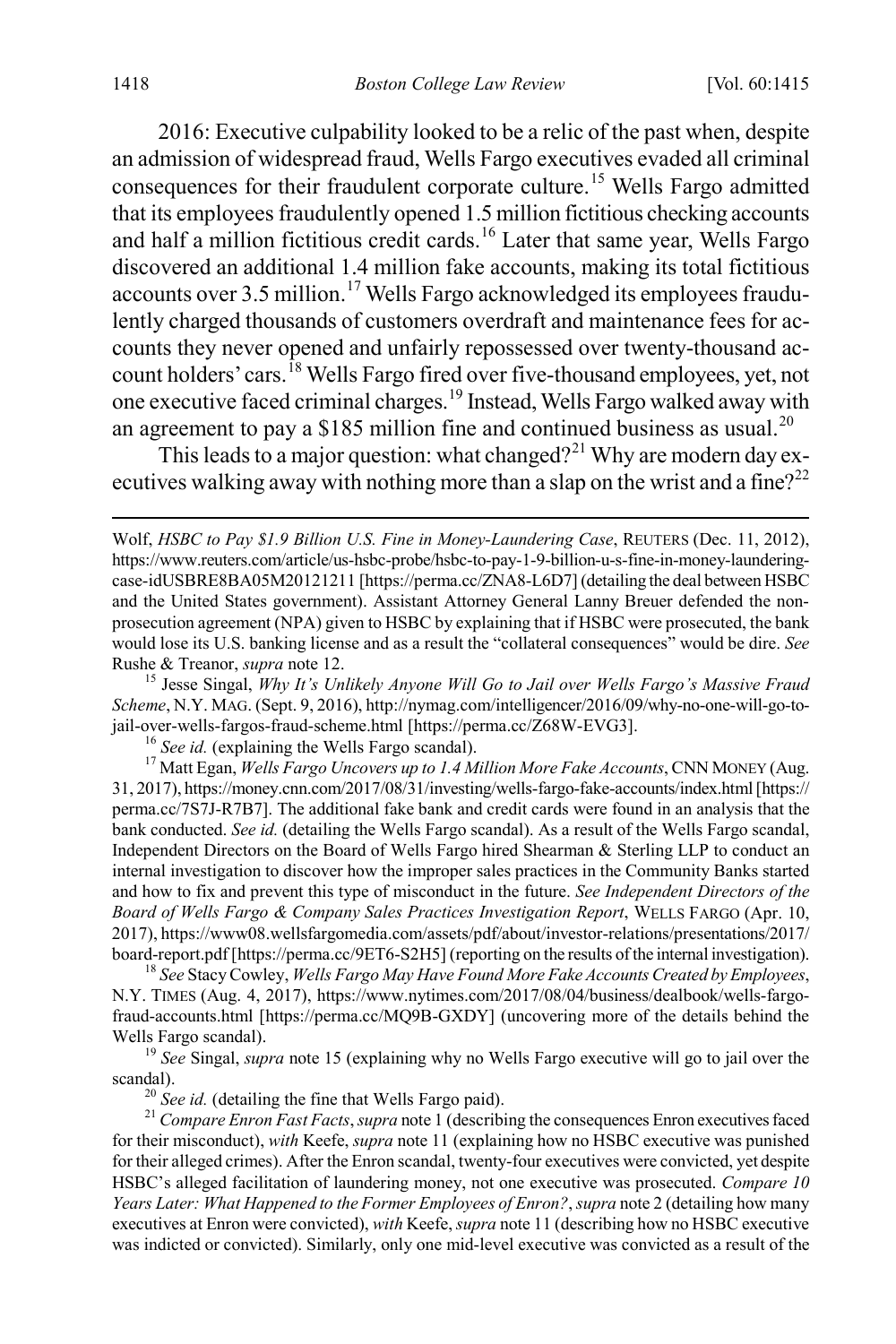2016: Executive culpability looked to be a relic of the past when, despite an admission of widespread fraud, Wells Fargo executives evaded all criminal consequences for their fraudulent corporate culture.[15] Wells Fargo admitted that its employees fraudulently opened 1.5 million fictitious checking accounts and half a million fictitious credit cards.[16] Later that same year, Wells Fargo discovered an additional 1.4 million fake accounts, making its total fictitious accounts over 3.5 million.[17] Wells Fargo acknowledged its employees fraudulently charged thousands of customers overdraft and maintenance fees for accounts they never opened and unfairly repossessed over twenty-thousand account holders' cars.[18] Wells Fargo fired over five-thousand employees, yet, not one executive faced criminal charges.[19] Instead, Wells Fargo walked away with an agreement to pay a $185 million fine and continued business as usual.[20]

This leads to a major question: what changed?[21] Why are modern day executives walking away with nothing more than a slap on the wrist and a fine?[22]

---

Wolf, *HSBC to Pay $1.9 Billion U.S. Fine in Money-Laundering Case*, REUTERS (Dec. 11, 2012), https://www.reuters.com/article/us-hsbc-probe/hsbc-to-pay-1-9-billion-u-s-fine-in-money-laundering-case-idUSBRE8BA05M20121211 [https://perma.cc/ZNA8-L6D7] (detailing the deal between HSBC and the United States government). Assistant Attorney General Lanny Breuer defended the non-prosecution agreement (NPA) given to HSBC by explaining that if HSBC were prosecuted, the bank would lose its U.S. banking license and as a result the "collateral consequences" would be dire. *See* Rushe & Treanor, *supra* note 12.

[15] Jesse Singal, *Why It's Unlikely Anyone Will Go to Jail over Wells Fargo's Massive Fraud Scheme*, N.Y. MAG. (Sept. 9, 2016), http://nymag.com/intelligencer/2016/09/why-no-one-will-go-to-jail-over-wells-fargos-fraud-scheme.html [https://perma.cc/Z68W-EVG3].

[16] *See id.* (explaining the Wells Fargo scandal).

[17] Matt Egan, *Wells Fargo Uncovers up to 1.4 Million More Fake Accounts*, CNN MONEY (Aug. 31, 2017), https://money.cnn.com/2017/08/31/investing/wells-fargo-fake-accounts/index.html [https://perma.cc/7S7J-R7B7]. The additional fake bank and credit cards were found in an analysis that the bank conducted. *See id.* (detailing the Wells Fargo scandal). As a result of the Wells Fargo scandal, Independent Directors on the Board of Wells Fargo hired Shearman & Sterling LLP to conduct an internal investigation to discover how the improper sales practices in the Community Banks started and how to fix and prevent this type of misconduct in the future. *See Independent Directors of the Board of Wells Fargo & Company Sales Practices Investigation Report*, WELLS FARGO (Apr. 10, 2017), https://www08.wellsfargomedia.com/assets/pdf/about/investor-relations/presentations/2017/board-report.pdf [https://perma.cc/9ET6-S2H5] (reporting on the results of the internal investigation).

[18] *See* Stacy Cowley, *Wells Fargo May Have Found More Fake Accounts Created by Employees*, N.Y. TIMES (Aug. 4, 2017), https://www.nytimes.com/2017/08/04/business/dealbook/wells-fargo-fraud-accounts.html [https://perma.cc/MQ9B-GXDY] (uncovering more of the details behind the Wells Fargo scandal).

[19] *See* Singal, *supra* note 15 (explaining why no Wells Fargo executive will go to jail over the scandal).

[20] *See id.* (detailing the fine that Wells Fargo paid).

[21] *Compare Enron Fast Facts*, *supra* note 1 (describing the consequences Enron executives faced for their misconduct), *with* Keefe, *supra* note 11 (explaining how no HSBC executive was punished for their alleged crimes). After the Enron scandal, twenty-four executives were convicted, yet despite HSBC's alleged facilitation of laundering money, not one executive was prosecuted. *Compare 10 Years Later: What Happened to the Former Employees of Enron?*, *supra* note 2 (detailing how many executives at Enron were convicted), *with* Keefe, *supra* note 11 (describing how no HSBC executive was indicted or convicted). Similarly, only one mid-level executive was convicted as a result of the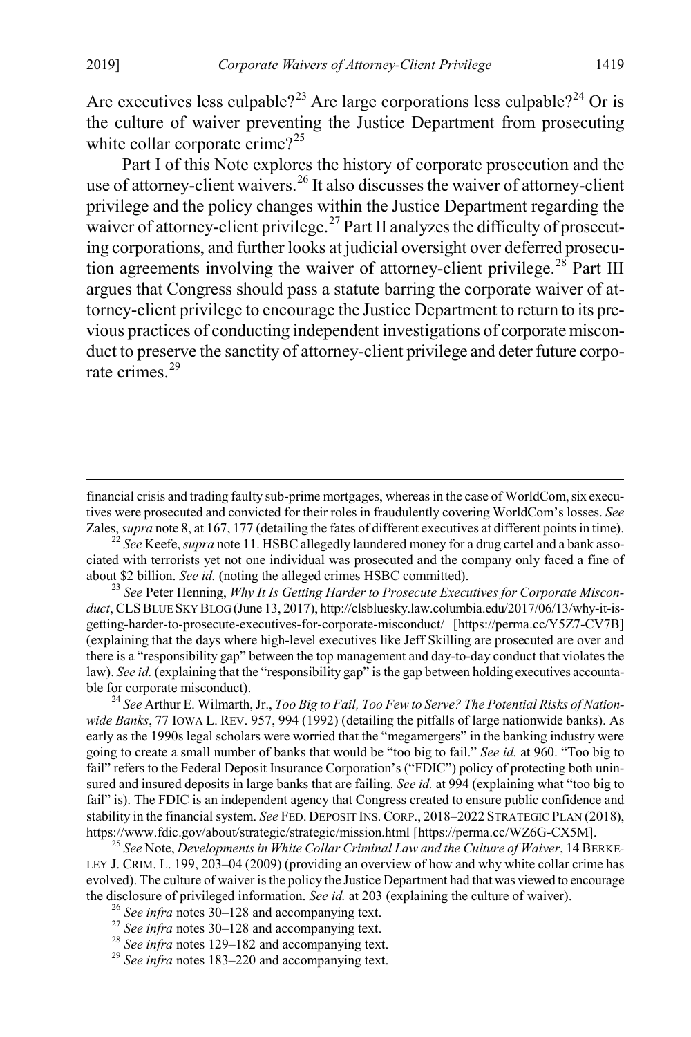Are executives less culpable?[23] Are large corporations less culpable?[24] Or is the culture of waiver preventing the Justice Department from prosecuting white collar corporate crime?[25]

Part I of this Note explores the history of corporate prosecution and the use of attorney-client waivers.[26] It also discusses the waiver of attorney-client privilege and the policy changes within the Justice Department regarding the waiver of attorney-client privilege.[27] Part II analyzes the difficulty of prosecuting corporations, and further looks at judicial oversight over deferred prosecution agreements involving the waiver of attorney-client privilege.[28] Part III argues that Congress should pass a statute barring the corporate waiver of attorney-client privilege to encourage the Justice Department to return to its previous practices of conducting independent investigations of corporate misconduct to preserve the sanctity of attorney-client privilege and deter future corporate crimes.[29]

---

financial crisis and trading faulty sub-prime mortgages, whereas in the case of WorldCom, six executives were prosecuted and convicted for their roles in fraudulently covering WorldCom's losses. *See* Zales, *supra* note 8, at 167, 177 (detailing the fates of different executives at different points in time).

[22] *See* Keefe, *supra* note 11. HSBC allegedly laundered money for a drug cartel and a bank associated with terrorists yet not one individual was prosecuted and the company only faced a fine of about $2 billion. *See id.* (noting the alleged crimes HSBC committed).

[23] *See* Peter Henning, *Why It Is Getting Harder to Prosecute Executives for Corporate Misconduct*, CLS BLUE SKY BLOG (June 13, 2017), http://clsbluesky.law.columbia.edu/2017/06/13/why-it-is-getting-harder-to-prosecute-executives-for-corporate-misconduct/ [https://perma.cc/Y5Z7-CV7B] (explaining that the days where high-level executives like Jeff Skilling are prosecuted are over and there is a "responsibility gap" between the top management and day-to-day conduct that violates the law). *See id.* (explaining that the "responsibility gap" is the gap between holding executives accountable for corporate misconduct).

[24] *See* Arthur E. Wilmarth, Jr., *Too Big to Fail, Too Few to Serve? The Potential Risks of Nationwide Banks*, 77 IOWA L. REV. 957, 994 (1992) (detailing the pitfalls of large nationwide banks). As early as the 1990s legal scholars were worried that the "megamergers" in the banking industry were going to create a small number of banks that would be "too big to fail." *See id.* at 960. "Too big to fail" refers to the Federal Deposit Insurance Corporation's ("FDIC") policy of protecting both uninsured and insured deposits in large banks that are failing. *See id.* at 994 (explaining what "too big to fail" is). The FDIC is an independent agency that Congress created to ensure public confidence and stability in the financial system. *See* FED. DEPOSIT INS. CORP., 2018–2022 STRATEGIC PLAN (2018), https://www.fdic.gov/about/strategic/strategic/mission.html [https://perma.cc/WZ6G-CX5M].

[25] *See* Note, *Developments in White Collar Criminal Law and the Culture of Waiver*, 14 BERKELEY J. CRIM. L. 199, 203–04 (2009) (providing an overview of how and why white collar crime has evolved). The culture of waiver is the policy the Justice Department had that was viewed to encourage the disclosure of privileged information. *See id.* at 203 (explaining the culture of waiver).

[26] *See infra* notes 30–128 and accompanying text.

[27] *See infra* notes 30–128 and accompanying text.

[28] *See infra* notes 129–182 and accompanying text.

[29] *See infra* notes 183–220 and accompanying text.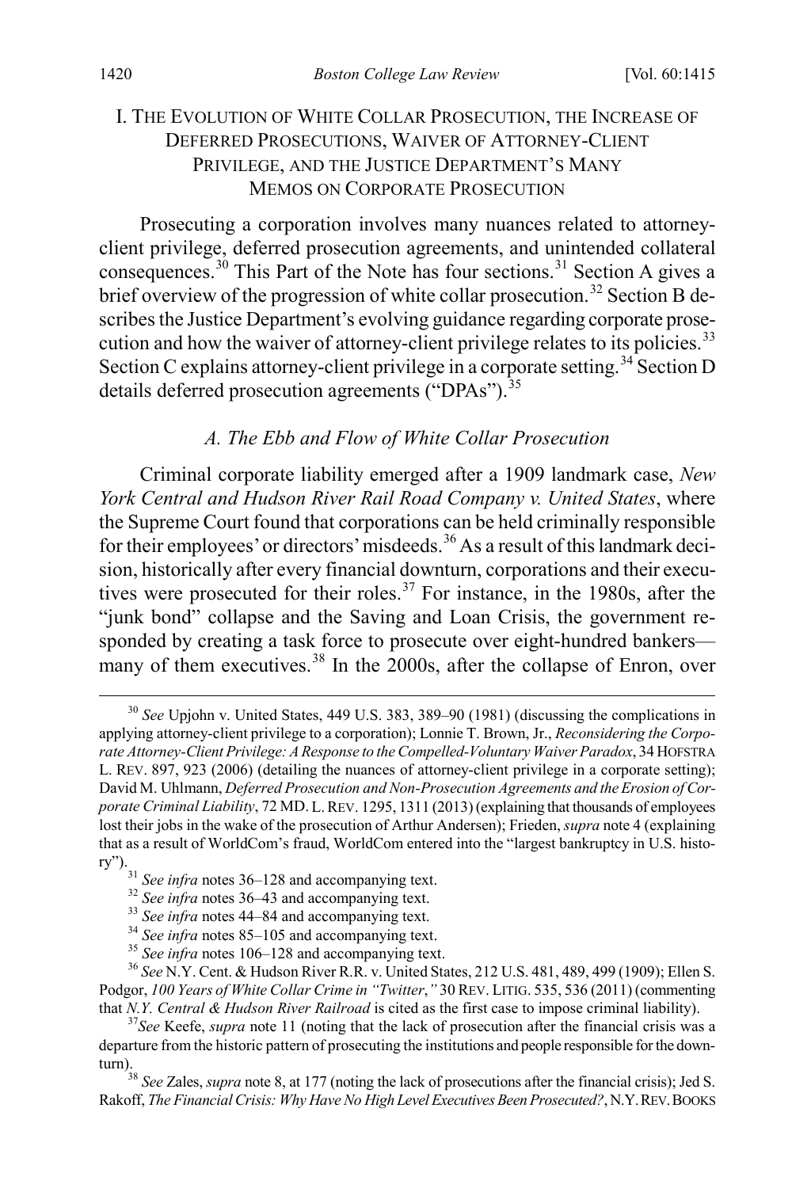## I. THE EVOLUTION OF WHITE COLLAR PROSECUTION, THE INCREASE OF DEFERRED PROSECUTIONS, WAIVER OF ATTORNEY-CLIENT PRIVILEGE, AND THE JUSTICE DEPARTMENT'S MANY MEMOS ON CORPORATE PROSECUTION

Prosecuting a corporation involves many nuances related to attorney-client privilege, deferred prosecution agreements, and unintended collateral consequences.[30] This Part of the Note has four sections.[31] Section A gives a brief overview of the progression of white collar prosecution.[32] Section B describes the Justice Department's evolving guidance regarding corporate prosecution and how the waiver of attorney-client privilege relates to its policies.[33] Section C explains attorney-client privilege in a corporate setting.[34] Section D details deferred prosecution agreements ("DPAs").[35]

### *A. The Ebb and Flow of White Collar Prosecution*

Criminal corporate liability emerged after a 1909 landmark case, *New York Central and Hudson River Rail Road Company v. United States*, where the Supreme Court found that corporations can be held criminally responsible for their employees' or directors' misdeeds.[36] As a result of this landmark decision, historically after every financial downturn, corporations and their executives were prosecuted for their roles.[37] For instance, in the 1980s, after the "junk bond" collapse and the Saving and Loan Crisis, the government responded by creating a task force to prosecute over eight-hundred bankers—many of them executives.[38] In the 2000s, after the collapse of Enron, over

---

[30] *See* Upjohn v. United States, 449 U.S. 383, 389–90 (1981) (discussing the complications in applying attorney-client privilege to a corporation); Lonnie T. Brown, Jr., *Reconsidering the Corporate Attorney-Client Privilege: A Response to the Compelled-Voluntary Waiver Paradox*, 34 HOFSTRA L. REV. 897, 923 (2006) (detailing the nuances of attorney-client privilege in a corporate setting); David M. Uhlmann, *Deferred Prosecution and Non-Prosecution Agreements and the Erosion of Corporate Criminal Liability*, 72 MD. L. REV. 1295, 1311 (2013) (explaining that thousands of employees lost their jobs in the wake of the prosecution of Arthur Andersen); Frieden, *supra* note 4 (explaining that as a result of WorldCom's fraud, WorldCom entered into the "largest bankruptcy in U.S. history").

[31] *See infra* notes 36–128 and accompanying text.

[32] *See infra* notes 36–43 and accompanying text.

[33] *See infra* notes 44–84 and accompanying text.

[34] *See infra* notes 85–105 and accompanying text.

[35] *See infra* notes 106–128 and accompanying text.

[36] *See* N.Y. Cent. & Hudson River R.R. v. United States, 212 U.S. 481, 489, 499 (1909); Ellen S. Podgor, *100 Years of White Collar Crime in "Twitter*,*"* 30 REV. LITIG. 535, 536 (2011) (commenting that *N.Y. Central & Hudson River Railroad* is cited as the first case to impose criminal liability).

[37] *See* Keefe, *supra* note 11 (noting that the lack of prosecution after the financial crisis was a departure from the historic pattern of prosecuting the institutions and people responsible for the downturn).

[38] *See* Zales, *supra* note 8, at 177 (noting the lack of prosecutions after the financial crisis); Jed S. Rakoff, *The Financial Crisis: Why Have No High Level Executives Been Prosecuted?*, N.Y. REV. BOOKS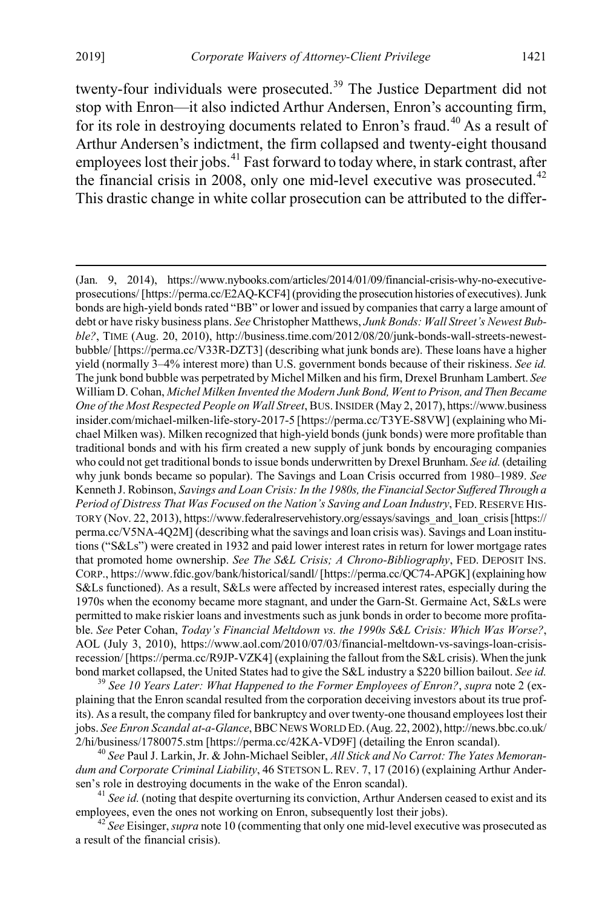twenty-four individuals were prosecuted.[39] The Justice Department did not stop with Enron—it also indicted Arthur Andersen, Enron's accounting firm, for its role in destroying documents related to Enron's fraud.[40] As a result of Arthur Andersen's indictment, the firm collapsed and twenty-eight thousand employees lost their jobs.[41] Fast forward to today where, in stark contrast, after the financial crisis in 2008, only one mid-level executive was prosecuted.[42] This drastic change in white collar prosecution can be attributed to the differ-

---

(Jan. 9, 2014), https://www.nybooks.com/articles/2014/01/09/financial-crisis-why-no-executive-prosecutions/ [https://perma.cc/E2AQ-KCF4] (providing the prosecution histories of executives). Junk bonds are high-yield bonds rated "BB" or lower and issued by companies that carry a large amount of debt or have risky business plans. *See* Christopher Matthews, *Junk Bonds: Wall Street's Newest Bubble?*, TIME (Aug. 20, 2010), http://business.time.com/2012/08/20/junk-bonds-wall-streets-newest-bubble/ [https://perma.cc/V33R-DZT3] (describing what junk bonds are). These loans have a higher yield (normally 3–4% interest more) than U.S. government bonds because of their riskiness. *See id.* The junk bond bubble was perpetrated by Michel Milken and his firm, Drexel Brunham Lambert. *See* William D. Cohan, *Michel Milken Invented the Modern Junk Bond, Went to Prison, and Then Became One of the Most Respected People on Wall Street*, BUS. INSIDER (May 2, 2017), https://www.businessinsider.com/michael-milken-life-story-2017-5 [https://perma.cc/T3YE-S8VW] (explaining who Michael Milken was). Milken recognized that high-yield bonds (junk bonds) were more profitable than traditional bonds and with his firm created a new supply of junk bonds by encouraging companies who could not get traditional bonds to issue bonds underwritten by Drexel Brunham. *See id.* (detailing why junk bonds became so popular). The Savings and Loan Crisis occurred from 1980–1989. *See* Kenneth J. Robinson, *Savings and Loan Crisis: In the 1980s, the Financial Sector Suffered Through a Period of Distress That Was Focused on the Nation's Saving and Loan Industry*, FED. RESERVE HISTORY (Nov. 22, 2013), https://www.federalreservehistory.org/essays/savings_and_loan_crisis [https://perma.cc/V5NA-4Q2M] (describing what the savings and loan crisis was). Savings and Loan institutions ("S&Ls") were created in 1932 and paid lower interest rates in return for lower mortgage rates that promoted home ownership. *See The S&L Crisis; A Chrono-Bibliography*, FED. DEPOSIT INS. CORP., https://www.fdic.gov/bank/historical/sandl/ [https://perma.cc/QC74-APGK] (explaining how S&Ls functioned). As a result, S&Ls were affected by increased interest rates, especially during the 1970s when the economy became more stagnant, and under the Garn-St. Germaine Act, S&Ls were permitted to make riskier loans and investments such as junk bonds in order to become more profitable. *See* Peter Cohan, *Today's Financial Meltdown vs. the 1990s S&L Crisis: Which Was Worse?*, AOL (July 3, 2010), https://www.aol.com/2010/07/03/financial-meltdown-vs-savings-loan-crisis-recession/ [https://perma.cc/R9JP-VZK4] (explaining the fallout from the S&L crisis). When the junk bond market collapsed, the United States had to give the S&L industry a $220 billion bailout. *See id.*

[39] *See 10 Years Later: What Happened to the Former Employees of Enron?*, *supra* note 2 (explaining that the Enron scandal resulted from the corporation deceiving investors about its true profits). As a result, the company filed for bankruptcy and over twenty-one thousand employees lost their jobs. *See Enron Scandal at-a-Glance*, BBC NEWS WORLD ED. (Aug. 22, 2002), http://news.bbc.co.uk/2/hi/business/1780075.stm [https://perma.cc/42KA-VD9F] (detailing the Enron scandal).

[40] *See* Paul J. Larkin, Jr. & John-Michael Seibler, *All Stick and No Carrot: The Yates Memorandum and Corporate Criminal Liability*, 46 STETSON L. REV. 7, 17 (2016) (explaining Arthur Andersen's role in destroying documents in the wake of the Enron scandal).

[41] *See id.* (noting that despite overturning its conviction, Arthur Andersen ceased to exist and its employees, even the ones not working on Enron, subsequently lost their jobs).

[42] *See* Eisinger, *supra* note 10 (commenting that only one mid-level executive was prosecuted as a result of the financial crisis).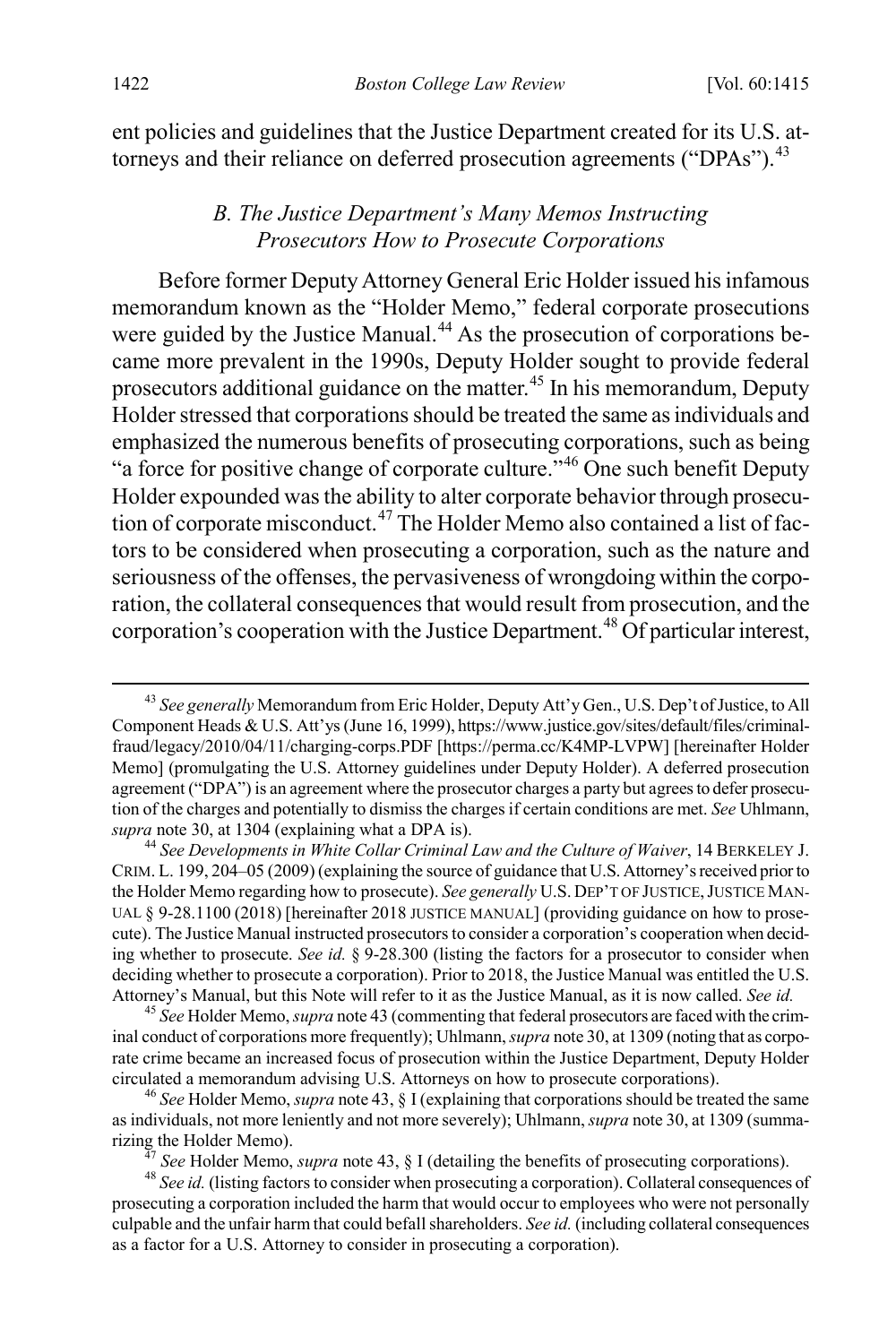ent policies and guidelines that the Justice Department created for its U.S. attorneys and their reliance on deferred prosecution agreements ("DPAs").[43]

### *B. The Justice Department's Many Memos Instructing Prosecutors How to Prosecute Corporations*

Before former Deputy Attorney General Eric Holder issued his infamous memorandum known as the "Holder Memo," federal corporate prosecutions were guided by the Justice Manual.[44] As the prosecution of corporations became more prevalent in the 1990s, Deputy Holder sought to provide federal prosecutors additional guidance on the matter.[45] In his memorandum, Deputy Holder stressed that corporations should be treated the same as individuals and emphasized the numerous benefits of prosecuting corporations, such as being "a force for positive change of corporate culture."[46] One such benefit Deputy Holder expounded was the ability to alter corporate behavior through prosecution of corporate misconduct.[47] The Holder Memo also contained a list of factors to be considered when prosecuting a corporation, such as the nature and seriousness of the offenses, the pervasiveness of wrongdoing within the corporation, the collateral consequences that would result from prosecution, and the corporation's cooperation with the Justice Department.[48] Of particular interest,

---

[43] *See generally* Memorandum from Eric Holder, Deputy Att'y Gen., U.S. Dep't of Justice, to All Component Heads & U.S. Att'ys (June 16, 1999), https://www.justice.gov/sites/default/files/criminal-fraud/legacy/2010/04/11/charging-corps.PDF [https://perma.cc/K4MP-LVPW] [hereinafter Holder Memo] (promulgating the U.S. Attorney guidelines under Deputy Holder). A deferred prosecution agreement ("DPA") is an agreement where the prosecutor charges a party but agrees to defer prosecution of the charges and potentially to dismiss the charges if certain conditions are met. *See* Uhlmann, *supra* note 30, at 1304 (explaining what a DPA is).

[44] *See Developments in White Collar Criminal Law and the Culture of Waiver*, 14 BERKELEY J. CRIM. L. 199, 204–05 (2009) (explaining the source of guidance that U.S. Attorney's received prior to the Holder Memo regarding how to prosecute). *See generally* U.S. DEP'T OF JUSTICE, JUSTICE MANUAL § 9-28.1100 (2018) [hereinafter 2018 JUSTICE MANUAL] (providing guidance on how to prosecute). The Justice Manual instructed prosecutors to consider a corporation's cooperation when deciding whether to prosecute. *See id.* § 9-28.300 (listing the factors for a prosecutor to consider when deciding whether to prosecute a corporation). Prior to 2018, the Justice Manual was entitled the U.S. Attorney's Manual, but this Note will refer to it as the Justice Manual, as it is now called. *See id.*

[45] *See* Holder Memo, *supra* note 43 (commenting that federal prosecutors are faced with the criminal conduct of corporations more frequently); Uhlmann, *supra* note 30, at 1309 (noting that as corporate crime became an increased focus of prosecution within the Justice Department, Deputy Holder circulated a memorandum advising U.S. Attorneys on how to prosecute corporations).

[46] *See* Holder Memo, *supra* note 43, § I (explaining that corporations should be treated the same as individuals, not more leniently and not more severely); Uhlmann, *supra* note 30, at 1309 (summarizing the Holder Memo).

[47] *See* Holder Memo, *supra* note 43, § I (detailing the benefits of prosecuting corporations).

[48] *See id.* (listing factors to consider when prosecuting a corporation). Collateral consequences of prosecuting a corporation included the harm that would occur to employees who were not personally culpable and the unfair harm that could befall shareholders. *See id.* (including collateral consequences as a factor for a U.S. Attorney to consider in prosecuting a corporation).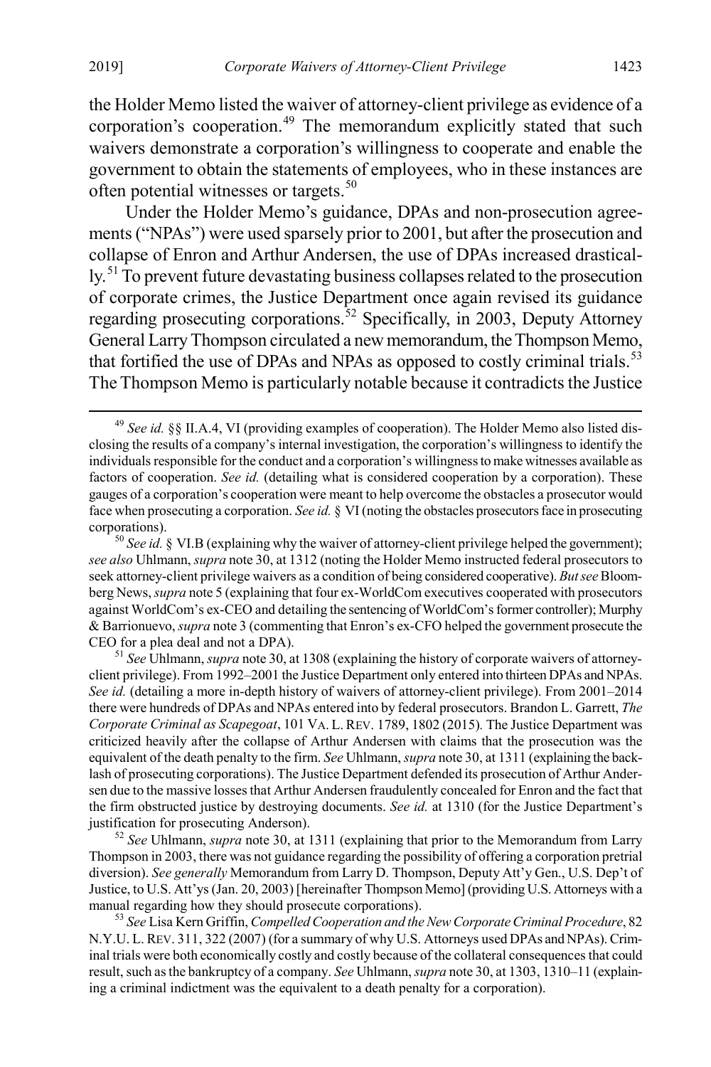the Holder Memo listed the waiver of attorney-client privilege as evidence of a corporation's cooperation.[49] The memorandum explicitly stated that such waivers demonstrate a corporation's willingness to cooperate and enable the government to obtain the statements of employees, who in these instances are often potential witnesses or targets.[50]

Under the Holder Memo's guidance, DPAs and non-prosecution agreements ("NPAs") were used sparsely prior to 2001, but after the prosecution and collapse of Enron and Arthur Andersen, the use of DPAs increased drastically.[51] To prevent future devastating business collapses related to the prosecution of corporate crimes, the Justice Department once again revised its guidance regarding prosecuting corporations.[52] Specifically, in 2003, Deputy Attorney General Larry Thompson circulated a new memorandum, the Thompson Memo, that fortified the use of DPAs and NPAs as opposed to costly criminal trials.[53] The Thompson Memo is particularly notable because it contradicts the Justice

[49] *See id.* §§ II.A.4, VI (providing examples of cooperation). The Holder Memo also listed disclosing the results of a company's internal investigation, the corporation's willingness to identify the individuals responsible for the conduct and a corporation's willingness to make witnesses available as factors of cooperation. *See id.* (detailing what is considered cooperation by a corporation). These gauges of a corporation's cooperation were meant to help overcome the obstacles a prosecutor would face when prosecuting a corporation. *See id.* § VI (noting the obstacles prosecutors face in prosecuting corporations).

[50] *See id.* § VI.B (explaining why the waiver of attorney-client privilege helped the government); *see also* Uhlmann, *supra* note 30, at 1312 (noting the Holder Memo instructed federal prosecutors to seek attorney-client privilege waivers as a condition of being considered cooperative). *But see* Bloomberg News, *supra* note 5 (explaining that four ex-WorldCom executives cooperated with prosecutors against WorldCom's ex-CEO and detailing the sentencing of WorldCom's former controller); Murphy & Barrionuevo, *supra* note 3 (commenting that Enron's ex-CFO helped the government prosecute the CEO for a plea deal and not a DPA).

[51] *See* Uhlmann, *supra* note 30, at 1308 (explaining the history of corporate waivers of attorney-client privilege). From 1992–2001 the Justice Department only entered into thirteen DPAs and NPAs. *See id.* (detailing a more in-depth history of waivers of attorney-client privilege). From 2001–2014 there were hundreds of DPAs and NPAs entered into by federal prosecutors. Brandon L. Garrett, *The Corporate Criminal as Scapegoat*, 101 VA. L. REV. 1789, 1802 (2015). The Justice Department was criticized heavily after the collapse of Arthur Andersen with claims that the prosecution was the equivalent of the death penalty to the firm. *See* Uhlmann, *supra* note 30, at 1311 (explaining the backlash of prosecuting corporations). The Justice Department defended its prosecution of Arthur Andersen due to the massive losses that Arthur Andersen fraudulently concealed for Enron and the fact that the firm obstructed justice by destroying documents. *See id.* at 1310 (for the Justice Department's justification for prosecuting Anderson).

[52] *See* Uhlmann, *supra* note 30, at 1311 (explaining that prior to the Memorandum from Larry Thompson in 2003, there was not guidance regarding the possibility of offering a corporation pretrial diversion). *See generally* Memorandum from Larry D. Thompson, Deputy Att'y Gen., U.S. Dep't of Justice, to U.S. Att'ys (Jan. 20, 2003) [hereinafter Thompson Memo] (providing U.S. Attorneys with a manual regarding how they should prosecute corporations).

[53] *See* Lisa Kern Griffin, *Compelled Cooperation and the New Corporate Criminal Procedure*, 82 N.Y.U. L. REV. 311, 322 (2007) (for a summary of why U.S. Attorneys used DPAs and NPAs). Criminal trials were both economically costly and costly because of the collateral consequences that could result, such as the bankruptcy of a company. *See* Uhlmann, *supra* note 30, at 1303, 1310–11 (explaining a criminal indictment was the equivalent to a death penalty for a corporation).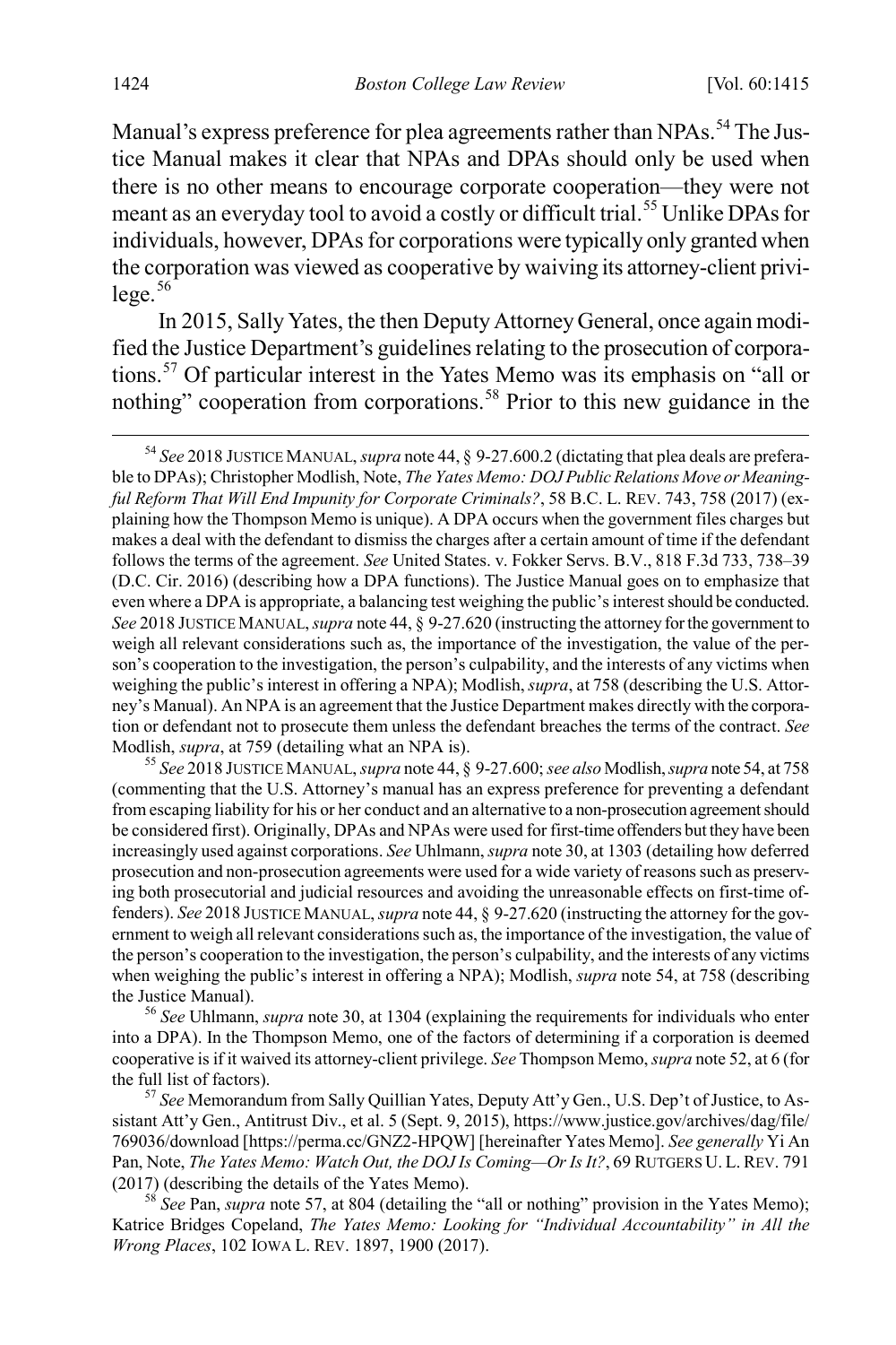Manual's express preference for plea agreements rather than NPAs.[54] The Justice Manual makes it clear that NPAs and DPAs should only be used when there is no other means to encourage corporate cooperation—they were not meant as an everyday tool to avoid a costly or difficult trial.[55] Unlike DPAs for individuals, however, DPAs for corporations were typically only granted when the corporation was viewed as cooperative by waiving its attorney-client privilege.[56]

In 2015, Sally Yates, the then Deputy Attorney General, once again modified the Justice Department's guidelines relating to the prosecution of corporations.[57] Of particular interest in the Yates Memo was its emphasis on "all or nothing" cooperation from corporations.[58] Prior to this new guidance in the

---

[54] *See* 2018 JUSTICE MANUAL, *supra* note 44, § 9-27.600.2 (dictating that plea deals are preferable to DPAs); Christopher Modlish, Note, *The Yates Memo: DOJ Public Relations Move or Meaningful Reform That Will End Impunity for Corporate Criminals?*, 58 B.C. L. REV. 743, 758 (2017) (explaining how the Thompson Memo is unique). A DPA occurs when the government files charges but makes a deal with the defendant to dismiss the charges after a certain amount of time if the defendant follows the terms of the agreement. *See* United States. v. Fokker Servs. B.V., 818 F.3d 733, 738–39 (D.C. Cir. 2016) (describing how a DPA functions). The Justice Manual goes on to emphasize that even where a DPA is appropriate, a balancing test weighing the public's interest should be conducted. *See* 2018 JUSTICE MANUAL, *supra* note 44, § 9-27.620 (instructing the attorney for the government to weigh all relevant considerations such as, the importance of the investigation, the value of the person's cooperation to the investigation, the person's culpability, and the interests of any victims when weighing the public's interest in offering a NPA); Modlish, *supra*, at 758 (describing the U.S. Attorney's Manual). An NPA is an agreement that the Justice Department makes directly with the corporation or defendant not to prosecute them unless the defendant breaches the terms of the contract. *See* Modlish, *supra*, at 759 (detailing what an NPA is).

[55] *See* 2018 JUSTICE MANUAL, *supra* note 44, § 9-27.600; *see also* Modlish, *supra* note 54, at 758 (commenting that the U.S. Attorney's manual has an express preference for preventing a defendant from escaping liability for his or her conduct and an alternative to a non-prosecution agreement should be considered first). Originally, DPAs and NPAs were used for first-time offenders but they have been increasingly used against corporations. *See* Uhlmann, *supra* note 30, at 1303 (detailing how deferred prosecution and non-prosecution agreements were used for a wide variety of reasons such as preserving both prosecutorial and judicial resources and avoiding the unreasonable effects on first-time offenders). *See* 2018 JUSTICE MANUAL, *supra* note 44, § 9-27.620 (instructing the attorney for the government to weigh all relevant considerations such as, the importance of the investigation, the value of the person's cooperation to the investigation, the person's culpability, and the interests of any victims when weighing the public's interest in offering a NPA); Modlish, *supra* note 54, at 758 (describing the Justice Manual).

[56] *See* Uhlmann, *supra* note 30, at 1304 (explaining the requirements for individuals who enter into a DPA). In the Thompson Memo, one of the factors of determining if a corporation is deemed cooperative is if it waived its attorney-client privilege. *See* Thompson Memo, *supra* note 52, at 6 (for the full list of factors).

[57] *See* Memorandum from Sally Quillian Yates, Deputy Att'y Gen., U.S. Dep't of Justice, to Assistant Att'y Gen., Antitrust Div., et al. 5 (Sept. 9, 2015), https://www.justice.gov/archives/dag/file/769036/download [https://perma.cc/GNZ2-HPQW] [hereinafter Yates Memo]. *See generally* Yi An Pan, Note, *The Yates Memo: Watch Out, the DOJ Is Coming—Or Is It?*, 69 RUTGERS U. L. REV. 791 (2017) (describing the details of the Yates Memo).

[58] *See* Pan, *supra* note 57, at 804 (detailing the "all or nothing" provision in the Yates Memo); Katrice Bridges Copeland, *The Yates Memo: Looking for "Individual Accountability" in All the Wrong Places*, 102 IOWA L. REV. 1897, 1900 (2017).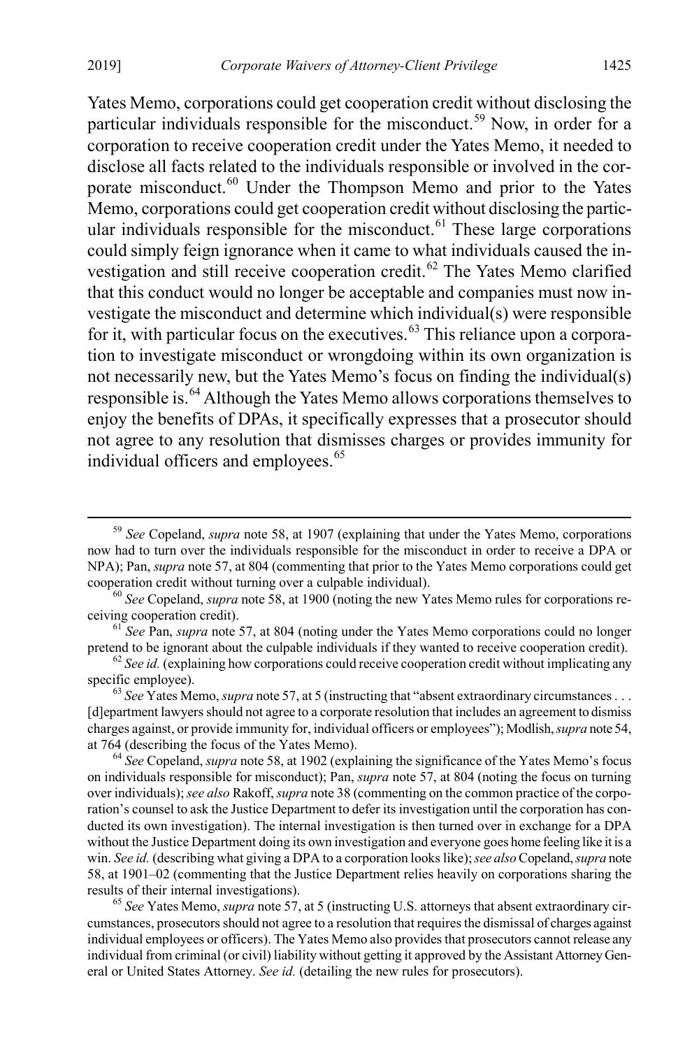Yates Memo, corporations could get cooperation credit without disclosing the particular individuals responsible for the misconduct.[59] Now, in order for a corporation to receive cooperation credit under the Yates Memo, it needed to disclose all facts related to the individuals responsible or involved in the corporate misconduct.[60] Under the Thompson Memo and prior to the Yates Memo, corporations could get cooperation credit without disclosing the particular individuals responsible for the misconduct.[61] These large corporations could simply feign ignorance when it came to what individuals caused the investigation and still receive cooperation credit.[62] The Yates Memo clarified that this conduct would no longer be acceptable and companies must now investigate the misconduct and determine which individual(s) were responsible for it, with particular focus on the executives.[63] This reliance upon a corporation to investigate misconduct or wrongdoing within its own organization is not necessarily new, but the Yates Memo's focus on finding the individual(s) responsible is.[64] Although the Yates Memo allows corporations themselves to enjoy the benefits of DPAs, it specifically expresses that a prosecutor should not agree to any resolution that dismisses charges or provides immunity for individual officers and employees.[65]

---

[59] *See* Copeland, *supra* note 58, at 1907 (explaining that under the Yates Memo, corporations now had to turn over the individuals responsible for the misconduct in order to receive a DPA or NPA); Pan, *supra* note 57, at 804 (commenting that prior to the Yates Memo corporations could get cooperation credit without turning over a culpable individual).

[60] *See* Copeland, *supra* note 58, at 1900 (noting the new Yates Memo rules for corporations receiving cooperation credit).

[61] *See* Pan, *supra* note 57, at 804 (noting under the Yates Memo corporations could no longer pretend to be ignorant about the culpable individuals if they wanted to receive cooperation credit).

[62] *See id.* (explaining how corporations could receive cooperation credit without implicating any specific employee).

[63] *See* Yates Memo, *supra* note 57, at 5 (instructing that "absent extraordinary circumstances . . . [d]epartment lawyers should not agree to a corporate resolution that includes an agreement to dismiss charges against, or provide immunity for, individual officers or employees"); Modlish, *supra* note 54, at 764 (describing the focus of the Yates Memo).

[64] *See* Copeland, *supra* note 58, at 1902 (explaining the significance of the Yates Memo's focus on individuals responsible for misconduct); Pan, *supra* note 57, at 804 (noting the focus on turning over individuals); *see also* Rakoff, *supra* note 38 (commenting on the common practice of the corporation's counsel to ask the Justice Department to defer its investigation until the corporation has conducted its own investigation). The internal investigation is then turned over in exchange for a DPA without the Justice Department doing its own investigation and everyone goes home feeling like it is a win. *See id.* (describing what giving a DPA to a corporation looks like); *see also* Copeland, *supra* note 58, at 1901–02 (commenting that the Justice Department relies heavily on corporations sharing the results of their internal investigations).

[65] *See* Yates Memo, *supra* note 57, at 5 (instructing U.S. attorneys that absent extraordinary circumstances, prosecutors should not agree to a resolution that requires the dismissal of charges against individual employees or officers). The Yates Memo also provides that prosecutors cannot release any individual from criminal (or civil) liability without getting it approved by the Assistant Attorney General or United States Attorney. *See id.* (detailing the new rules for prosecutors).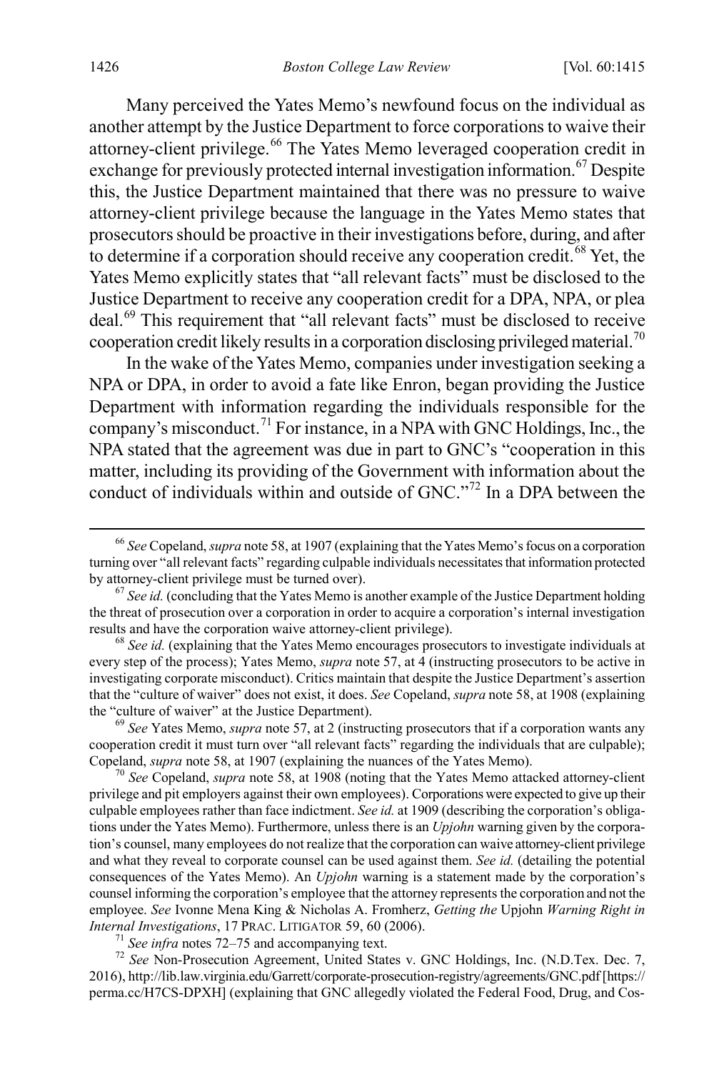Many perceived the Yates Memo's newfound focus on the individual as another attempt by the Justice Department to force corporations to waive their attorney-client privilege.[66] The Yates Memo leveraged cooperation credit in exchange for previously protected internal investigation information.[67] Despite this, the Justice Department maintained that there was no pressure to waive attorney-client privilege because the language in the Yates Memo states that prosecutors should be proactive in their investigations before, during, and after to determine if a corporation should receive any cooperation credit.[68] Yet, the Yates Memo explicitly states that "all relevant facts" must be disclosed to the Justice Department to receive any cooperation credit for a DPA, NPA, or plea deal.[69] This requirement that "all relevant facts" must be disclosed to receive cooperation credit likely results in a corporation disclosing privileged material.[70]

In the wake of the Yates Memo, companies under investigation seeking a NPA or DPA, in order to avoid a fate like Enron, began providing the Justice Department with information regarding the individuals responsible for the company's misconduct.[71] For instance, in a NPA with GNC Holdings, Inc., the NPA stated that the agreement was due in part to GNC's "cooperation in this matter, including its providing of the Government with information about the conduct of individuals within and outside of GNC."[72] In a DPA between the

[66] *See* Copeland, *supra* note 58, at 1907 (explaining that the Yates Memo's focus on a corporation turning over "all relevant facts" regarding culpable individuals necessitates that information protected by attorney-client privilege must be turned over).

[67] *See id.* (concluding that the Yates Memo is another example of the Justice Department holding the threat of prosecution over a corporation in order to acquire a corporation's internal investigation results and have the corporation waive attorney-client privilege).

[68] *See id.* (explaining that the Yates Memo encourages prosecutors to investigate individuals at every step of the process); Yates Memo, *supra* note 57, at 4 (instructing prosecutors to be active in investigating corporate misconduct). Critics maintain that despite the Justice Department's assertion that the "culture of waiver" does not exist, it does. *See* Copeland, *supra* note 58, at 1908 (explaining the "culture of waiver" at the Justice Department).

[69] *See* Yates Memo, *supra* note 57, at 2 (instructing prosecutors that if a corporation wants any cooperation credit it must turn over "all relevant facts" regarding the individuals that are culpable); Copeland, *supra* note 58, at 1907 (explaining the nuances of the Yates Memo).

[70] *See* Copeland, *supra* note 58, at 1908 (noting that the Yates Memo attacked attorney-client privilege and pit employers against their own employees). Corporations were expected to give up their culpable employees rather than face indictment. *See id.* at 1909 (describing the corporation's obligations under the Yates Memo). Furthermore, unless there is an *Upjohn* warning given by the corporation's counsel, many employees do not realize that the corporation can waive attorney-client privilege and what they reveal to corporate counsel can be used against them. *See id.* (detailing the potential consequences of the Yates Memo). An *Upjohn* warning is a statement made by the corporation's counsel informing the corporation's employee that the attorney represents the corporation and not the employee. *See* Ivonne Mena King & Nicholas A. Fromherz, *Getting the* Upjohn *Warning Right in Internal Investigations*, 17 PRAC. LITIGATOR 59, 60 (2006).

[71] *See infra* notes 72–75 and accompanying text.

[72] *See* Non-Prosecution Agreement, United States v. GNC Holdings, Inc. (N.D.Tex. Dec. 7, 2016), http://lib.law.virginia.edu/Garrett/corporate-prosecution-registry/agreements/GNC.pdf [https://perma.cc/H7CS-DPXH] (explaining that GNC allegedly violated the Federal Food, Drug, and Cos-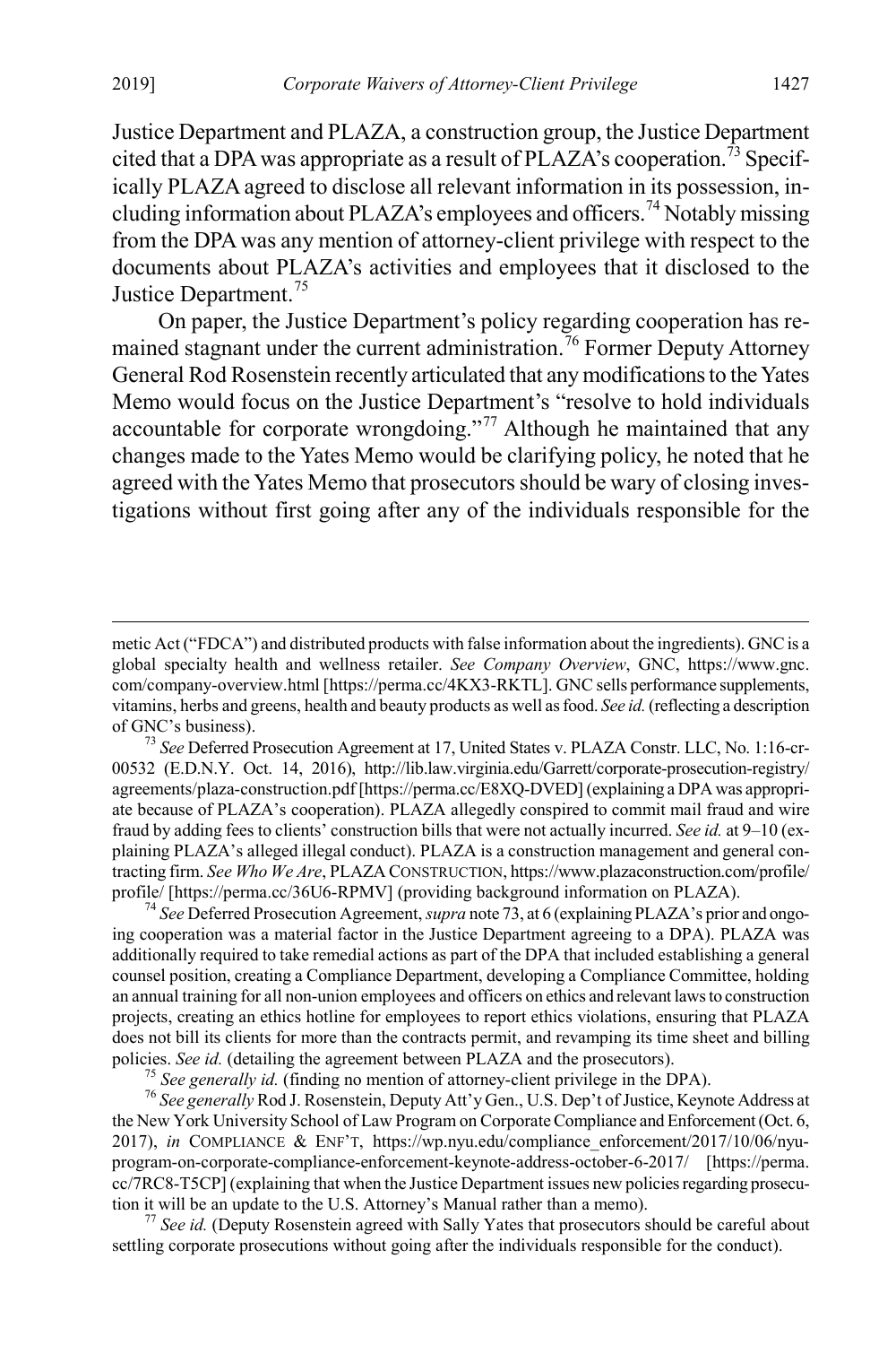Justice Department and PLAZA, a construction group, the Justice Department cited that a DPA was appropriate as a result of PLAZA's cooperation.[73] Specifically PLAZA agreed to disclose all relevant information in its possession, including information about PLAZA's employees and officers.[74] Notably missing from the DPA was any mention of attorney-client privilege with respect to the documents about PLAZA's activities and employees that it disclosed to the Justice Department.[75]

On paper, the Justice Department's policy regarding cooperation has remained stagnant under the current administration.[76] Former Deputy Attorney General Rod Rosenstein recently articulated that any modifications to the Yates Memo would focus on the Justice Department's "resolve to hold individuals accountable for corporate wrongdoing."[77] Although he maintained that any changes made to the Yates Memo would be clarifying policy, he noted that he agreed with the Yates Memo that prosecutors should be wary of closing investigations without first going after any of the individuals responsible for the

---

metic Act ("FDCA") and distributed products with false information about the ingredients). GNC is a global specialty health and wellness retailer. *See Company Overview*, GNC, https://www.gnc.com/company-overview.html [https://perma.cc/4KX3-RKTL]. GNC sells performance supplements, vitamins, herbs and greens, health and beauty products as well as food. *See id.* (reflecting a description of GNC's business).

[73] *See* Deferred Prosecution Agreement at 17, United States v. PLAZA Constr. LLC, No. 1:16-cr-00532 (E.D.N.Y. Oct. 14, 2016), http://lib.law.virginia.edu/Garrett/corporate-prosecution-registry/agreements/plaza-construction.pdf [https://perma.cc/E8XQ-DVED] (explaining a DPA was appropriate because of PLAZA's cooperation). PLAZA allegedly conspired to commit mail fraud and wire fraud by adding fees to clients' construction bills that were not actually incurred. *See id.* at 9–10 (explaining PLAZA's alleged illegal conduct). PLAZA is a construction management and general contracting firm. *See Who We Are*, PLAZA CONSTRUCTION, https://www.plazaconstruction.com/profile/profile/ [https://perma.cc/36U6-RPMV] (providing background information on PLAZA).

[74] *See* Deferred Prosecution Agreement, *supra* note 73, at 6 (explaining PLAZA's prior and ongoing cooperation was a material factor in the Justice Department agreeing to a DPA). PLAZA was additionally required to take remedial actions as part of the DPA that included establishing a general counsel position, creating a Compliance Department, developing a Compliance Committee, holding an annual training for all non-union employees and officers on ethics and relevant laws to construction projects, creating an ethics hotline for employees to report ethics violations, ensuring that PLAZA does not bill its clients for more than the contracts permit, and revamping its time sheet and billing policies. *See id.* (detailing the agreement between PLAZA and the prosecutors).

[75] *See generally id.* (finding no mention of attorney-client privilege in the DPA).

[76] *See generally* Rod J. Rosenstein, Deputy Att'y Gen., U.S. Dep't of Justice, Keynote Address at the New York University School of Law Program on Corporate Compliance and Enforcement (Oct. 6, 2017), *in* COMPLIANCE & ENF'T, https://wp.nyu.edu/compliance_enforcement/2017/10/06/nyu-program-on-corporate-compliance-enforcement-keynote-address-october-6-2017/ [https://perma.cc/7RC8-T5CP] (explaining that when the Justice Department issues new policies regarding prosecution it will be an update to the U.S. Attorney's Manual rather than a memo).

[77] *See id.* (Deputy Rosenstein agreed with Sally Yates that prosecutors should be careful about settling corporate prosecutions without going after the individuals responsible for the conduct).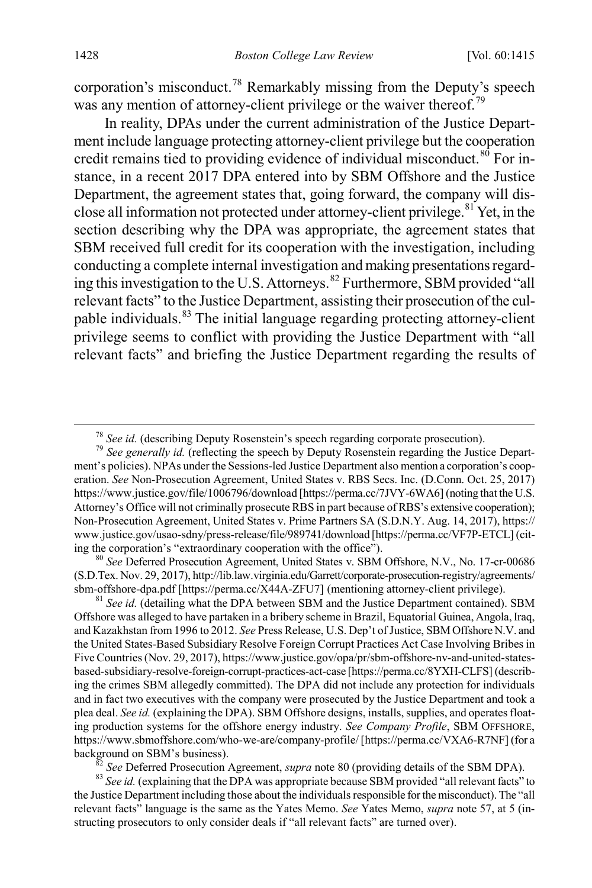corporation's misconduct.[78] Remarkably missing from the Deputy's speech was any mention of attorney-client privilege or the waiver thereof.[79]

In reality, DPAs under the current administration of the Justice Department include language protecting attorney-client privilege but the cooperation credit remains tied to providing evidence of individual misconduct.[80] For instance, in a recent 2017 DPA entered into by SBM Offshore and the Justice Department, the agreement states that, going forward, the company will disclose all information not protected under attorney-client privilege.[81] Yet, in the section describing why the DPA was appropriate, the agreement states that SBM received full credit for its cooperation with the investigation, including conducting a complete internal investigation and making presentations regarding this investigation to the U.S. Attorneys.[82] Furthermore, SBM provided "all relevant facts" to the Justice Department, assisting their prosecution of the culpable individuals.[83] The initial language regarding protecting attorney-client privilege seems to conflict with providing the Justice Department with "all relevant facts" and briefing the Justice Department regarding the results of

---

[78] *See id.* (describing Deputy Rosenstein's speech regarding corporate prosecution).

[79] *See generally id.* (reflecting the speech by Deputy Rosenstein regarding the Justice Department's policies). NPAs under the Sessions-led Justice Department also mention a corporation's cooperation. *See* Non-Prosecution Agreement, United States v. RBS Secs. Inc. (D.Conn. Oct. 25, 2017) https://www.justice.gov/file/1006796/download [https://perma.cc/7JVY-6WA6] (noting that the U.S. Attorney's Office will not criminally prosecute RBS in part because of RBS's extensive cooperation); Non-Prosecution Agreement, United States v. Prime Partners SA (S.D.N.Y. Aug. 14, 2017), https://www.justice.gov/usao-sdny/press-release/file/989741/download [https://perma.cc/VF7P-ETCL] (citing the corporation's "extraordinary cooperation with the office").

[80] *See* Deferred Prosecution Agreement, United States v. SBM Offshore, N.V., No. 17-cr-00686 (S.D.Tex. Nov. 29, 2017), http://lib.law.virginia.edu/Garrett/corporate-prosecution-registry/agreements/sbm-offshore-dpa.pdf [https://perma.cc/X44A-ZFU7] (mentioning attorney-client privilege).

[81] *See id.* (detailing what the DPA between SBM and the Justice Department contained). SBM Offshore was alleged to have partaken in a bribery scheme in Brazil, Equatorial Guinea, Angola, Iraq, and Kazakhstan from 1996 to 2012. *See* Press Release, U.S. Dep't of Justice, SBM Offshore N.V. and the United States-Based Subsidiary Resolve Foreign Corrupt Practices Act Case Involving Bribes in Five Countries (Nov. 29, 2017), https://www.justice.gov/opa/pr/sbm-offshore-nv-and-united-states-based-subsidiary-resolve-foreign-corrupt-practices-act-case [https://perma.cc/8YXH-CLFS] (describing the crimes SBM allegedly committed). The DPA did not include any protection for individuals and in fact two executives with the company were prosecuted by the Justice Department and took a plea deal. *See id.* (explaining the DPA). SBM Offshore designs, installs, supplies, and operates floating production systems for the offshore energy industry. *See Company Profile*, SBM OFFSHORE, https://www.sbmoffshore.com/who-we-are/company-profile/ [https://perma.cc/VXA6-R7NF] (for a background on SBM's business).

[82] *See* Deferred Prosecution Agreement, *supra* note 80 (providing details of the SBM DPA).

[83] *See id.* (explaining that the DPA was appropriate because SBM provided "all relevant facts" to the Justice Department including those about the individuals responsible for the misconduct). The "all relevant facts" language is the same as the Yates Memo. *See* Yates Memo, *supra* note 57, at 5 (instructing prosecutors to only consider deals if "all relevant facts" are turned over).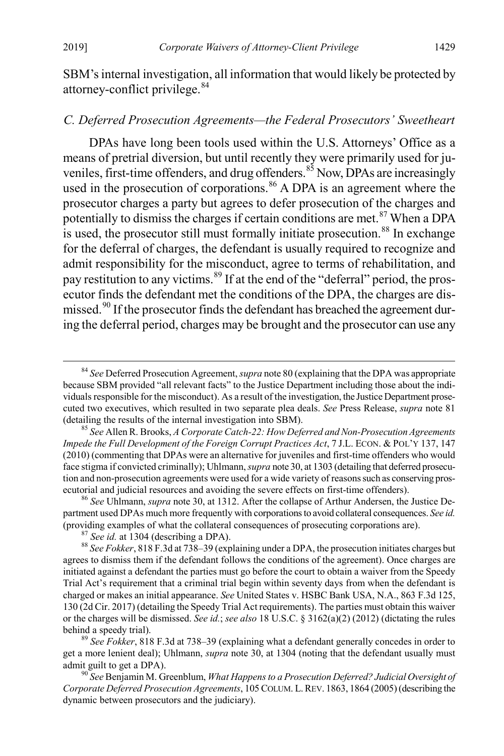SBM's internal investigation, all information that would likely be protected by attorney-conflict privilege.[84]

### *C. Deferred Prosecution Agreements—the Federal Prosecutors' Sweetheart*

DPAs have long been tools used within the U.S. Attorneys' Office as a means of pretrial diversion, but until recently they were primarily used for juveniles, first-time offenders, and drug offenders.[85] Now, DPAs are increasingly used in the prosecution of corporations.[86] A DPA is an agreement where the prosecutor charges a party but agrees to defer prosecution of the charges and potentially to dismiss the charges if certain conditions are met.[87] When a DPA is used, the prosecutor still must formally initiate prosecution.[88] In exchange for the deferral of charges, the defendant is usually required to recognize and admit responsibility for the misconduct, agree to terms of rehabilitation, and pay restitution to any victims.[89] If at the end of the "deferral" period, the prosecutor finds the defendant met the conditions of the DPA, the charges are dismissed.[90] If the prosecutor finds the defendant has breached the agreement during the deferral period, charges may be brought and the prosecutor can use any

---

[84] *See* Deferred Prosecution Agreement, *supra* note 80 (explaining that the DPA was appropriate because SBM provided "all relevant facts" to the Justice Department including those about the individuals responsible for the misconduct). As a result of the investigation, the Justice Department prosecuted two executives, which resulted in two separate plea deals. *See* Press Release, *supra* note 81 (detailing the results of the internal investigation into SBM).

[85] *See* Allen R. Brooks, *A Corporate Catch-22: How Deferred and Non-Prosecution Agreements Impede the Full Development of the Foreign Corrupt Practices Act*, 7 J.L. ECON. & POL'Y 137, 147 (2010) (commenting that DPAs were an alternative for juveniles and first-time offenders who would face stigma if convicted criminally); Uhlmann, *supra* note 30, at 1303 (detailing that deferred prosecution and non-prosecution agreements were used for a wide variety of reasons such as conserving prosecutorial and judicial resources and avoiding the severe effects on first-time offenders).

[86] *See* Uhlmann, *supra* note 30, at 1312. After the collapse of Arthur Andersen, the Justice Department used DPAs much more frequently with corporations to avoid collateral consequences. *See id.* (providing examples of what the collateral consequences of prosecuting corporations are).

[87] *See id.* at 1304 (describing a DPA).

[88] *See Fokker*, 818 F.3d at 738–39 (explaining under a DPA, the prosecution initiates charges but agrees to dismiss them if the defendant follows the conditions of the agreement). Once charges are initiated against a defendant the parties must go before the court to obtain a waiver from the Speedy Trial Act's requirement that a criminal trial begin within seventy days from when the defendant is charged or makes an initial appearance. *See* United States v. HSBC Bank USA, N.A., 863 F.3d 125, 130 (2d Cir. 2017) (detailing the Speedy Trial Act requirements). The parties must obtain this waiver or the charges will be dismissed. *See id.*; *see also* 18 U.S.C. § 3162(a)(2) (2012) (dictating the rules behind a speedy trial).

[89] *See Fokker*, 818 F.3d at 738–39 (explaining what a defendant generally concedes in order to get a more lenient deal); Uhlmann, *supra* note 30, at 1304 (noting that the defendant usually must admit guilt to get a DPA).

[90] *See* Benjamin M. Greenblum, *What Happens to a Prosecution Deferred? Judicial Oversight of Corporate Deferred Prosecution Agreements*, 105 COLUM. L. REV. 1863, 1864 (2005) (describing the dynamic between prosecutors and the judiciary).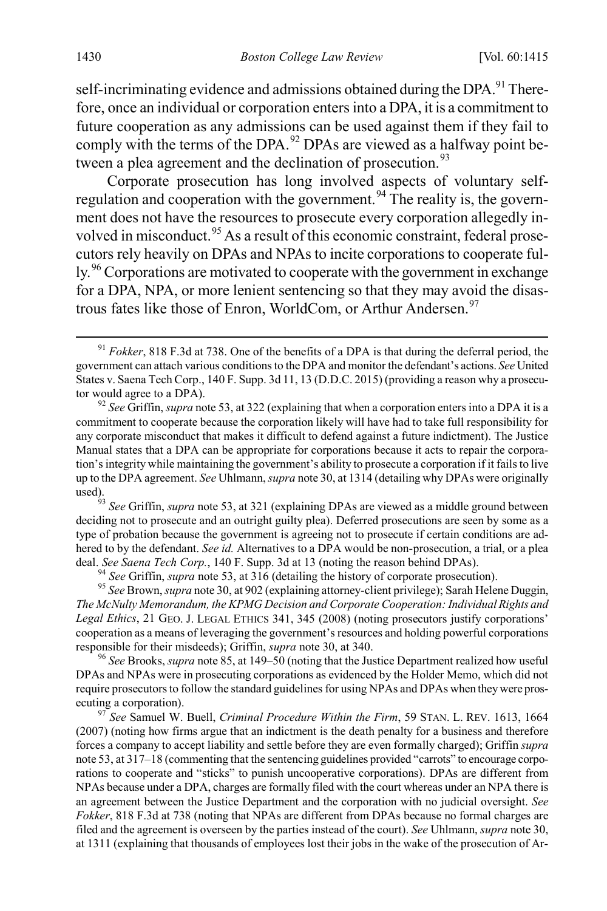self-incriminating evidence and admissions obtained during the DPA.[91] Therefore, once an individual or corporation enters into a DPA, it is a commitment to future cooperation as any admissions can be used against them if they fail to comply with the terms of the DPA.[92] DPAs are viewed as a halfway point between a plea agreement and the declination of prosecution.[93]

Corporate prosecution has long involved aspects of voluntary self-regulation and cooperation with the government.[94] The reality is, the government does not have the resources to prosecute every corporation allegedly involved in misconduct.[95] As a result of this economic constraint, federal prosecutors rely heavily on DPAs and NPAs to incite corporations to cooperate fully.[96] Corporations are motivated to cooperate with the government in exchange for a DPA, NPA, or more lenient sentencing so that they may avoid the disastrous fates like those of Enron, WorldCom, or Arthur Andersen.[97]

---

[91] *Fokker*, 818 F.3d at 738. One of the benefits of a DPA is that during the deferral period, the government can attach various conditions to the DPA and monitor the defendant's actions. *See* United States v. Saena Tech Corp., 140 F. Supp. 3d 11, 13 (D.D.C. 2015) (providing a reason why a prosecutor would agree to a DPA).

[92] *See* Griffin, *supra* note 53, at 322 (explaining that when a corporation enters into a DPA it is a commitment to cooperate because the corporation likely will have had to take full responsibility for any corporate misconduct that makes it difficult to defend against a future indictment). The Justice Manual states that a DPA can be appropriate for corporations because it acts to repair the corporation's integrity while maintaining the government's ability to prosecute a corporation if it fails to live up to the DPA agreement. *See* Uhlmann, *supra* note 30, at 1314 (detailing why DPAs were originally used).

[93] *See* Griffin, *supra* note 53, at 321 (explaining DPAs are viewed as a middle ground between deciding not to prosecute and an outright guilty plea). Deferred prosecutions are seen by some as a type of probation because the government is agreeing not to prosecute if certain conditions are adhered to by the defendant. *See id.* Alternatives to a DPA would be non-prosecution, a trial, or a plea deal. *See Saena Tech Corp.*, 140 F. Supp. 3d at 13 (noting the reason behind DPAs).

[94] *See* Griffin, *supra* note 53, at 316 (detailing the history of corporate prosecution).

[95] *See* Brown, *supra* note 30, at 902 (explaining attorney-client privilege); Sarah Helene Duggin, *The McNulty Memorandum, the KPMG Decision and Corporate Cooperation: Individual Rights and Legal Ethics*, 21 GEO. J. LEGAL ETHICS 341, 345 (2008) (noting prosecutors justify corporations' cooperation as a means of leveraging the government's resources and holding powerful corporations responsible for their misdeeds); Griffin, *supra* note 30, at 340.

[96] *See* Brooks, *supra* note 85, at 149–50 (noting that the Justice Department realized how useful DPAs and NPAs were in prosecuting corporations as evidenced by the Holder Memo, which did not require prosecutors to follow the standard guidelines for using NPAs and DPAs when they were prosecuting a corporation).

[97] *See* Samuel W. Buell, *Criminal Procedure Within the Firm*, 59 STAN. L. REV. 1613, 1664 (2007) (noting how firms argue that an indictment is the death penalty for a business and therefore forces a company to accept liability and settle before they are even formally charged); Griffin *supra* note 53, at 317–18 (commenting that the sentencing guidelines provided "carrots" to encourage corporations to cooperate and "sticks" to punish uncooperative corporations). DPAs are different from NPAs because under a DPA, charges are formally filed with the court whereas under an NPA there is an agreement between the Justice Department and the corporation with no judicial oversight. *See Fokker*, 818 F.3d at 738 (noting that NPAs are different from DPAs because no formal charges are filed and the agreement is overseen by the parties instead of the court). *See* Uhlmann, *supra* note 30, at 1311 (explaining that thousands of employees lost their jobs in the wake of the prosecution of Ar-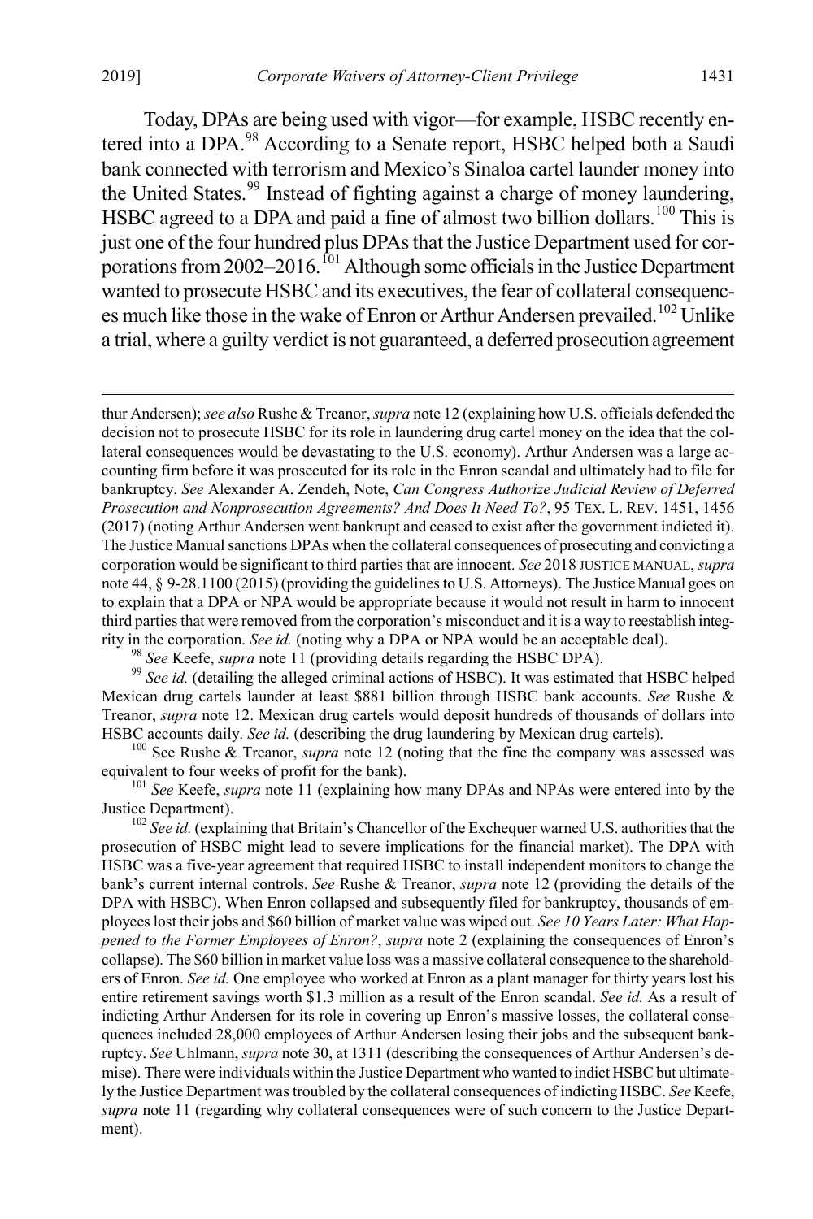Today, DPAs are being used with vigor—for example, HSBC recently entered into a DPA.[98] According to a Senate report, HSBC helped both a Saudi bank connected with terrorism and Mexico's Sinaloa cartel launder money into the United States.[99] Instead of fighting against a charge of money laundering, HSBC agreed to a DPA and paid a fine of almost two billion dollars.[100] This is just one of the four hundred plus DPAs that the Justice Department used for corporations from 2002–2016.[101] Although some officials in the Justice Department wanted to prosecute HSBC and its executives, the fear of collateral consequences much like those in the wake of Enron or Arthur Andersen prevailed.[102] Unlike a trial, where a guilty verdict is not guaranteed, a deferred prosecution agreement

---

thur Andersen); *see also* Rushe & Treanor, *supra* note 12 (explaining how U.S. officials defended the decision not to prosecute HSBC for its role in laundering drug cartel money on the idea that the collateral consequences would be devastating to the U.S. economy). Arthur Andersen was a large accounting firm before it was prosecuted for its role in the Enron scandal and ultimately had to file for bankruptcy. *See* Alexander A. Zendeh, Note, *Can Congress Authorize Judicial Review of Deferred Prosecution and Nonprosecution Agreements? And Does It Need To?*, 95 TEX. L. REV. 1451, 1456 (2017) (noting Arthur Andersen went bankrupt and ceased to exist after the government indicted it). The Justice Manual sanctions DPAs when the collateral consequences of prosecuting and convicting a corporation would be significant to third parties that are innocent. *See* 2018 JUSTICE MANUAL, *supra* note 44, § 9-28.1100 (2015) (providing the guidelines to U.S. Attorneys). The Justice Manual goes on to explain that a DPA or NPA would be appropriate because it would not result in harm to innocent third parties that were removed from the corporation's misconduct and it is a way to reestablish integrity in the corporation. *See id.* (noting why a DPA or NPA would be an acceptable deal).

[98] *See* Keefe, *supra* note 11 (providing details regarding the HSBC DPA).

[99] *See id.* (detailing the alleged criminal actions of HSBC). It was estimated that HSBC helped Mexican drug cartels launder at least $881 billion through HSBC bank accounts. *See* Rushe & Treanor, *supra* note 12. Mexican drug cartels would deposit hundreds of thousands of dollars into HSBC accounts daily. *See id.* (describing the drug laundering by Mexican drug cartels).

[100] See Rushe & Treanor, *supra* note 12 (noting that the fine the company was assessed was equivalent to four weeks of profit for the bank).

[101] *See* Keefe, *supra* note 11 (explaining how many DPAs and NPAs were entered into by the Justice Department).

[102] *See id.* (explaining that Britain's Chancellor of the Exchequer warned U.S. authorities that the prosecution of HSBC might lead to severe implications for the financial market). The DPA with HSBC was a five-year agreement that required HSBC to install independent monitors to change the bank's current internal controls. *See* Rushe & Treanor, *supra* note 12 (providing the details of the DPA with HSBC). When Enron collapsed and subsequently filed for bankruptcy, thousands of employees lost their jobs and $60 billion of market value was wiped out. *See 10 Years Later: What Happened to the Former Employees of Enron?*, *supra* note 2 (explaining the consequences of Enron's collapse). The $60 billion in market value loss was a massive collateral consequence to the shareholders of Enron. *See id.* One employee who worked at Enron as a plant manager for thirty years lost his entire retirement savings worth $1.3 million as a result of the Enron scandal. *See id.* As a result of indicting Arthur Andersen for its role in covering up Enron's massive losses, the collateral consequences included 28,000 employees of Arthur Andersen losing their jobs and the subsequent bankruptcy. *See* Uhlmann, *supra* note 30, at 1311 (describing the consequences of Arthur Andersen's demise). There were individuals within the Justice Department who wanted to indict HSBC but ultimately the Justice Department was troubled by the collateral consequences of indicting HSBC. *See* Keefe, *supra* note 11 (regarding why collateral consequences were of such concern to the Justice Department).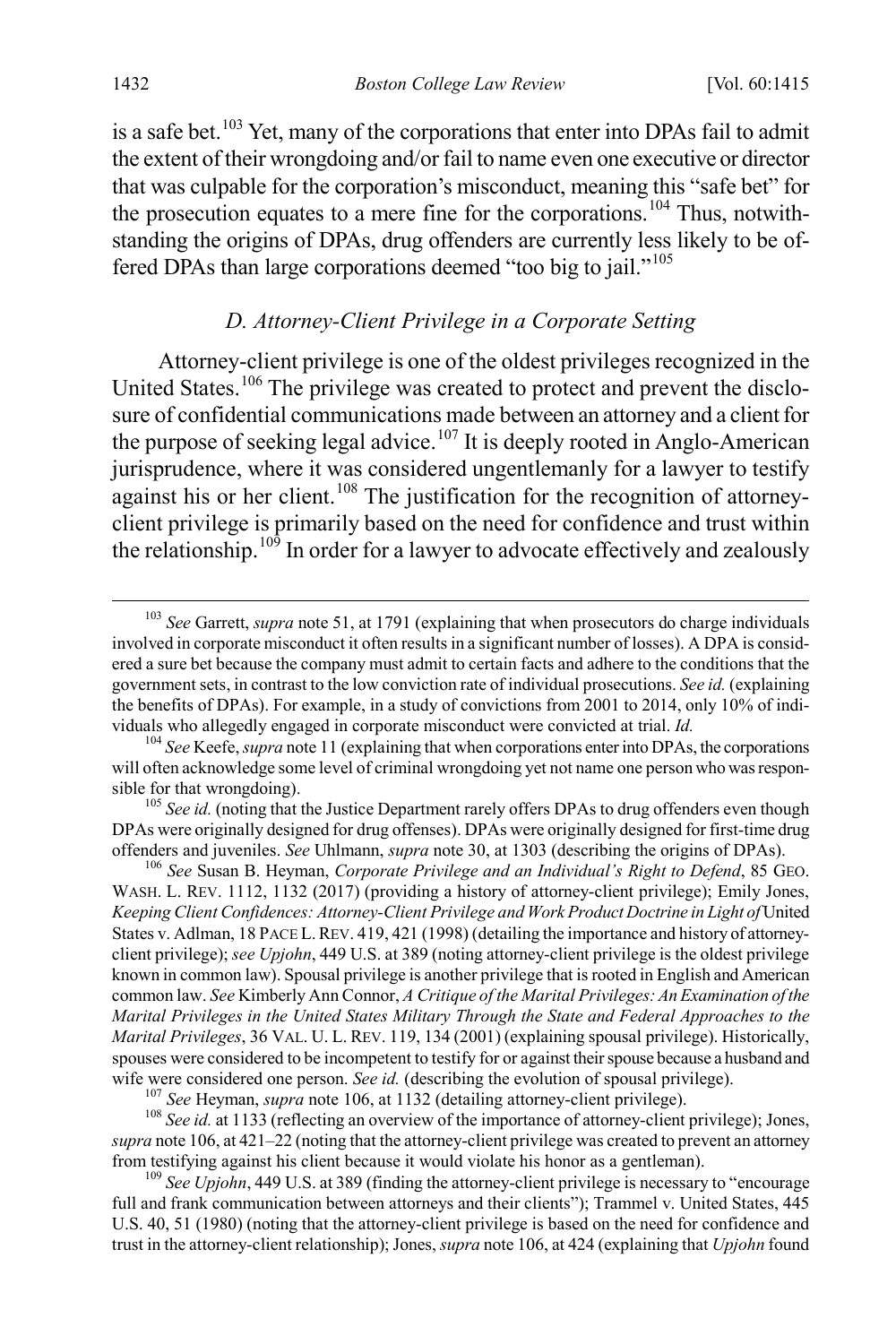is a safe bet.[103] Yet, many of the corporations that enter into DPAs fail to admit the extent of their wrongdoing and/or fail to name even one executive or director that was culpable for the corporation's misconduct, meaning this "safe bet" for the prosecution equates to a mere fine for the corporations.[104] Thus, notwithstanding the origins of DPAs, drug offenders are currently less likely to be offered DPAs than large corporations deemed "too big to jail."[105]

### *D. Attorney-Client Privilege in a Corporate Setting*

Attorney-client privilege is one of the oldest privileges recognized in the United States.[106] The privilege was created to protect and prevent the disclosure of confidential communications made between an attorney and a client for the purpose of seeking legal advice.[107] It is deeply rooted in Anglo-American jurisprudence, where it was considered ungentlemanly for a lawyer to testify against his or her client.[108] The justification for the recognition of attorney-client privilege is primarily based on the need for confidence and trust within the relationship.[109] In order for a lawyer to advocate effectively and zealously

---

[103] *See* Garrett, *supra* note 51, at 1791 (explaining that when prosecutors do charge individuals involved in corporate misconduct it often results in a significant number of losses). A DPA is considered a sure bet because the company must admit to certain facts and adhere to the conditions that the government sets, in contrast to the low conviction rate of individual prosecutions. *See id.* (explaining the benefits of DPAs). For example, in a study of convictions from 2001 to 2014, only 10% of individuals who allegedly engaged in corporate misconduct were convicted at trial. *Id.*

[104] *See* Keefe, *supra* note 11 (explaining that when corporations enter into DPAs, the corporations will often acknowledge some level of criminal wrongdoing yet not name one person who was responsible for that wrongdoing).

[105] *See id.* (noting that the Justice Department rarely offers DPAs to drug offenders even though DPAs were originally designed for drug offenses). DPAs were originally designed for first-time drug offenders and juveniles. *See* Uhlmann, *supra* note 30, at 1303 (describing the origins of DPAs).

[106] *See* Susan B. Heyman, *Corporate Privilege and an Individual's Right to Defend*, 85 GEO. WASH. L. REV. 1112, 1132 (2017) (providing a history of attorney-client privilege); Emily Jones, *Keeping Client Confidences: Attorney-Client Privilege and Work Product Doctrine in Light of* United States v. Adlman, 18 PACE L. REV. 419, 421 (1998) (detailing the importance and history of attorney-client privilege); *see Upjohn*, 449 U.S. at 389 (noting attorney-client privilege is the oldest privilege known in common law). Spousal privilege is another privilege that is rooted in English and American common law. *See* Kimberly Ann Connor, *A Critique of the Marital Privileges: An Examination of the Marital Privileges in the United States Military Through the State and Federal Approaches to the Marital Privileges*, 36 VAL. U. L. REV. 119, 134 (2001) (explaining spousal privilege). Historically, spouses were considered to be incompetent to testify for or against their spouse because a husband and wife were considered one person. *See id.* (describing the evolution of spousal privilege).

[107] *See* Heyman, *supra* note 106, at 1132 (detailing attorney-client privilege).

[108] *See id.* at 1133 (reflecting an overview of the importance of attorney-client privilege); Jones, *supra* note 106, at 421–22 (noting that the attorney-client privilege was created to prevent an attorney from testifying against his client because it would violate his honor as a gentleman).

[109] *See Upjohn*, 449 U.S. at 389 (finding the attorney-client privilege is necessary to "encourage full and frank communication between attorneys and their clients"); Trammel v. United States, 445 U.S. 40, 51 (1980) (noting that the attorney-client privilege is based on the need for confidence and trust in the attorney-client relationship); Jones, *supra* note 106, at 424 (explaining that *Upjohn* found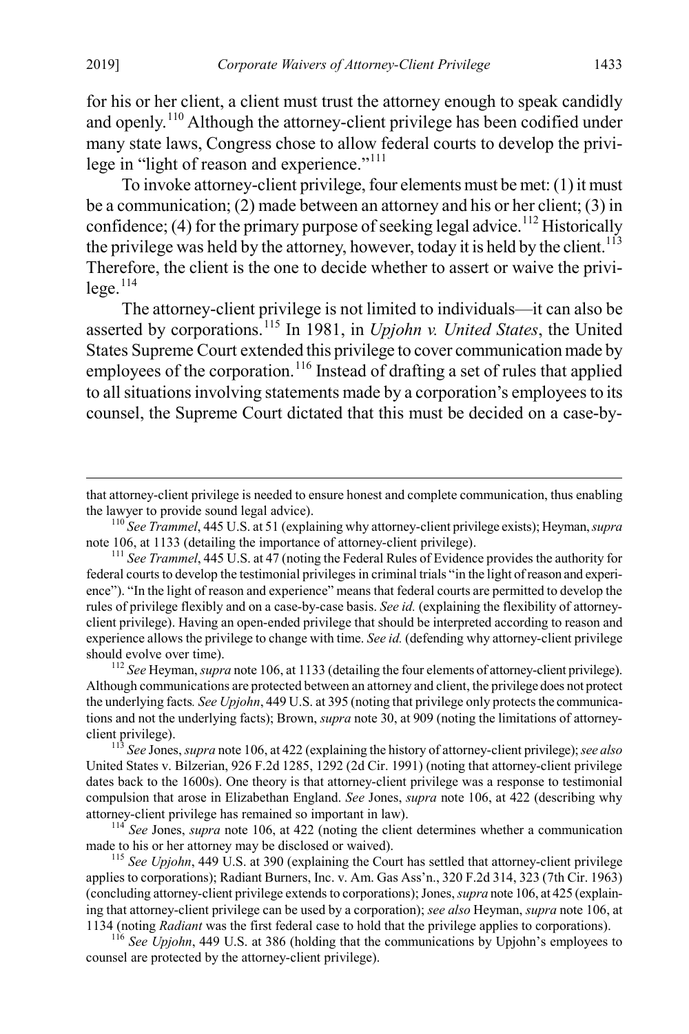for his or her client, a client must trust the attorney enough to speak candidly and openly.[110] Although the attorney-client privilege has been codified under many state laws, Congress chose to allow federal courts to develop the privilege in "light of reason and experience."[111]

To invoke attorney-client privilege, four elements must be met: (1) it must be a communication; (2) made between an attorney and his or her client; (3) in confidence; (4) for the primary purpose of seeking legal advice.[112] Historically the privilege was held by the attorney, however, today it is held by the client.[113] Therefore, the client is the one to decide whether to assert or waive the privilege.[114]

The attorney-client privilege is not limited to individuals—it can also be asserted by corporations.[115] In 1981, in *Upjohn v. United States*, the United States Supreme Court extended this privilege to cover communication made by employees of the corporation.[116] Instead of drafting a set of rules that applied to all situations involving statements made by a corporation's employees to its counsel, the Supreme Court dictated that this must be decided on a case-by-

---

that attorney-client privilege is needed to ensure honest and complete communication, thus enabling the lawyer to provide sound legal advice).

[110] *See Trammel*, 445 U.S. at 51 (explaining why attorney-client privilege exists); Heyman, *supra* note 106, at 1133 (detailing the importance of attorney-client privilege).

[111] *See Trammel*, 445 U.S. at 47 (noting the Federal Rules of Evidence provides the authority for federal courts to develop the testimonial privileges in criminal trials "in the light of reason and experience"). "In the light of reason and experience" means that federal courts are permitted to develop the rules of privilege flexibly and on a case-by-case basis. *See id.* (explaining the flexibility of attorney-client privilege). Having an open-ended privilege that should be interpreted according to reason and experience allows the privilege to change with time. *See id.* (defending why attorney-client privilege should evolve over time).

[112] *See* Heyman, *supra* note 106, at 1133 (detailing the four elements of attorney-client privilege). Although communications are protected between an attorney and client, the privilege does not protect the underlying facts*. See Upjohn*, 449 U.S. at 395 (noting that privilege only protects the communications and not the underlying facts); Brown, *supra* note 30, at 909 (noting the limitations of attorney-client privilege).

[113] *See* Jones, *supra* note 106, at 422 (explaining the history of attorney-client privilege); *see also* United States v. Bilzerian, 926 F.2d 1285, 1292 (2d Cir. 1991) (noting that attorney-client privilege dates back to the 1600s). One theory is that attorney-client privilege was a response to testimonial compulsion that arose in Elizabethan England. *See* Jones, *supra* note 106, at 422 (describing why attorney-client privilege has remained so important in law).

[114] *See* Jones, *supra* note 106, at 422 (noting the client determines whether a communication made to his or her attorney may be disclosed or waived).

[115] *See Upjohn*, 449 U.S. at 390 (explaining the Court has settled that attorney-client privilege applies to corporations); Radiant Burners, Inc. v. Am. Gas Ass'n., 320 F.2d 314, 323 (7th Cir. 1963) (concluding attorney-client privilege extends to corporations); Jones, *supra* note 106, at 425 (explaining that attorney-client privilege can be used by a corporation); *see also* Heyman, *supra* note 106, at 1134 (noting *Radiant* was the first federal case to hold that the privilege applies to corporations).

[116] *See Upjohn*, 449 U.S. at 386 (holding that the communications by Upjohn's employees to counsel are protected by the attorney-client privilege).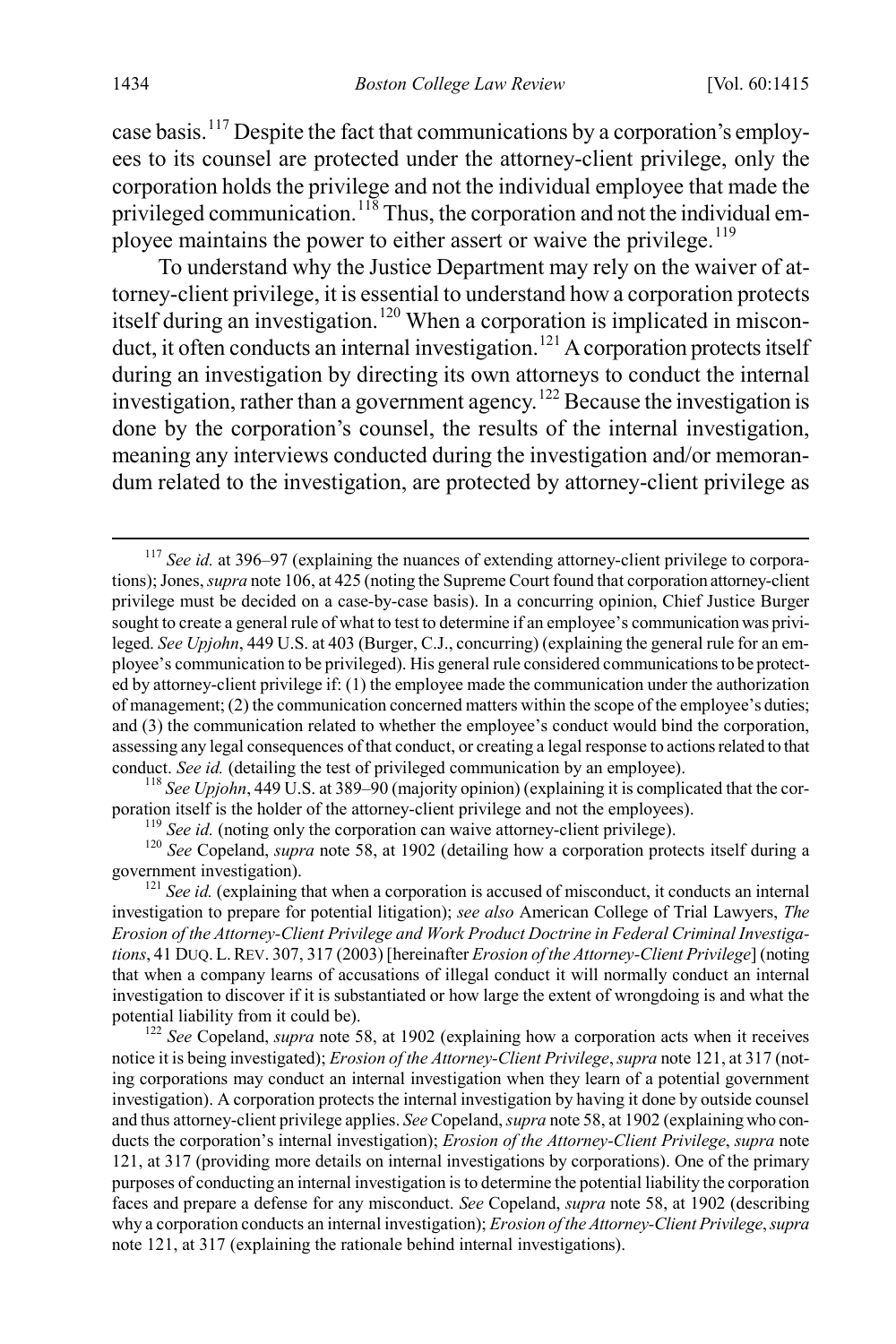case basis.[117] Despite the fact that communications by a corporation's employees to its counsel are protected under the attorney-client privilege, only the corporation holds the privilege and not the individual employee that made the privileged communication.[118] Thus, the corporation and not the individual employee maintains the power to either assert or waive the privilege.[119]

To understand why the Justice Department may rely on the waiver of attorney-client privilege, it is essential to understand how a corporation protects itself during an investigation.[120] When a corporation is implicated in misconduct, it often conducts an internal investigation.[121] A corporation protects itself during an investigation by directing its own attorneys to conduct the internal investigation, rather than a government agency.[122] Because the investigation is done by the corporation's counsel, the results of the internal investigation, meaning any interviews conducted during the investigation and/or memorandum related to the investigation, are protected by attorney-client privilege as

---

[117] *See id.* at 396–97 (explaining the nuances of extending attorney-client privilege to corporations); Jones, *supra* note 106, at 425 (noting the Supreme Court found that corporation attorney-client privilege must be decided on a case-by-case basis). In a concurring opinion, Chief Justice Burger sought to create a general rule of what to test to determine if an employee's communication was privileged. *See Upjohn*, 449 U.S. at 403 (Burger, C.J., concurring) (explaining the general rule for an employee's communication to be privileged). His general rule considered communications to be protected by attorney-client privilege if: (1) the employee made the communication under the authorization of management; (2) the communication concerned matters within the scope of the employee's duties; and (3) the communication related to whether the employee's conduct would bind the corporation, assessing any legal consequences of that conduct, or creating a legal response to actions related to that conduct. *See id.* (detailing the test of privileged communication by an employee).

[118] *See Upjohn*, 449 U.S. at 389–90 (majority opinion) (explaining it is complicated that the corporation itself is the holder of the attorney-client privilege and not the employees).

[119] *See id.* (noting only the corporation can waive attorney-client privilege).

[120] *See* Copeland, *supra* note 58, at 1902 (detailing how a corporation protects itself during a government investigation).

[121] *See id.* (explaining that when a corporation is accused of misconduct, it conducts an internal investigation to prepare for potential litigation); *see also* American College of Trial Lawyers, *The Erosion of the Attorney-Client Privilege and Work Product Doctrine in Federal Criminal Investigations*, 41 DUQ. L. REV. 307, 317 (2003) [hereinafter *Erosion of the Attorney-Client Privilege*] (noting that when a company learns of accusations of illegal conduct it will normally conduct an internal investigation to discover if it is substantiated or how large the extent of wrongdoing is and what the potential liability from it could be).

[122] *See* Copeland, *supra* note 58, at 1902 (explaining how a corporation acts when it receives notice it is being investigated); *Erosion of the Attorney-Client Privilege*, *supra* note 121, at 317 (noting corporations may conduct an internal investigation when they learn of a potential government investigation). A corporation protects the internal investigation by having it done by outside counsel and thus attorney-client privilege applies. *See* Copeland, *supra* note 58, at 1902 (explaining who conducts the corporation's internal investigation); *Erosion of the Attorney-Client Privilege*, *supra* note 121, at 317 (providing more details on internal investigations by corporations). One of the primary purposes of conducting an internal investigation is to determine the potential liability the corporation faces and prepare a defense for any misconduct. *See* Copeland, *supra* note 58, at 1902 (describing why a corporation conducts an internal investigation); *Erosion of the Attorney-Client Privilege*, *supra* note 121, at 317 (explaining the rationale behind internal investigations).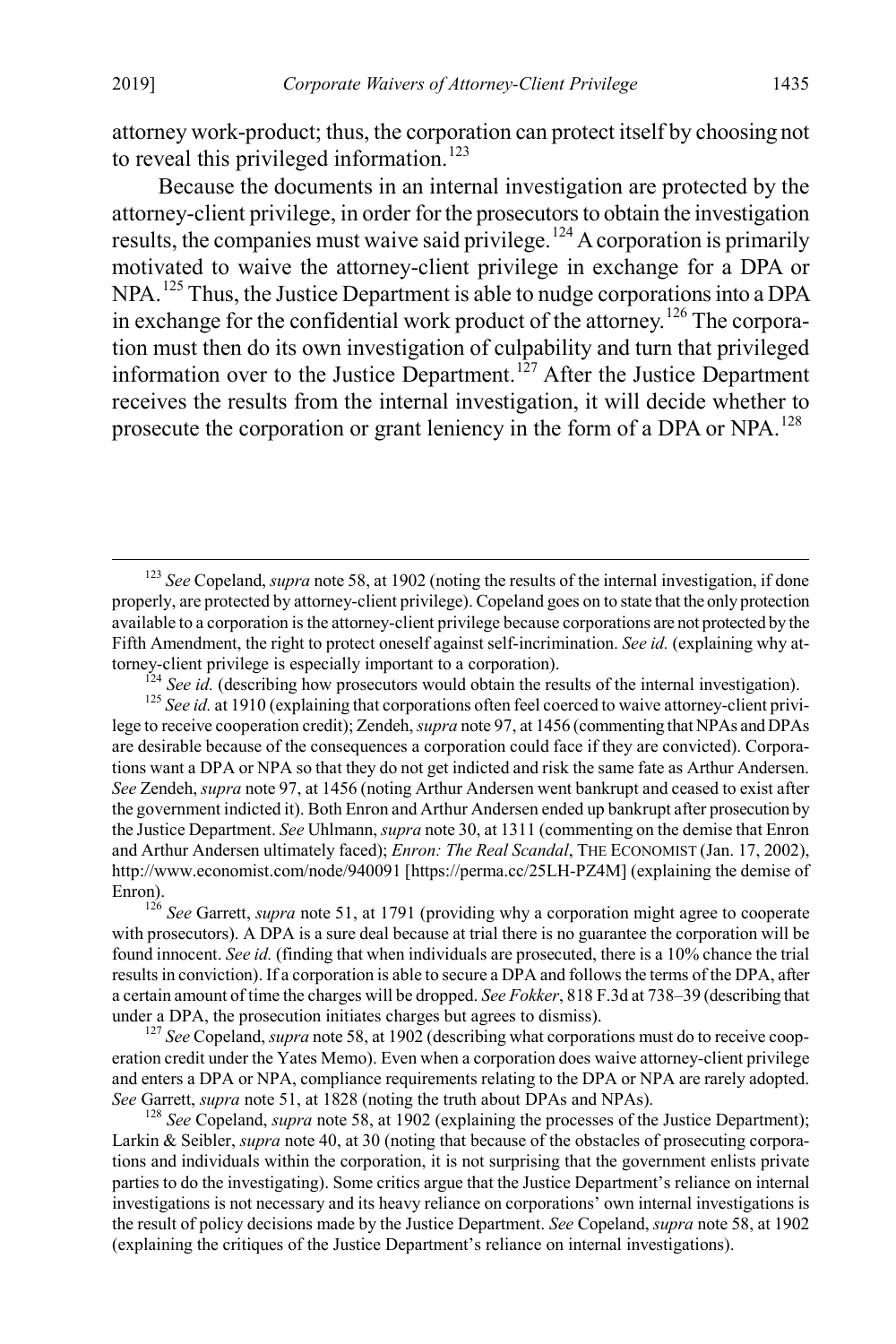attorney work-product; thus, the corporation can protect itself by choosing not to reveal this privileged information.[123]

Because the documents in an internal investigation are protected by the attorney-client privilege, in order for the prosecutors to obtain the investigation results, the companies must waive said privilege.[124] A corporation is primarily motivated to waive the attorney-client privilege in exchange for a DPA or NPA.[125] Thus, the Justice Department is able to nudge corporations into a DPA in exchange for the confidential work product of the attorney.[126] The corporation must then do its own investigation of culpability and turn that privileged information over to the Justice Department.[127] After the Justice Department receives the results from the internal investigation, it will decide whether to prosecute the corporation or grant leniency in the form of a DPA or NPA.[128]

---

[123] *See* Copeland, *supra* note 58, at 1902 (noting the results of the internal investigation, if done properly, are protected by attorney-client privilege). Copeland goes on to state that the only protection available to a corporation is the attorney-client privilege because corporations are not protected by the Fifth Amendment, the right to protect oneself against self-incrimination. *See id.* (explaining why attorney-client privilege is especially important to a corporation).

[124] *See id.* (describing how prosecutors would obtain the results of the internal investigation).

[125] *See id.* at 1910 (explaining that corporations often feel coerced to waive attorney-client privilege to receive cooperation credit); Zendeh, *supra* note 97, at 1456 (commenting that NPAs and DPAs are desirable because of the consequences a corporation could face if they are convicted). Corporations want a DPA or NPA so that they do not get indicted and risk the same fate as Arthur Andersen. *See* Zendeh, *supra* note 97, at 1456 (noting Arthur Andersen went bankrupt and ceased to exist after the government indicted it). Both Enron and Arthur Andersen ended up bankrupt after prosecution by the Justice Department. *See* Uhlmann, *supra* note 30, at 1311 (commenting on the demise that Enron and Arthur Andersen ultimately faced); *Enron: The Real Scandal*, THE ECONOMIST (Jan. 17, 2002), http://www.economist.com/node/940091 [https://perma.cc/25LH-PZ4M] (explaining the demise of Enron).

[126] *See* Garrett, *supra* note 51, at 1791 (providing why a corporation might agree to cooperate with prosecutors). A DPA is a sure deal because at trial there is no guarantee the corporation will be found innocent. *See id.* (finding that when individuals are prosecuted, there is a 10% chance the trial results in conviction). If a corporation is able to secure a DPA and follows the terms of the DPA, after a certain amount of time the charges will be dropped. *See Fokker*, 818 F.3d at 738–39 (describing that under a DPA, the prosecution initiates charges but agrees to dismiss).

[127] *See* Copeland, *supra* note 58, at 1902 (describing what corporations must do to receive cooperation credit under the Yates Memo). Even when a corporation does waive attorney-client privilege and enters a DPA or NPA, compliance requirements relating to the DPA or NPA are rarely adopted. *See* Garrett, *supra* note 51, at 1828 (noting the truth about DPAs and NPAs).

[128] *See* Copeland, *supra* note 58, at 1902 (explaining the processes of the Justice Department); Larkin & Seibler, *supra* note 40, at 30 (noting that because of the obstacles of prosecuting corporations and individuals within the corporation, it is not surprising that the government enlists private parties to do the investigating). Some critics argue that the Justice Department's reliance on internal investigations is not necessary and its heavy reliance on corporations' own internal investigations is the result of policy decisions made by the Justice Department. *See* Copeland, *supra* note 58, at 1902 (explaining the critiques of the Justice Department's reliance on internal investigations).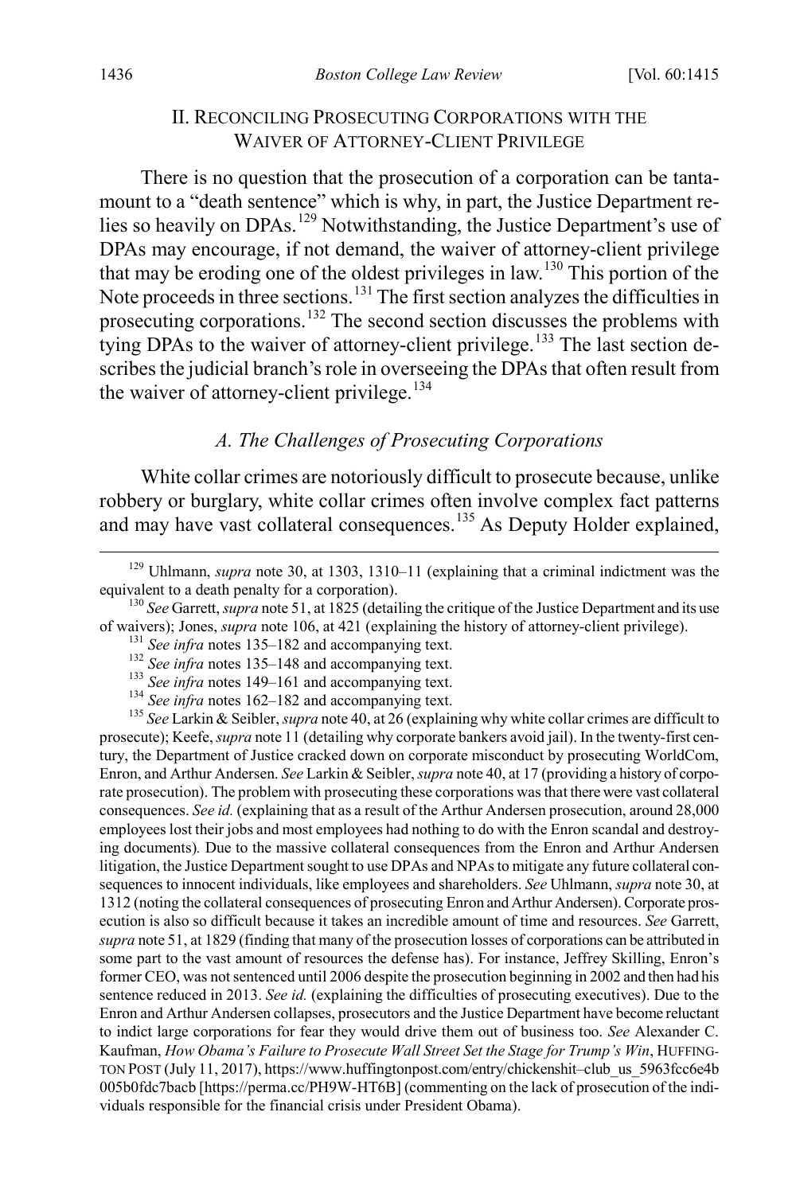## II. Reconciling Prosecuting Corporations with the Waiver of Attorney-Client Privilege

There is no question that the prosecution of a corporation can be tantamount to a "death sentence" which is why, in part, the Justice Department relies so heavily on DPAs.[129] Notwithstanding, the Justice Department's use of DPAs may encourage, if not demand, the waiver of attorney-client privilege that may be eroding one of the oldest privileges in law.[130] This portion of the Note proceeds in three sections.[131] The first section analyzes the difficulties in prosecuting corporations.[132] The second section discusses the problems with tying DPAs to the waiver of attorney-client privilege.[133] The last section describes the judicial branch's role in overseeing the DPAs that often result from the waiver of attorney-client privilege.[134]

### *A. The Challenges of Prosecuting Corporations*

White collar crimes are notoriously difficult to prosecute because, unlike robbery or burglary, white collar crimes often involve complex fact patterns and may have vast collateral consequences.[135] As Deputy Holder explained,

---

[129] Uhlmann, *supra* note 30, at 1303, 1310–11 (explaining that a criminal indictment was the equivalent to a death penalty for a corporation).

[130] *See* Garrett, *supra* note 51, at 1825 (detailing the critique of the Justice Department and its use of waivers); Jones, *supra* note 106, at 421 (explaining the history of attorney-client privilege).

[131] *See infra* notes 135–182 and accompanying text.

[132] *See infra* notes 135–148 and accompanying text.

[133] *See infra* notes 149–161 and accompanying text.

[134] *See infra* notes 162–182 and accompanying text.

[135] *See* Larkin & Seibler, *supra* note 40, at 26 (explaining why white collar crimes are difficult to prosecute); Keefe, *supra* note 11 (detailing why corporate bankers avoid jail). In the twenty-first century, the Department of Justice cracked down on corporate misconduct by prosecuting WorldCom, Enron, and Arthur Andersen. *See* Larkin & Seibler, *supra* note 40, at 17 (providing a history of corporate prosecution). The problem with prosecuting these corporations was that there were vast collateral consequences. *See id.* (explaining that as a result of the Arthur Andersen prosecution, around 28,000 employees lost their jobs and most employees had nothing to do with the Enron scandal and destroying documents). Due to the massive collateral consequences from the Enron and Arthur Andersen litigation, the Justice Department sought to use DPAs and NPAs to mitigate any future collateral consequences to innocent individuals, like employees and shareholders. *See* Uhlmann, *supra* note 30, at 1312 (noting the collateral consequences of prosecuting Enron and Arthur Andersen). Corporate prosecution is also so difficult because it takes an incredible amount of time and resources. *See* Garrett, *supra* note 51, at 1829 (finding that many of the prosecution losses of corporations can be attributed in some part to the vast amount of resources the defense has). For instance, Jeffrey Skilling, Enron's former CEO, was not sentenced until 2006 despite the prosecution beginning in 2002 and then had his sentence reduced in 2013. *See id.* (explaining the difficulties of prosecuting executives). Due to the Enron and Arthur Andersen collapses, prosecutors and the Justice Department have become reluctant to indict large corporations for fear they would drive them out of business too. *See* Alexander C. Kaufman, *How Obama's Failure to Prosecute Wall Street Set the Stage for Trump's Win*, HUFFINGTON POST (July 11, 2017), https://www.huffingtonpost.com/entry/chickenshit–club_us_5963fcc6e4b005b0fdc7bacb [https://perma.cc/PH9W-HT6B] (commenting on the lack of prosecution of the individuals responsible for the financial crisis under President Obama).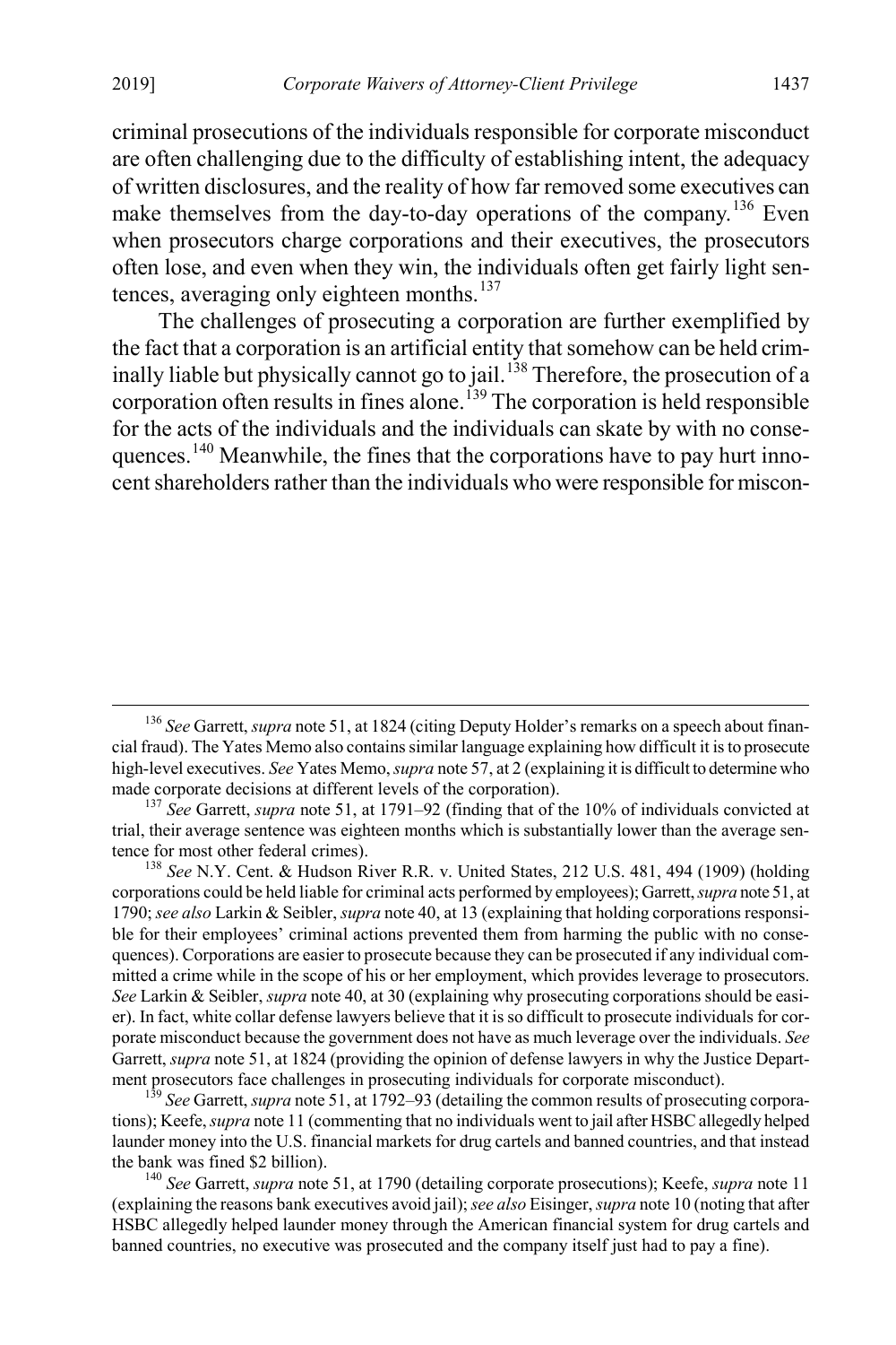criminal prosecutions of the individuals responsible for corporate misconduct are often challenging due to the difficulty of establishing intent, the adequacy of written disclosures, and the reality of how far removed some executives can make themselves from the day-to-day operations of the company.[136] Even when prosecutors charge corporations and their executives, the prosecutors often lose, and even when they win, the individuals often get fairly light sentences, averaging only eighteen months.[137]

The challenges of prosecuting a corporation are further exemplified by the fact that a corporation is an artificial entity that somehow can be held criminally liable but physically cannot go to jail.[138] Therefore, the prosecution of a corporation often results in fines alone.[139] The corporation is held responsible for the acts of the individuals and the individuals can skate by with no consequences.[140] Meanwhile, the fines that the corporations have to pay hurt innocent shareholders rather than the individuals who were responsible for miscon-

---

[136] *See* Garrett, *supra* note 51, at 1824 (citing Deputy Holder's remarks on a speech about financial fraud). The Yates Memo also contains similar language explaining how difficult it is to prosecute high-level executives. *See* Yates Memo, *supra* note 57, at 2 (explaining it is difficult to determine who made corporate decisions at different levels of the corporation).

[137] *See* Garrett, *supra* note 51, at 1791–92 (finding that of the 10% of individuals convicted at trial, their average sentence was eighteen months which is substantially lower than the average sentence for most other federal crimes).

[138] *See* N.Y. Cent. & Hudson River R.R. v. United States, 212 U.S. 481, 494 (1909) (holding corporations could be held liable for criminal acts performed by employees); Garrett, *supra* note 51, at 1790; *see also* Larkin & Seibler, *supra* note 40, at 13 (explaining that holding corporations responsible for their employees' criminal actions prevented them from harming the public with no consequences). Corporations are easier to prosecute because they can be prosecuted if any individual committed a crime while in the scope of his or her employment, which provides leverage to prosecutors. *See* Larkin & Seibler, *supra* note 40, at 30 (explaining why prosecuting corporations should be easier). In fact, white collar defense lawyers believe that it is so difficult to prosecute individuals for corporate misconduct because the government does not have as much leverage over the individuals. *See* Garrett, *supra* note 51, at 1824 (providing the opinion of defense lawyers in why the Justice Department prosecutors face challenges in prosecuting individuals for corporate misconduct).

[139] *See* Garrett, *supra* note 51, at 1792–93 (detailing the common results of prosecuting corporations); Keefe, *supra* note 11 (commenting that no individuals went to jail after HSBC allegedly helped launder money into the U.S. financial markets for drug cartels and banned countries, and that instead the bank was fined $2 billion).

[140] *See* Garrett, *supra* note 51, at 1790 (detailing corporate prosecutions); Keefe, *supra* note 11 (explaining the reasons bank executives avoid jail); *see also* Eisinger, *supra* note 10 (noting that after HSBC allegedly helped launder money through the American financial system for drug cartels and banned countries, no executive was prosecuted and the company itself just had to pay a fine).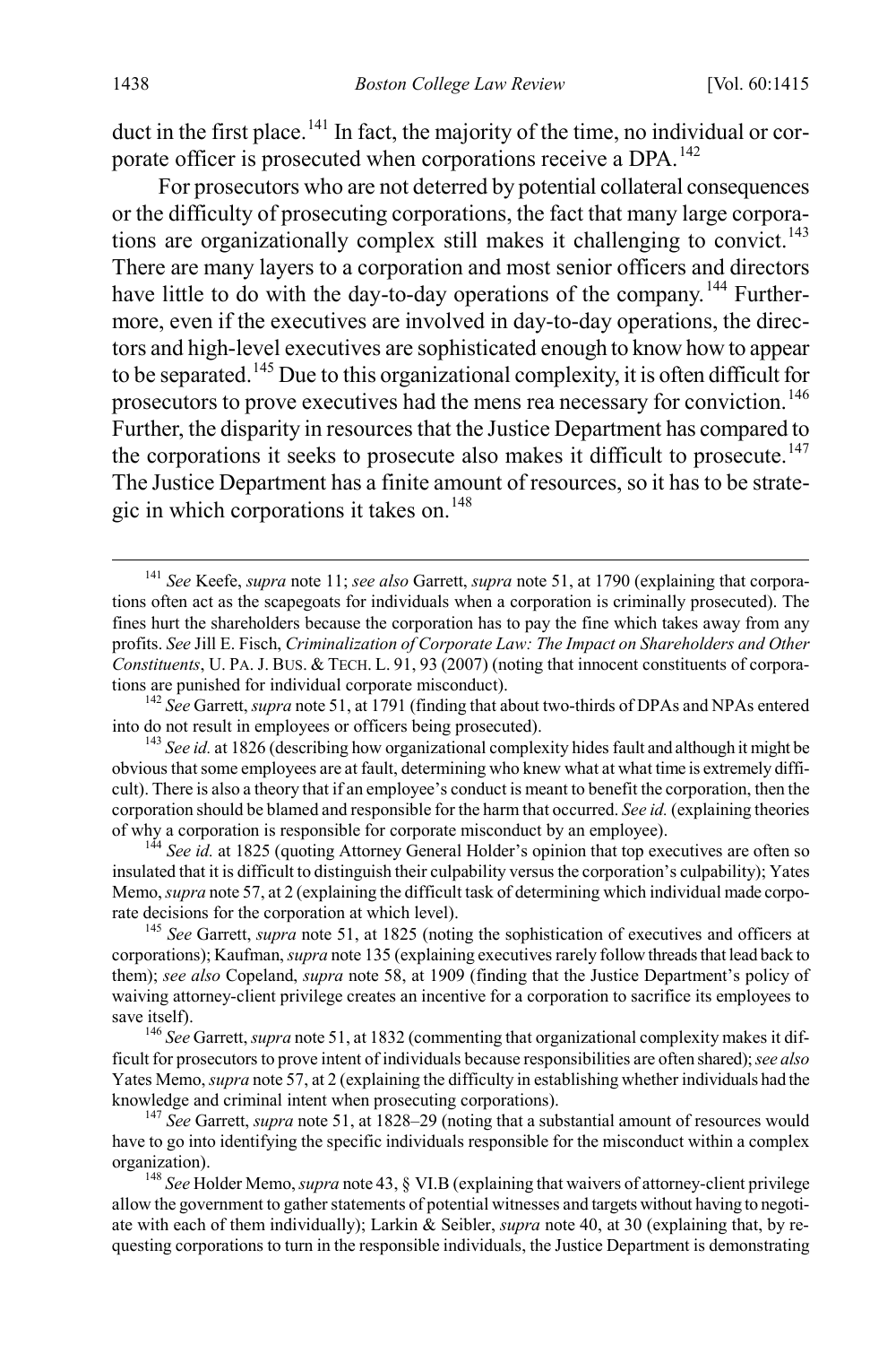duct in the first place.[141] In fact, the majority of the time, no individual or corporate officer is prosecuted when corporations receive a DPA.[142]

For prosecutors who are not deterred by potential collateral consequences or the difficulty of prosecuting corporations, the fact that many large corporations are organizationally complex still makes it challenging to convict.[143] There are many layers to a corporation and most senior officers and directors have little to do with the day-to-day operations of the company.[144] Furthermore, even if the executives are involved in day-to-day operations, the directors and high-level executives are sophisticated enough to know how to appear to be separated.[145] Due to this organizational complexity, it is often difficult for prosecutors to prove executives had the mens rea necessary for conviction.[146] Further, the disparity in resources that the Justice Department has compared to the corporations it seeks to prosecute also makes it difficult to prosecute.[147] The Justice Department has a finite amount of resources, so it has to be strategic in which corporations it takes on.[148]

---

[141] *See* Keefe, *supra* note 11; *see also* Garrett, *supra* note 51, at 1790 (explaining that corporations often act as the scapegoats for individuals when a corporation is criminally prosecuted). The fines hurt the shareholders because the corporation has to pay the fine which takes away from any profits. *See* Jill E. Fisch, *Criminalization of Corporate Law: The Impact on Shareholders and Other Constituents*, U. PA. J. BUS. & TECH. L. 91, 93 (2007) (noting that innocent constituents of corporations are punished for individual corporate misconduct).

[142] *See* Garrett, *supra* note 51, at 1791 (finding that about two-thirds of DPAs and NPAs entered into do not result in employees or officers being prosecuted).

[143] *See id.* at 1826 (describing how organizational complexity hides fault and although it might be obvious that some employees are at fault, determining who knew what at what time is extremely difficult). There is also a theory that if an employee's conduct is meant to benefit the corporation, then the corporation should be blamed and responsible for the harm that occurred. *See id.* (explaining theories of why a corporation is responsible for corporate misconduct by an employee).

[144] *See id.* at 1825 (quoting Attorney General Holder's opinion that top executives are often so insulated that it is difficult to distinguish their culpability versus the corporation's culpability); Yates Memo, *supra* note 57, at 2 (explaining the difficult task of determining which individual made corporate decisions for the corporation at which level).

[145] *See* Garrett, *supra* note 51, at 1825 (noting the sophistication of executives and officers at corporations); Kaufman, *supra* note 135 (explaining executives rarely follow threads that lead back to them); *see also* Copeland, *supra* note 58, at 1909 (finding that the Justice Department's policy of waiving attorney-client privilege creates an incentive for a corporation to sacrifice its employees to save itself).

[146] *See* Garrett, *supra* note 51, at 1832 (commenting that organizational complexity makes it difficult for prosecutors to prove intent of individuals because responsibilities are often shared); *see also* Yates Memo, *supra* note 57, at 2 (explaining the difficulty in establishing whether individuals had the knowledge and criminal intent when prosecuting corporations).

[147] *See* Garrett, *supra* note 51, at 1828–29 (noting that a substantial amount of resources would have to go into identifying the specific individuals responsible for the misconduct within a complex organization).

[148] *See* Holder Memo, *supra* note 43, § VI.B (explaining that waivers of attorney-client privilege allow the government to gather statements of potential witnesses and targets without having to negotiate with each of them individually); Larkin & Seibler, *supra* note 40, at 30 (explaining that, by requesting corporations to turn in the responsible individuals, the Justice Department is demonstrating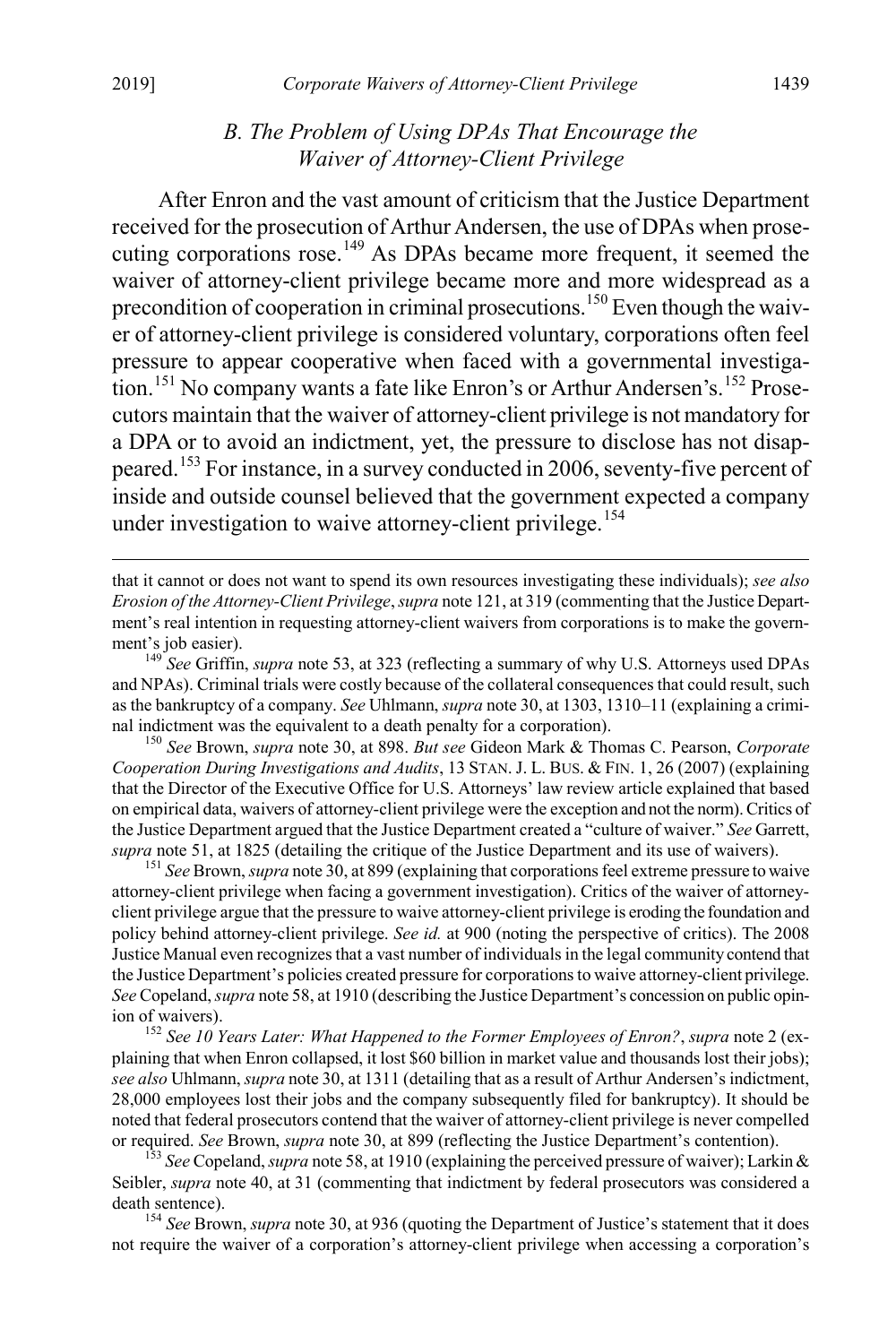### B. The Problem of Using DPAs That Encourage the Waiver of Attorney-Client Privilege

After Enron and the vast amount of criticism that the Justice Department received for the prosecution of Arthur Andersen, the use of DPAs when prosecuting corporations rose.[149] As DPAs became more frequent, it seemed the waiver of attorney-client privilege became more and more widespread as a precondition of cooperation in criminal prosecutions.[150] Even though the waiver of attorney-client privilege is considered voluntary, corporations often feel pressure to appear cooperative when faced with a governmental investigation.[151] No company wants a fate like Enron's or Arthur Andersen's.[152] Prosecutors maintain that the waiver of attorney-client privilege is not mandatory for a DPA or to avoid an indictment, yet, the pressure to disclose has not disappeared.[153] For instance, in a survey conducted in 2006, seventy-five percent of inside and outside counsel believed that the government expected a company under investigation to waive attorney-client privilege.[154]

---

that it cannot or does not want to spend its own resources investigating these individuals); *see also* *Erosion of the Attorney-Client Privilege*, *supra* note 121, at 319 (commenting that the Justice Department's real intention in requesting attorney-client waivers from corporations is to make the government's job easier).

[149] *See* Griffin, *supra* note 53, at 323 (reflecting a summary of why U.S. Attorneys used DPAs and NPAs). Criminal trials were costly because of the collateral consequences that could result, such as the bankruptcy of a company. *See* Uhlmann, *supra* note 30, at 1303, 1310–11 (explaining a criminal indictment was the equivalent to a death penalty for a corporation).

[150] *See* Brown, *supra* note 30, at 898. *But see* Gideon Mark & Thomas C. Pearson, *Corporate Cooperation During Investigations and Audits*, 13 STAN. J. L. BUS. & FIN. 1, 26 (2007) (explaining that the Director of the Executive Office for U.S. Attorneys' law review article explained that based on empirical data, waivers of attorney-client privilege were the exception and not the norm). Critics of the Justice Department argued that the Justice Department created a "culture of waiver." *See* Garrett, *supra* note 51, at 1825 (detailing the critique of the Justice Department and its use of waivers).

[151] *See* Brown, *supra* note 30, at 899 (explaining that corporations feel extreme pressure to waive attorney-client privilege when facing a government investigation). Critics of the waiver of attorney-client privilege argue that the pressure to waive attorney-client privilege is eroding the foundation and policy behind attorney-client privilege. *See id.* at 900 (noting the perspective of critics). The 2008 Justice Manual even recognizes that a vast number of individuals in the legal community contend that the Justice Department's policies created pressure for corporations to waive attorney-client privilege. *See* Copeland, *supra* note 58, at 1910 (describing the Justice Department's concession on public opinion of waivers).

[152] *See 10 Years Later: What Happened to the Former Employees of Enron?*, *supra* note 2 (explaining that when Enron collapsed, it lost $60 billion in market value and thousands lost their jobs); *see also* Uhlmann, *supra* note 30, at 1311 (detailing that as a result of Arthur Andersen's indictment, 28,000 employees lost their jobs and the company subsequently filed for bankruptcy). It should be noted that federal prosecutors contend that the waiver of attorney-client privilege is never compelled or required. *See* Brown, *supra* note 30, at 899 (reflecting the Justice Department's contention).

[153] *See* Copeland, *supra* note 58, at 1910 (explaining the perceived pressure of waiver); Larkin & Seibler, *supra* note 40, at 31 (commenting that indictment by federal prosecutors was considered a death sentence).

[154] *See* Brown, *supra* note 30, at 936 (quoting the Department of Justice's statement that it does not require the waiver of a corporation's attorney-client privilege when accessing a corporation's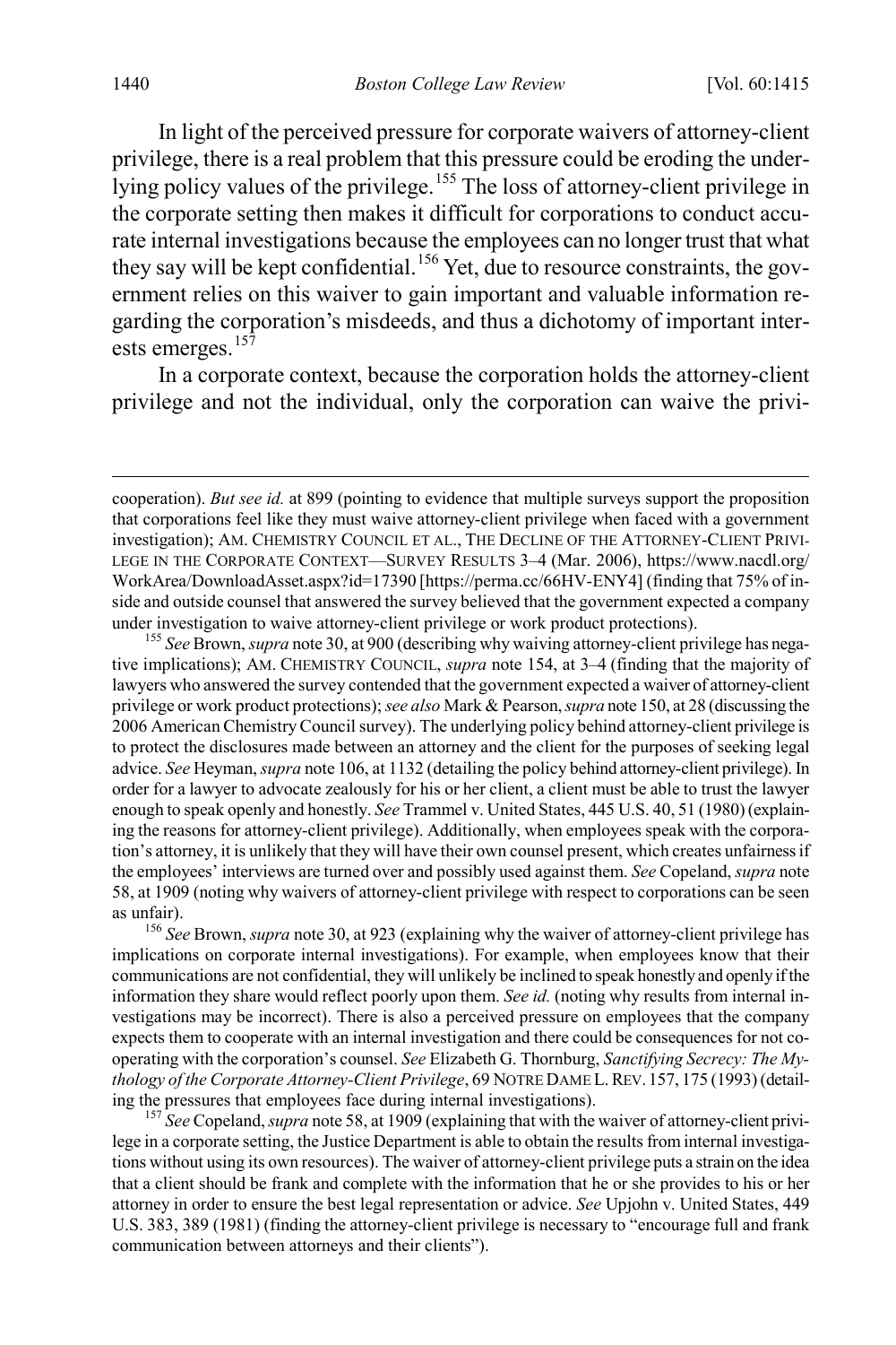In light of the perceived pressure for corporate waivers of attorney-client privilege, there is a real problem that this pressure could be eroding the underlying policy values of the privilege.[155] The loss of attorney-client privilege in the corporate setting then makes it difficult for corporations to conduct accurate internal investigations because the employees can no longer trust that what they say will be kept confidential.[156] Yet, due to resource constraints, the government relies on this waiver to gain important and valuable information regarding the corporation's misdeeds, and thus a dichotomy of important interests emerges.[157]

In a corporate context, because the corporation holds the attorney-client privilege and not the individual, only the corporation can waive the privi-

---

cooperation). *But see id.* at 899 (pointing to evidence that multiple surveys support the proposition that corporations feel like they must waive attorney-client privilege when faced with a government investigation); AM. CHEMISTRY COUNCIL ET AL., THE DECLINE OF THE ATTORNEY-CLIENT PRIVILEGE IN THE CORPORATE CONTEXT—SURVEY RESULTS 3–4 (Mar. 2006), https://www.nacdl.org/WorkArea/DownloadAsset.aspx?id=17390 [https://perma.cc/66HV-ENY4] (finding that 75% of inside and outside counsel that answered the survey believed that the government expected a company under investigation to waive attorney-client privilege or work product protections).

[155] *See* Brown, *supra* note 30, at 900 (describing why waiving attorney-client privilege has negative implications); AM. CHEMISTRY COUNCIL, *supra* note 154, at 3–4 (finding that the majority of lawyers who answered the survey contended that the government expected a waiver of attorney-client privilege or work product protections); *see also* Mark & Pearson, *supra* note 150, at 28 (discussing the 2006 American Chemistry Council survey). The underlying policy behind attorney-client privilege is to protect the disclosures made between an attorney and the client for the purposes of seeking legal advice. *See* Heyman, *supra* note 106, at 1132 (detailing the policy behind attorney-client privilege). In order for a lawyer to advocate zealously for his or her client, a client must be able to trust the lawyer enough to speak openly and honestly. *See* Trammel v. United States, 445 U.S. 40, 51 (1980) (explaining the reasons for attorney-client privilege). Additionally, when employees speak with the corporation's attorney, it is unlikely that they will have their own counsel present, which creates unfairness if the employees' interviews are turned over and possibly used against them. *See* Copeland, *supra* note 58, at 1909 (noting why waivers of attorney-client privilege with respect to corporations can be seen as unfair).

[156] *See* Brown, *supra* note 30, at 923 (explaining why the waiver of attorney-client privilege has implications on corporate internal investigations). For example, when employees know that their communications are not confidential, they will unlikely be inclined to speak honestly and openly if the information they share would reflect poorly upon them. *See id.* (noting why results from internal investigations may be incorrect). There is also a perceived pressure on employees that the company expects them to cooperate with an internal investigation and there could be consequences for not cooperating with the corporation's counsel. *See* Elizabeth G. Thornburg, *Sanctifying Secrecy: The Mythology of the Corporate Attorney-Client Privilege*, 69 NOTRE DAME L. REV. 157, 175 (1993) (detailing the pressures that employees face during internal investigations).

[157] *See* Copeland, *supra* note 58, at 1909 (explaining that with the waiver of attorney-client privilege in a corporate setting, the Justice Department is able to obtain the results from internal investigations without using its own resources). The waiver of attorney-client privilege puts a strain on the idea that a client should be frank and complete with the information that he or she provides to his or her attorney in order to ensure the best legal representation or advice. *See* Upjohn v. United States, 449 U.S. 383, 389 (1981) (finding the attorney-client privilege is necessary to "encourage full and frank communication between attorneys and their clients").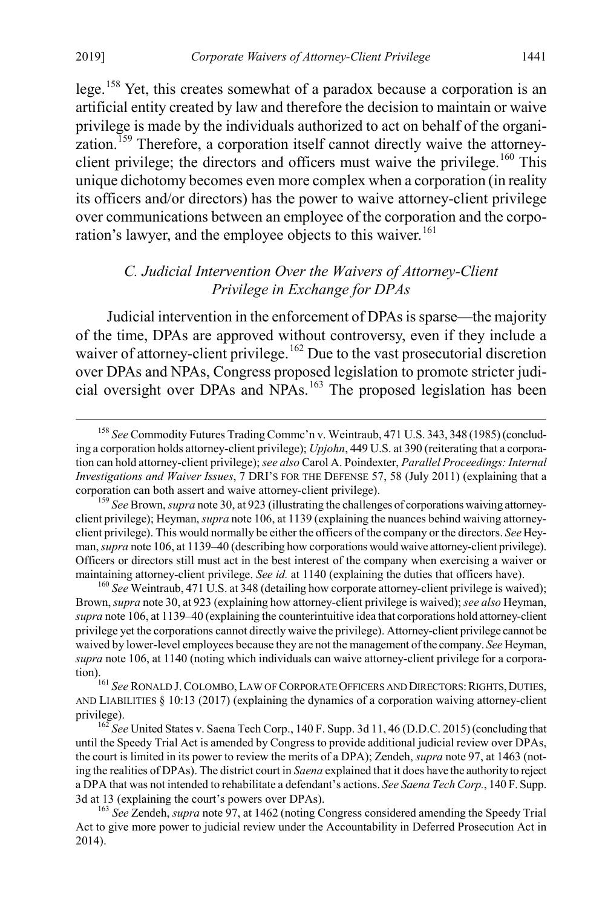lege.[158] Yet, this creates somewhat of a paradox because a corporation is an artificial entity created by law and therefore the decision to maintain or waive privilege is made by the individuals authorized to act on behalf of the organization.[159] Therefore, a corporation itself cannot directly waive the attorney-client privilege; the directors and officers must waive the privilege.[160] This unique dichotomy becomes even more complex when a corporation (in reality its officers and/or directors) has the power to waive attorney-client privilege over communications between an employee of the corporation and the corporation's lawyer, and the employee objects to this waiver.[161]

### *C. Judicial Intervention Over the Waivers of Attorney-Client Privilege in Exchange for DPAs*

Judicial intervention in the enforcement of DPAs is sparse—the majority of the time, DPAs are approved without controversy, even if they include a waiver of attorney-client privilege.[162] Due to the vast prosecutorial discretion over DPAs and NPAs, Congress proposed legislation to promote stricter judicial oversight over DPAs and NPAs.[163] The proposed legislation has been

---

[158] *See* Commodity Futures Trading Commc'n v. Weintraub, 471 U.S. 343, 348 (1985) (concluding a corporation holds attorney-client privilege); *Upjohn*, 449 U.S. at 390 (reiterating that a corporation can hold attorney-client privilege); *see also* Carol A. Poindexter, *Parallel Proceedings: Internal Investigations and Waiver Issues*, 7 DRI'S FOR THE DEFENSE 57, 58 (July 2011) (explaining that a corporation can both assert and waive attorney-client privilege).

[159] *See* Brown, *supra* note 30, at 923 (illustrating the challenges of corporations waiving attorney-client privilege); Heyman, *supra* note 106, at 1139 (explaining the nuances behind waiving attorney-client privilege). This would normally be either the officers of the company or the directors. *See* Heyman, *supra* note 106, at 1139–40 (describing how corporations would waive attorney-client privilege). Officers or directors still must act in the best interest of the company when exercising a waiver or maintaining attorney-client privilege. *See id.* at 1140 (explaining the duties that officers have).

[160] *See* Weintraub, 471 U.S. at 348 (detailing how corporate attorney-client privilege is waived); Brown, *supra* note 30, at 923 (explaining how attorney-client privilege is waived); *see also* Heyman, *supra* note 106, at 1139–40 (explaining the counterintuitive idea that corporations hold attorney-client privilege yet the corporations cannot directly waive the privilege). Attorney-client privilege cannot be waived by lower-level employees because they are not the management of the company. *See* Heyman, *supra* note 106, at 1140 (noting which individuals can waive attorney-client privilege for a corporation).

[161] *See* RONALD J. COLOMBO, LAW OF CORPORATE OFFICERS AND DIRECTORS: RIGHTS, DUTIES, AND LIABILITIES § 10:13 (2017) (explaining the dynamics of a corporation waiving attorney-client privilege).

[162] *See* United States v. Saena Tech Corp., 140 F. Supp. 3d 11, 46 (D.D.C. 2015) (concluding that until the Speedy Trial Act is amended by Congress to provide additional judicial review over DPAs, the court is limited in its power to review the merits of a DPA); Zendeh, *supra* note 97, at 1463 (noting the realities of DPAs). The district court in *Saena* explained that it does have the authority to reject a DPA that was not intended to rehabilitate a defendant's actions. *See Saena Tech Corp.*, 140 F. Supp. 3d at 13 (explaining the court's powers over DPAs).

[163] *See* Zendeh, *supra* note 97, at 1462 (noting Congress considered amending the Speedy Trial Act to give more power to judicial review under the Accountability in Deferred Prosecution Act in 2014).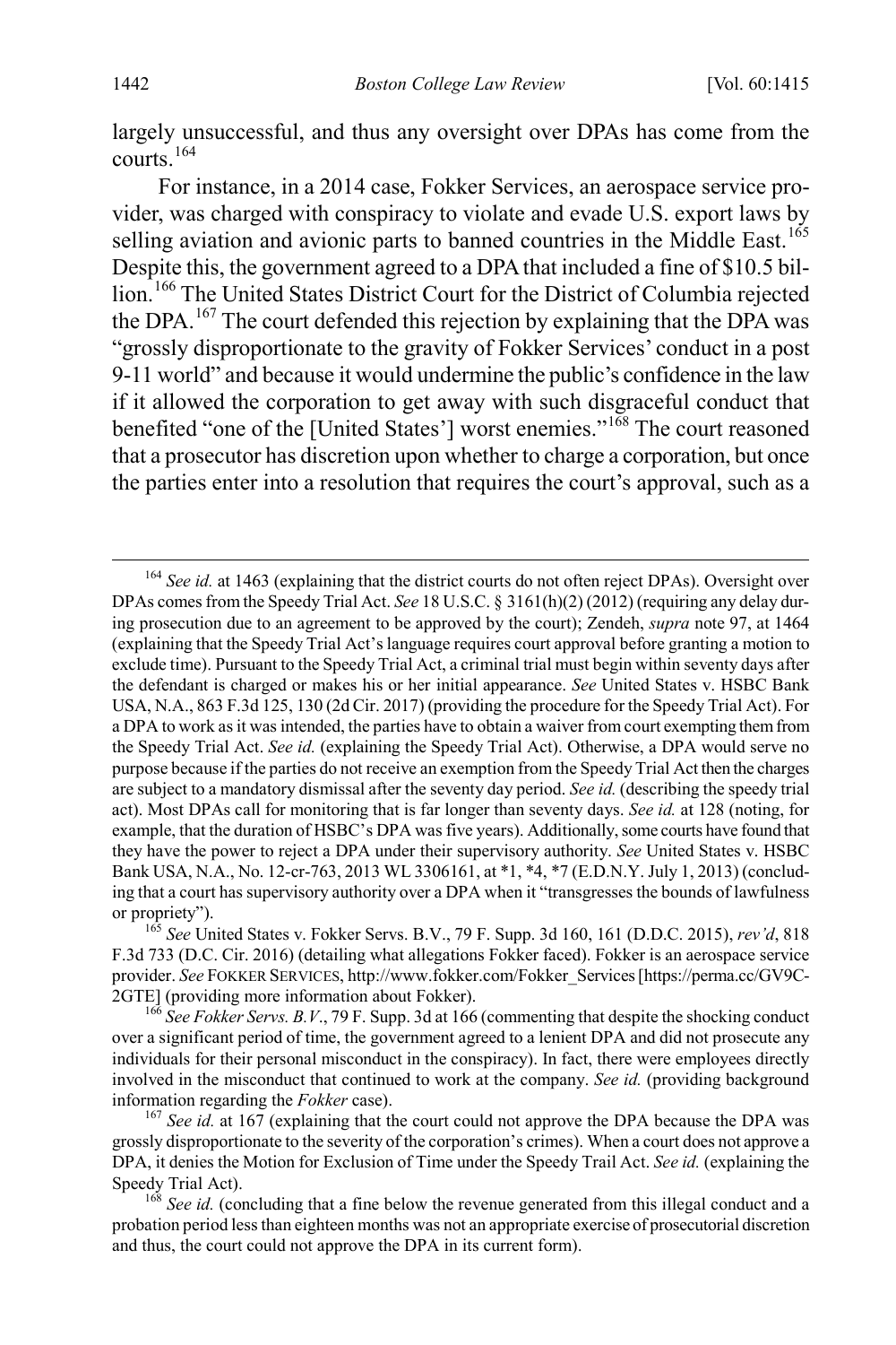largely unsuccessful, and thus any oversight over DPAs has come from the courts.[164]

For instance, in a 2014 case, Fokker Services, an aerospace service provider, was charged with conspiracy to violate and evade U.S. export laws by selling aviation and avionic parts to banned countries in the Middle East.[165] Despite this, the government agreed to a DPA that included a fine of $10.5 billion.[166] The United States District Court for the District of Columbia rejected the DPA.[167] The court defended this rejection by explaining that the DPA was "grossly disproportionate to the gravity of Fokker Services' conduct in a post 9-11 world" and because it would undermine the public's confidence in the law if it allowed the corporation to get away with such disgraceful conduct that benefited "one of the [United States'] worst enemies."[168] The court reasoned that a prosecutor has discretion upon whether to charge a corporation, but once the parties enter into a resolution that requires the court's approval, such as a

---

[164] *See id.* at 1463 (explaining that the district courts do not often reject DPAs). Oversight over DPAs comes from the Speedy Trial Act. *See* 18 U.S.C. § 3161(h)(2) (2012) (requiring any delay during prosecution due to an agreement to be approved by the court); Zendeh, *supra* note 97, at 1464 (explaining that the Speedy Trial Act's language requires court approval before granting a motion to exclude time). Pursuant to the Speedy Trial Act, a criminal trial must begin within seventy days after the defendant is charged or makes his or her initial appearance. *See* United States v. HSBC Bank USA, N.A., 863 F.3d 125, 130 (2d Cir. 2017) (providing the procedure for the Speedy Trial Act). For a DPA to work as it was intended, the parties have to obtain a waiver from court exempting them from the Speedy Trial Act. *See id.* (explaining the Speedy Trial Act). Otherwise, a DPA would serve no purpose because if the parties do not receive an exemption from the Speedy Trial Act then the charges are subject to a mandatory dismissal after the seventy day period. *See id.* (describing the speedy trial act). Most DPAs call for monitoring that is far longer than seventy days. *See id.* at 128 (noting, for example, that the duration of HSBC's DPA was five years). Additionally, some courts have found that they have the power to reject a DPA under their supervisory authority. *See* United States v. HSBC Bank USA, N.A., No. 12-cr-763, 2013 WL 3306161, at *1, *4, *7 (E.D.N.Y. July 1, 2013) (concluding that a court has supervisory authority over a DPA when it "transgresses the bounds of lawfulness or propriety").

[165] *See* United States v. Fokker Servs. B.V., 79 F. Supp. 3d 160, 161 (D.D.C. 2015), *rev'd*, 818 F.3d 733 (D.C. Cir. 2016) (detailing what allegations Fokker faced). Fokker is an aerospace service provider. *See* FOKKER SERVICES, http://www.fokker.com/Fokker_Services [https://perma.cc/GV9C-2GTE] (providing more information about Fokker).

[166] *See Fokker Servs. B.V.*, 79 F. Supp. 3d at 166 (commenting that despite the shocking conduct over a significant period of time, the government agreed to a lenient DPA and did not prosecute any individuals for their personal misconduct in the conspiracy). In fact, there were employees directly involved in the misconduct that continued to work at the company. *See id.* (providing background information regarding the *Fokker* case).

[167] *See id.* at 167 (explaining that the court could not approve the DPA because the DPA was grossly disproportionate to the severity of the corporation's crimes). When a court does not approve a DPA, it denies the Motion for Exclusion of Time under the Speedy Trail Act. *See id.* (explaining the Speedy Trial Act).

[168] *See id.* (concluding that a fine below the revenue generated from this illegal conduct and a probation period less than eighteen months was not an appropriate exercise of prosecutorial discretion and thus, the court could not approve the DPA in its current form).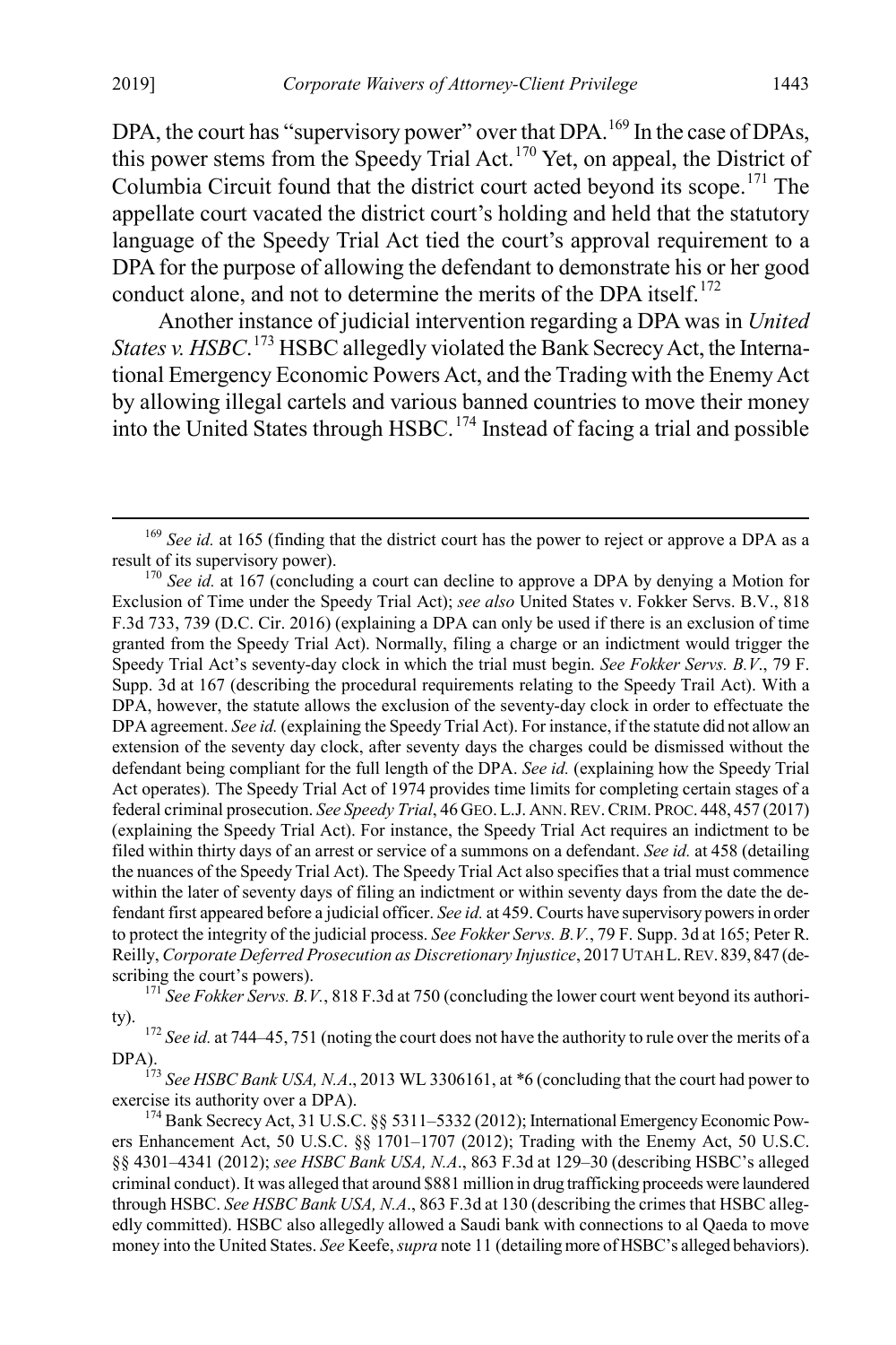DPA, the court has "supervisory power" over that DPA.[169] In the case of DPAs, this power stems from the Speedy Trial Act.[170] Yet, on appeal, the District of Columbia Circuit found that the district court acted beyond its scope.[171] The appellate court vacated the district court's holding and held that the statutory language of the Speedy Trial Act tied the court's approval requirement to a DPA for the purpose of allowing the defendant to demonstrate his or her good conduct alone, and not to determine the merits of the DPA itself.[172]

Another instance of judicial intervention regarding a DPA was in *United States v. HSBC*.[173] HSBC allegedly violated the Bank Secrecy Act, the International Emergency Economic Powers Act, and the Trading with the Enemy Act by allowing illegal cartels and various banned countries to move their money into the United States through HSBC.[174] Instead of facing a trial and possible

---

[169] *See id.* at 165 (finding that the district court has the power to reject or approve a DPA as a result of its supervisory power).

[170] *See id.* at 167 (concluding a court can decline to approve a DPA by denying a Motion for Exclusion of Time under the Speedy Trial Act); *see also* United States v. Fokker Servs. B.V., 818 F.3d 733, 739 (D.C. Cir. 2016) (explaining a DPA can only be used if there is an exclusion of time granted from the Speedy Trial Act). Normally, filing a charge or an indictment would trigger the Speedy Trial Act's seventy-day clock in which the trial must begin. *See Fokker Servs. B.V.*, 79 F. Supp. 3d at 167 (describing the procedural requirements relating to the Speedy Trail Act). With a DPA, however, the statute allows the exclusion of the seventy-day clock in order to effectuate the DPA agreement. *See id.* (explaining the Speedy Trial Act). For instance, if the statute did not allow an extension of the seventy day clock, after seventy days the charges could be dismissed without the defendant being compliant for the full length of the DPA. *See id.* (explaining how the Speedy Trial Act operates). The Speedy Trial Act of 1974 provides time limits for completing certain stages of a federal criminal prosecution. *See Speedy Trial*, 46 GEO. L.J. ANN. REV. CRIM. PROC. 448, 457 (2017) (explaining the Speedy Trial Act). For instance, the Speedy Trial Act requires an indictment to be filed within thirty days of an arrest or service of a summons on a defendant. *See id.* at 458 (detailing the nuances of the Speedy Trial Act). The Speedy Trial Act also specifies that a trial must commence within the later of seventy days of filing an indictment or within seventy days from the date the defendant first appeared before a judicial officer. *See id.* at 459. Courts have supervisory powers in order to protect the integrity of the judicial process. *See Fokker Servs. B.V.*, 79 F. Supp. 3d at 165; Peter R. Reilly, *Corporate Deferred Prosecution as Discretionary Injustice*, 2017 UTAH L. REV. 839, 847 (describing the court's powers).

[171] *See Fokker Servs. B.V.*, 818 F.3d at 750 (concluding the lower court went beyond its authority).

[172] *See id.* at 744–45, 751 (noting the court does not have the authority to rule over the merits of a DPA).

[173] *See HSBC Bank USA, N.A*., 2013 WL 3306161, at *6 (concluding that the court had power to exercise its authority over a DPA).

[174] Bank Secrecy Act, 31 U.S.C. §§ 5311–5332 (2012); International Emergency Economic Powers Enhancement Act, 50 U.S.C. §§ 1701–1707 (2012); Trading with the Enemy Act, 50 U.S.C. §§ 4301–4341 (2012); *see HSBC Bank USA, N.A*., 863 F.3d at 129–30 (describing HSBC's alleged criminal conduct). It was alleged that around $881 million in drug trafficking proceeds were laundered through HSBC. *See HSBC Bank USA, N.A*., 863 F.3d at 130 (describing the crimes that HSBC allegedly committed). HSBC also allegedly allowed a Saudi bank with connections to al Qaeda to move money into the United States. *See* Keefe, *supra* note 11 (detailing more of HSBC's alleged behaviors).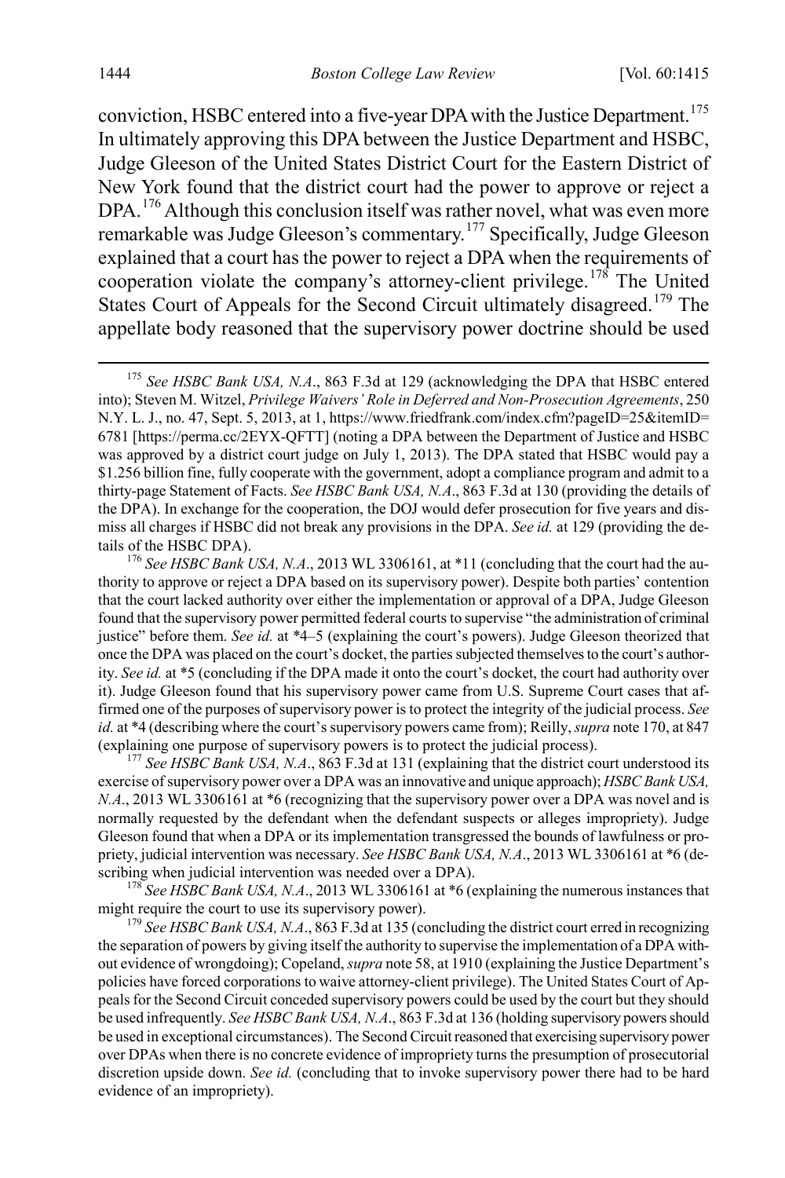conviction, HSBC entered into a five-year DPA with the Justice Department.[175] In ultimately approving this DPA between the Justice Department and HSBC, Judge Gleeson of the United States District Court for the Eastern District of New York found that the district court had the power to approve or reject a DPA.[176] Although this conclusion itself was rather novel, what was even more remarkable was Judge Gleeson's commentary.[177] Specifically, Judge Gleeson explained that a court has the power to reject a DPA when the requirements of cooperation violate the company's attorney-client privilege.[178] The United States Court of Appeals for the Second Circuit ultimately disagreed.[179] The appellate body reasoned that the supervisory power doctrine should be used

[175] *See HSBC Bank USA, N.A.*, 863 F.3d at 129 (acknowledging the DPA that HSBC entered into); Steven M. Witzel, *Privilege Waivers' Role in Deferred and Non-Prosecution Agreements*, 250 N.Y. L. J., no. 47, Sept. 5, 2013, at 1, https://www.friedfrank.com/index.cfm?pageID=25&itemID=6781 [https://perma.cc/2EYX-QFTT] (noting a DPA between the Department of Justice and HSBC was approved by a district court judge on July 1, 2013). The DPA stated that HSBC would pay a $1.256 billion fine, fully cooperate with the government, adopt a compliance program and admit to a thirty-page Statement of Facts. *See HSBC Bank USA, N.A.*, 863 F.3d at 130 (providing the details of the DPA). In exchange for the cooperation, the DOJ would defer prosecution for five years and dismiss all charges if HSBC did not break any provisions in the DPA. *See id.* at 129 (providing the details of the HSBC DPA).

[176] *See HSBC Bank USA, N.A.*, 2013 WL 3306161, at *11 (concluding that the court had the authority to approve or reject a DPA based on its supervisory power). Despite both parties' contention that the court lacked authority over either the implementation or approval of a DPA, Judge Gleeson found that the supervisory power permitted federal courts to supervise "the administration of criminal justice" before them. *See id.* at *4–5 (explaining the court's powers). Judge Gleeson theorized that once the DPA was placed on the court's docket, the parties subjected themselves to the court's authority. *See id.* at *5 (concluding if the DPA made it onto the court's docket, the court had authority over it). Judge Gleeson found that his supervisory power came from U.S. Supreme Court cases that affirmed one of the purposes of supervisory power is to protect the integrity of the judicial process. *See id.* at *4 (describing where the court's supervisory powers came from); Reilly, *supra* note 170, at 847 (explaining one purpose of supervisory powers is to protect the judicial process).

[177] *See HSBC Bank USA, N.A.*, 863 F.3d at 131 (explaining that the district court understood its exercise of supervisory power over a DPA was an innovative and unique approach); *HSBC Bank USA, N.A.*, 2013 WL 3306161 at *6 (recognizing that the supervisory power over a DPA was novel and is normally requested by the defendant when the defendant suspects or alleges impropriety). Judge Gleeson found that when a DPA or its implementation transgressed the bounds of lawfulness or propriety, judicial intervention was necessary. *See HSBC Bank USA, N.A.*, 2013 WL 3306161 at *6 (describing when judicial intervention was needed over a DPA).

[178] *See HSBC Bank USA, N.A.*, 2013 WL 3306161 at *6 (explaining the numerous instances that might require the court to use its supervisory power).

[179] *See HSBC Bank USA, N.A.*, 863 F.3d at 135 (concluding the district court erred in recognizing the separation of powers by giving itself the authority to supervise the implementation of a DPA without evidence of wrongdoing); Copeland, *supra* note 58, at 1910 (explaining the Justice Department's policies have forced corporations to waive attorney-client privilege). The United States Court of Appeals for the Second Circuit conceded supervisory powers could be used by the court but they should be used infrequently. *See HSBC Bank USA, N.A.*, 863 F.3d at 136 (holding supervisory powers should be used in exceptional circumstances). The Second Circuit reasoned that exercising supervisory power over DPAs when there is no concrete evidence of impropriety turns the presumption of prosecutorial discretion upside down. *See id.* (concluding that to invoke supervisory power there had to be hard evidence of an impropriety).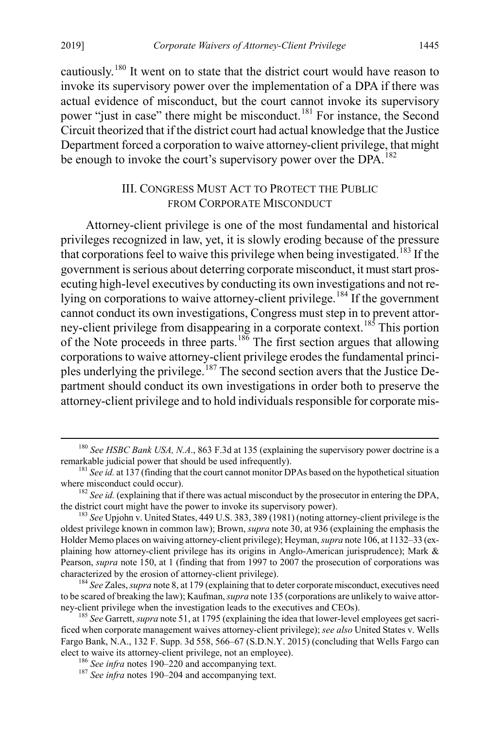cautiously.[180] It went on to state that the district court would have reason to invoke its supervisory power over the implementation of a DPA if there was actual evidence of misconduct, but the court cannot invoke its supervisory power "just in case" there might be misconduct.[181] For instance, the Second Circuit theorized that if the district court had actual knowledge that the Justice Department forced a corporation to waive attorney-client privilege, that might be enough to invoke the court's supervisory power over the DPA.[182]

## III. CONGRESS MUST ACT TO PROTECT THE PUBLIC FROM CORPORATE MISCONDUCT

Attorney-client privilege is one of the most fundamental and historical privileges recognized in law, yet, it is slowly eroding because of the pressure that corporations feel to waive this privilege when being investigated.[183] If the government is serious about deterring corporate misconduct, it must start prosecuting high-level executives by conducting its own investigations and not relying on corporations to waive attorney-client privilege.[184] If the government cannot conduct its own investigations, Congress must step in to prevent attorney-client privilege from disappearing in a corporate context.[185] This portion of the Note proceeds in three parts.[186] The first section argues that allowing corporations to waive attorney-client privilege erodes the fundamental principles underlying the privilege.[187] The second section avers that the Justice Department should conduct its own investigations in order both to preserve the attorney-client privilege and to hold individuals responsible for corporate mis-

---

[180] *See HSBC Bank USA, N.A.*, 863 F.3d at 135 (explaining the supervisory power doctrine is a remarkable judicial power that should be used infrequently).

[181] *See id.* at 137 (finding that the court cannot monitor DPAs based on the hypothetical situation where misconduct could occur).

[182] *See id.* (explaining that if there was actual misconduct by the prosecutor in entering the DPA, the district court might have the power to invoke its supervisory power).

[183] *See* Upjohn v. United States, 449 U.S. 383, 389 (1981) (noting attorney-client privilege is the oldest privilege known in common law); Brown, *supra* note 30, at 936 (explaining the emphasis the Holder Memo places on waiving attorney-client privilege); Heyman, *supra* note 106, at 1132–33 (explaining how attorney-client privilege has its origins in Anglo-American jurisprudence); Mark & Pearson, *supra* note 150, at 1 (finding that from 1997 to 2007 the prosecution of corporations was characterized by the erosion of attorney-client privilege).

[184] *See* Zales, *supra* note 8, at 179 (explaining that to deter corporate misconduct, executives need to be scared of breaking the law); Kaufman, *supra* note 135 (corporations are unlikely to waive attorney-client privilege when the investigation leads to the executives and CEOs).

[185] *See* Garrett, *supra* note 51, at 1795 (explaining the idea that lower-level employees get sacrificed when corporate management waives attorney-client privilege); *see also* United States v. Wells Fargo Bank, N.A., 132 F. Supp. 3d 558, 566–67 (S.D.N.Y. 2015) (concluding that Wells Fargo can elect to waive its attorney-client privilege, not an employee).

[186] *See infra* notes 190–220 and accompanying text.

[187] *See infra* notes 190–204 and accompanying text.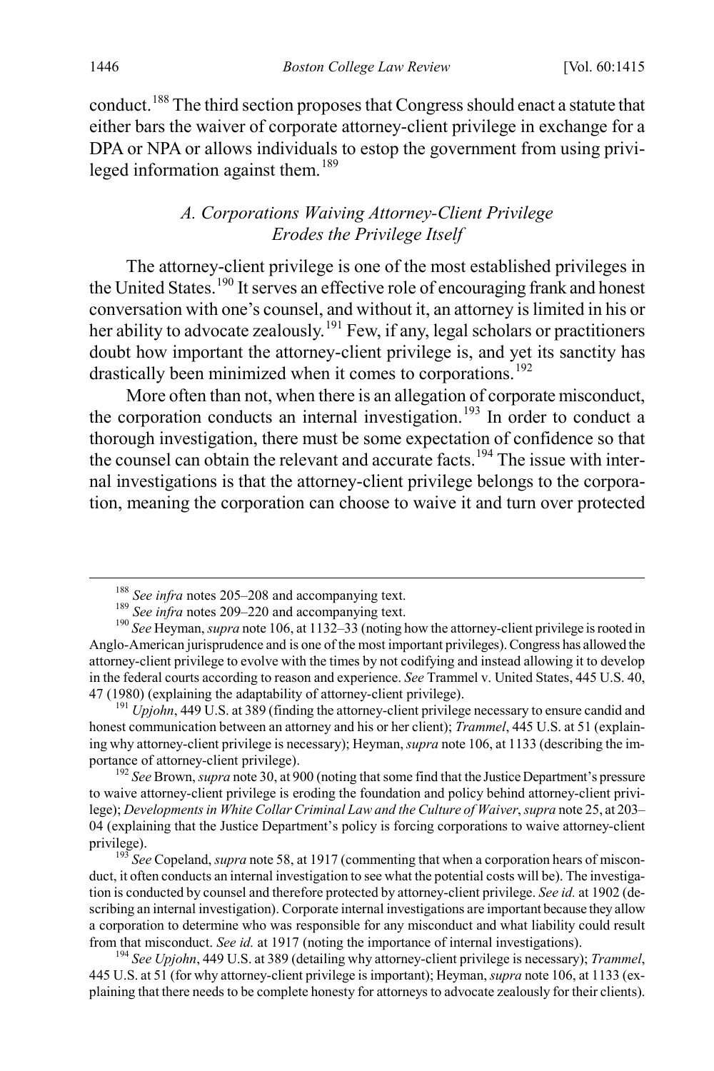conduct.[188] The third section proposes that Congress should enact a statute that either bars the waiver of corporate attorney-client privilege in exchange for a DPA or NPA or allows individuals to estop the government from using privileged information against them.[189]

### *A. Corporations Waiving Attorney-Client Privilege Erodes the Privilege Itself*

The attorney-client privilege is one of the most established privileges in the United States.[190] It serves an effective role of encouraging frank and honest conversation with one's counsel, and without it, an attorney is limited in his or her ability to advocate zealously.[191] Few, if any, legal scholars or practitioners doubt how important the attorney-client privilege is, and yet its sanctity has drastically been minimized when it comes to corporations.[192]

More often than not, when there is an allegation of corporate misconduct, the corporation conducts an internal investigation.[193] In order to conduct a thorough investigation, there must be some expectation of confidence so that the counsel can obtain the relevant and accurate facts.[194] The issue with internal investigations is that the attorney-client privilege belongs to the corporation, meaning the corporation can choose to waive it and turn over protected

---

[188] *See infra* notes 205–208 and accompanying text.

[189] *See infra* notes 209–220 and accompanying text.

[190] *See* Heyman, *supra* note 106, at 1132–33 (noting how the attorney-client privilege is rooted in Anglo-American jurisprudence and is one of the most important privileges). Congress has allowed the attorney-client privilege to evolve with the times by not codifying and instead allowing it to develop in the federal courts according to reason and experience. *See* Trammel v. United States, 445 U.S. 40, 47 (1980) (explaining the adaptability of attorney-client privilege).

[191] *Upjohn*, 449 U.S. at 389 (finding the attorney-client privilege necessary to ensure candid and honest communication between an attorney and his or her client); *Trammel*, 445 U.S. at 51 (explaining why attorney-client privilege is necessary); Heyman, *supra* note 106, at 1133 (describing the importance of attorney-client privilege).

[192] *See* Brown, *supra* note 30, at 900 (noting that some find that the Justice Department's pressure to waive attorney-client privilege is eroding the foundation and policy behind attorney-client privilege); *Developments in White Collar Criminal Law and the Culture of Waiver*, *supra* note 25, at 203–04 (explaining that the Justice Department's policy is forcing corporations to waive attorney-client privilege).

[193] *See* Copeland, *supra* note 58, at 1917 (commenting that when a corporation hears of misconduct, it often conducts an internal investigation to see what the potential costs will be). The investigation is conducted by counsel and therefore protected by attorney-client privilege. *See id.* at 1902 (describing an internal investigation). Corporate internal investigations are important because they allow a corporation to determine who was responsible for any misconduct and what liability could result from that misconduct. *See id.* at 1917 (noting the importance of internal investigations).

[194] *See Upjohn*, 449 U.S. at 389 (detailing why attorney-client privilege is necessary); *Trammel*, 445 U.S. at 51 (for why attorney-client privilege is important); Heyman, *supra* note 106, at 1133 (explaining that there needs to be complete honesty for attorneys to advocate zealously for their clients).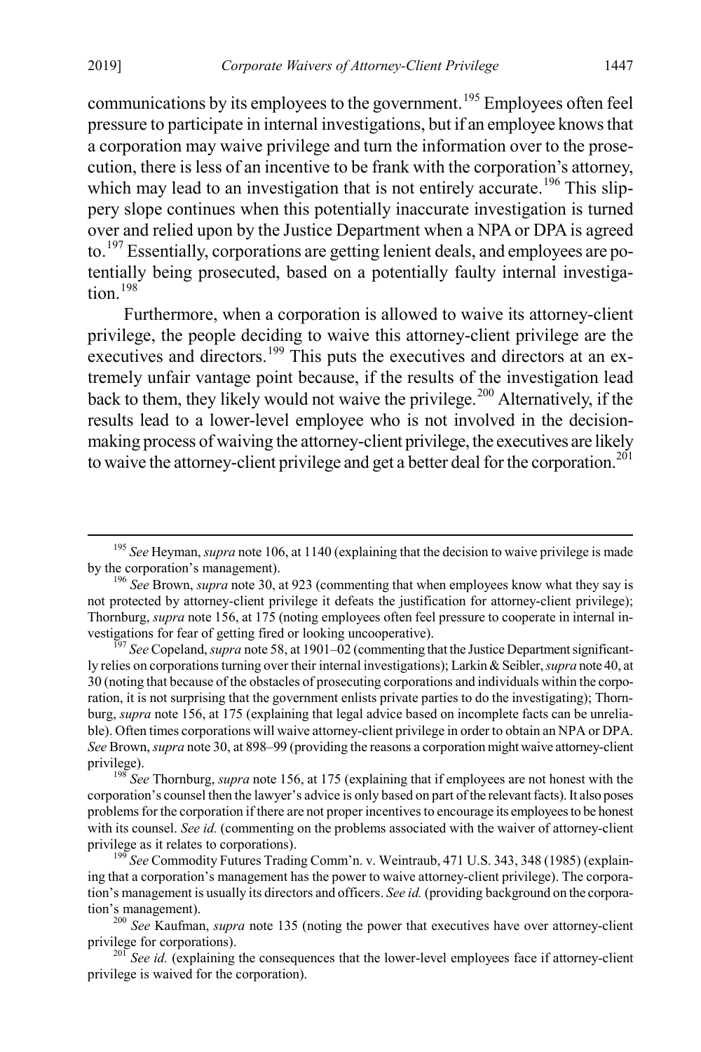communications by its employees to the government.[195] Employees often feel pressure to participate in internal investigations, but if an employee knows that a corporation may waive privilege and turn the information over to the prosecution, there is less of an incentive to be frank with the corporation's attorney, which may lead to an investigation that is not entirely accurate.[196] This slippery slope continues when this potentially inaccurate investigation is turned over and relied upon by the Justice Department when a NPA or DPA is agreed to.[197] Essentially, corporations are getting lenient deals, and employees are potentially being prosecuted, based on a potentially faulty internal investigation.[198]

Furthermore, when a corporation is allowed to waive its attorney-client privilege, the people deciding to waive this attorney-client privilege are the executives and directors.[199] This puts the executives and directors at an extremely unfair vantage point because, if the results of the investigation lead back to them, they likely would not waive the privilege.[200] Alternatively, if the results lead to a lower-level employee who is not involved in the decision-making process of waiving the attorney-client privilege, the executives are likely to waive the attorney-client privilege and get a better deal for the corporation.[201]

---

[195] *See* Heyman, *supra* note 106, at 1140 (explaining that the decision to waive privilege is made by the corporation's management).

[196] *See* Brown, *supra* note 30, at 923 (commenting that when employees know what they say is not protected by attorney-client privilege it defeats the justification for attorney-client privilege); Thornburg, *supra* note 156, at 175 (noting employees often feel pressure to cooperate in internal investigations for fear of getting fired or looking uncooperative).

[197] *See* Copeland, *supra* note 58, at 1901–02 (commenting that the Justice Department significantly relies on corporations turning over their internal investigations); Larkin & Seibler, *supra* note 40, at 30 (noting that because of the obstacles of prosecuting corporations and individuals within the corporation, it is not surprising that the government enlists private parties to do the investigating); Thornburg, *supra* note 156, at 175 (explaining that legal advice based on incomplete facts can be unreliable). Often times corporations will waive attorney-client privilege in order to obtain an NPA or DPA. *See* Brown, *supra* note 30, at 898–99 (providing the reasons a corporation might waive attorney-client privilege).

[198] *See* Thornburg, *supra* note 156, at 175 (explaining that if employees are not honest with the corporation's counsel then the lawyer's advice is only based on part of the relevant facts). It also poses problems for the corporation if there are not proper incentives to encourage its employees to be honest with its counsel. *See id.* (commenting on the problems associated with the waiver of attorney-client privilege as it relates to corporations).

[199] *See* Commodity Futures Trading Comm'n. v. Weintraub, 471 U.S. 343, 348 (1985) (explaining that a corporation's management has the power to waive attorney-client privilege). The corporation's management is usually its directors and officers. *See id.* (providing background on the corporation's management).

[200] *See* Kaufman, *supra* note 135 (noting the power that executives have over attorney-client privilege for corporations).

[201] *See id.* (explaining the consequences that the lower-level employees face if attorney-client privilege is waived for the corporation).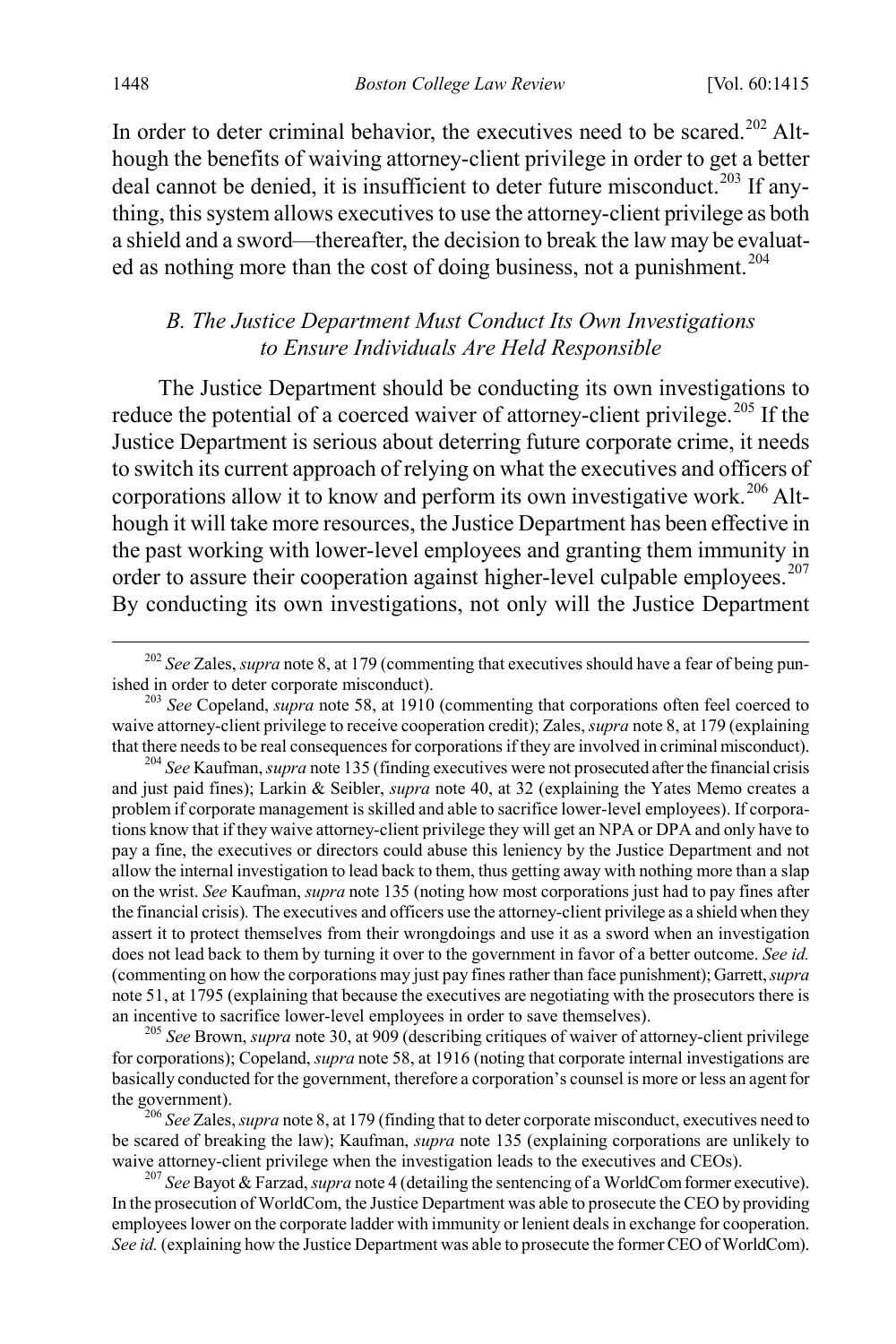In order to deter criminal behavior, the executives need to be scared.[202] Although the benefits of waiving attorney-client privilege in order to get a better deal cannot be denied, it is insufficient to deter future misconduct.[203] If anything, this system allows executives to use the attorney-client privilege as both a shield and a sword—thereafter, the decision to break the law may be evaluated as nothing more than the cost of doing business, not a punishment.[204]

### *B. The Justice Department Must Conduct Its Own Investigations to Ensure Individuals Are Held Responsible*

The Justice Department should be conducting its own investigations to reduce the potential of a coerced waiver of attorney-client privilege.[205] If the Justice Department is serious about deterring future corporate crime, it needs to switch its current approach of relying on what the executives and officers of corporations allow it to know and perform its own investigative work.[206] Although it will take more resources, the Justice Department has been effective in the past working with lower-level employees and granting them immunity in order to assure their cooperation against higher-level culpable employees.[207] By conducting its own investigations, not only will the Justice Department

---

[202] *See* Zales, *supra* note 8, at 179 (commenting that executives should have a fear of being punished in order to deter corporate misconduct).

[203] *See* Copeland, *supra* note 58, at 1910 (commenting that corporations often feel coerced to waive attorney-client privilege to receive cooperation credit); Zales, *supra* note 8, at 179 (explaining that there needs to be real consequences for corporations if they are involved in criminal misconduct).

[204] *See* Kaufman, *supra* note 135 (finding executives were not prosecuted after the financial crisis and just paid fines); Larkin & Seibler, *supra* note 40, at 32 (explaining the Yates Memo creates a problem if corporate management is skilled and able to sacrifice lower-level employees). If corporations know that if they waive attorney-client privilege they will get an NPA or DPA and only have to pay a fine, the executives or directors could abuse this leniency by the Justice Department and not allow the internal investigation to lead back to them, thus getting away with nothing more than a slap on the wrist. *See* Kaufman, *supra* note 135 (noting how most corporations just had to pay fines after the financial crisis). The executives and officers use the attorney-client privilege as a shield when they assert it to protect themselves from their wrongdoings and use it as a sword when an investigation does not lead back to them by turning it over to the government in favor of a better outcome. *See id.* (commenting on how the corporations may just pay fines rather than face punishment); Garrett, *supra* note 51, at 1795 (explaining that because the executives are negotiating with the prosecutors there is an incentive to sacrifice lower-level employees in order to save themselves).

[205] *See* Brown, *supra* note 30, at 909 (describing critiques of waiver of attorney-client privilege for corporations); Copeland, *supra* note 58, at 1916 (noting that corporate internal investigations are basically conducted for the government, therefore a corporation's counsel is more or less an agent for the government).

[206] *See* Zales, *supra* note 8, at 179 (finding that to deter corporate misconduct, executives need to be scared of breaking the law); Kaufman, *supra* note 135 (explaining corporations are unlikely to waive attorney-client privilege when the investigation leads to the executives and CEOs).

[207] *See* Bayot & Farzad, *supra* note 4 (detailing the sentencing of a WorldCom former executive). In the prosecution of WorldCom, the Justice Department was able to prosecute the CEO by providing employees lower on the corporate ladder with immunity or lenient deals in exchange for cooperation. *See id.* (explaining how the Justice Department was able to prosecute the former CEO of WorldCom).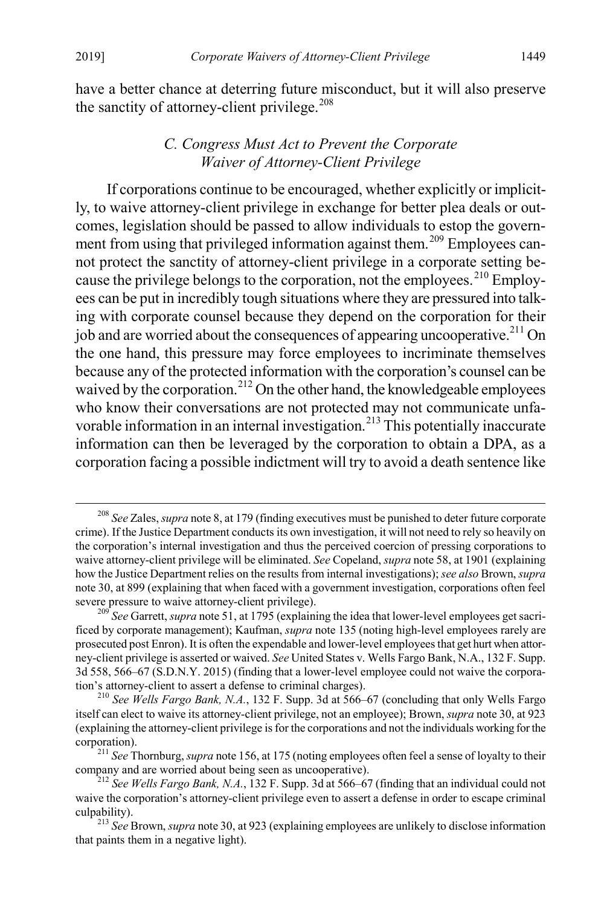have a better chance at deterring future misconduct, but it will also preserve the sanctity of attorney-client privilege.[208]

### *C. Congress Must Act to Prevent the Corporate Waiver of Attorney-Client Privilege*

If corporations continue to be encouraged, whether explicitly or implicitly, to waive attorney-client privilege in exchange for better plea deals or outcomes, legislation should be passed to allow individuals to estop the government from using that privileged information against them.[209] Employees cannot protect the sanctity of attorney-client privilege in a corporate setting because the privilege belongs to the corporation, not the employees.[210] Employees can be put in incredibly tough situations where they are pressured into talking with corporate counsel because they depend on the corporation for their job and are worried about the consequences of appearing uncooperative.[211] On the one hand, this pressure may force employees to incriminate themselves because any of the protected information with the corporation's counsel can be waived by the corporation.[212] On the other hand, the knowledgeable employees who know their conversations are not protected may not communicate unfavorable information in an internal investigation.[213] This potentially inaccurate information can then be leveraged by the corporation to obtain a DPA, as a corporation facing a possible indictment will try to avoid a death sentence like

---

[208] *See* Zales, *supra* note 8, at 179 (finding executives must be punished to deter future corporate crime). If the Justice Department conducts its own investigation, it will not need to rely so heavily on the corporation's internal investigation and thus the perceived coercion of pressing corporations to waive attorney-client privilege will be eliminated. *See* Copeland, *supra* note 58, at 1901 (explaining how the Justice Department relies on the results from internal investigations); *see also* Brown, *supra* note 30, at 899 (explaining that when faced with a government investigation, corporations often feel severe pressure to waive attorney-client privilege).

[209] *See* Garrett, *supra* note 51, at 1795 (explaining the idea that lower-level employees get sacrificed by corporate management); Kaufman, *supra* note 135 (noting high-level employees rarely are prosecuted post Enron). It is often the expendable and lower-level employees that get hurt when attorney-client privilege is asserted or waived. *See* United States v. Wells Fargo Bank, N.A., 132 F. Supp. 3d 558, 566–67 (S.D.N.Y. 2015) (finding that a lower-level employee could not waive the corporation's attorney-client to assert a defense to criminal charges).

[210] *See Wells Fargo Bank, N.A.*, 132 F. Supp. 3d at 566–67 (concluding that only Wells Fargo itself can elect to waive its attorney-client privilege, not an employee); Brown, *supra* note 30, at 923 (explaining the attorney-client privilege is for the corporations and not the individuals working for the corporation).

[211] *See* Thornburg, *supra* note 156, at 175 (noting employees often feel a sense of loyalty to their company and are worried about being seen as uncooperative).

[212] *See Wells Fargo Bank, N.A.*, 132 F. Supp. 3d at 566–67 (finding that an individual could not waive the corporation's attorney-client privilege even to assert a defense in order to escape criminal culpability).

[213] *See* Brown, *supra* note 30, at 923 (explaining employees are unlikely to disclose information that paints them in a negative light).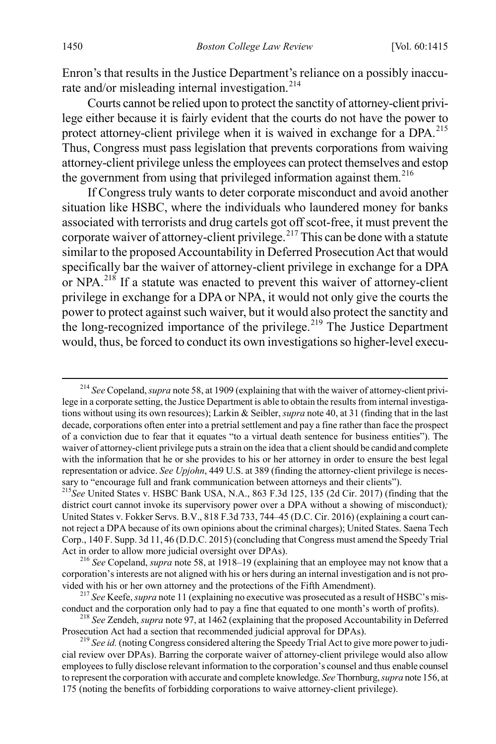Enron's that results in the Justice Department's reliance on a possibly inaccurate and/or misleading internal investigation.[214]

Courts cannot be relied upon to protect the sanctity of attorney-client privilege either because it is fairly evident that the courts do not have the power to protect attorney-client privilege when it is waived in exchange for a DPA.[215] Thus, Congress must pass legislation that prevents corporations from waiving attorney-client privilege unless the employees can protect themselves and estop the government from using that privileged information against them.[216]

If Congress truly wants to deter corporate misconduct and avoid another situation like HSBC, where the individuals who laundered money for banks associated with terrorists and drug cartels got off scot-free, it must prevent the corporate waiver of attorney-client privilege.[217] This can be done with a statute similar to the proposed Accountability in Deferred Prosecution Act that would specifically bar the waiver of attorney-client privilege in exchange for a DPA or NPA.[218] If a statute was enacted to prevent this waiver of attorney-client privilege in exchange for a DPA or NPA, it would not only give the courts the power to protect against such waiver, but it would also protect the sanctity and the long-recognized importance of the privilege.[219] The Justice Department would, thus, be forced to conduct its own investigations so higher-level execu-

---

[214] *See* Copeland, *supra* note 58, at 1909 (explaining that with the waiver of attorney-client privilege in a corporate setting, the Justice Department is able to obtain the results from internal investigations without using its own resources); Larkin & Seibler, *supra* note 40, at 31 (finding that in the last decade, corporations often enter into a pretrial settlement and pay a fine rather than face the prospect of a conviction due to fear that it equates "to a virtual death sentence for business entities"). The waiver of attorney-client privilege puts a strain on the idea that a client should be candid and complete with the information that he or she provides to his or her attorney in order to ensure the best legal representation or advice. *See Upjohn*, 449 U.S. at 389 (finding the attorney-client privilege is necessary to "encourage full and frank communication between attorneys and their clients").

[215] *See* United States v. HSBC Bank USA, N.A., 863 F.3d 125, 135 (2d Cir. 2017) (finding that the district court cannot invoke its supervisory power over a DPA without a showing of misconduct); United States v. Fokker Servs. B.V., 818 F.3d 733, 744–45 (D.C. Cir. 2016) (explaining a court cannot reject a DPA because of its own opinions about the criminal charges); United States. Saena Tech Corp., 140 F. Supp. 3d 11, 46 (D.D.C. 2015) (concluding that Congress must amend the Speedy Trial Act in order to allow more judicial oversight over DPAs).

[216] *See* Copeland, *supra* note 58, at 1918–19 (explaining that an employee may not know that a corporation's interests are not aligned with his or hers during an internal investigation and is not provided with his or her own attorney and the protections of the Fifth Amendment).

[217] *See* Keefe, *supra* note 11 (explaining no executive was prosecuted as a result of HSBC's misconduct and the corporation only had to pay a fine that equated to one month's worth of profits).

[218] *See* Zendeh, *supra* note 97, at 1462 (explaining that the proposed Accountability in Deferred Prosecution Act had a section that recommended judicial approval for DPAs).

[219] *See id.* (noting Congress considered altering the Speedy Trial Act to give more power to judicial review over DPAs). Barring the corporate waiver of attorney-client privilege would also allow employees to fully disclose relevant information to the corporation's counsel and thus enable counsel to represent the corporation with accurate and complete knowledge. *See* Thornburg, *supra* note 156, at 175 (noting the benefits of forbidding corporations to waive attorney-client privilege).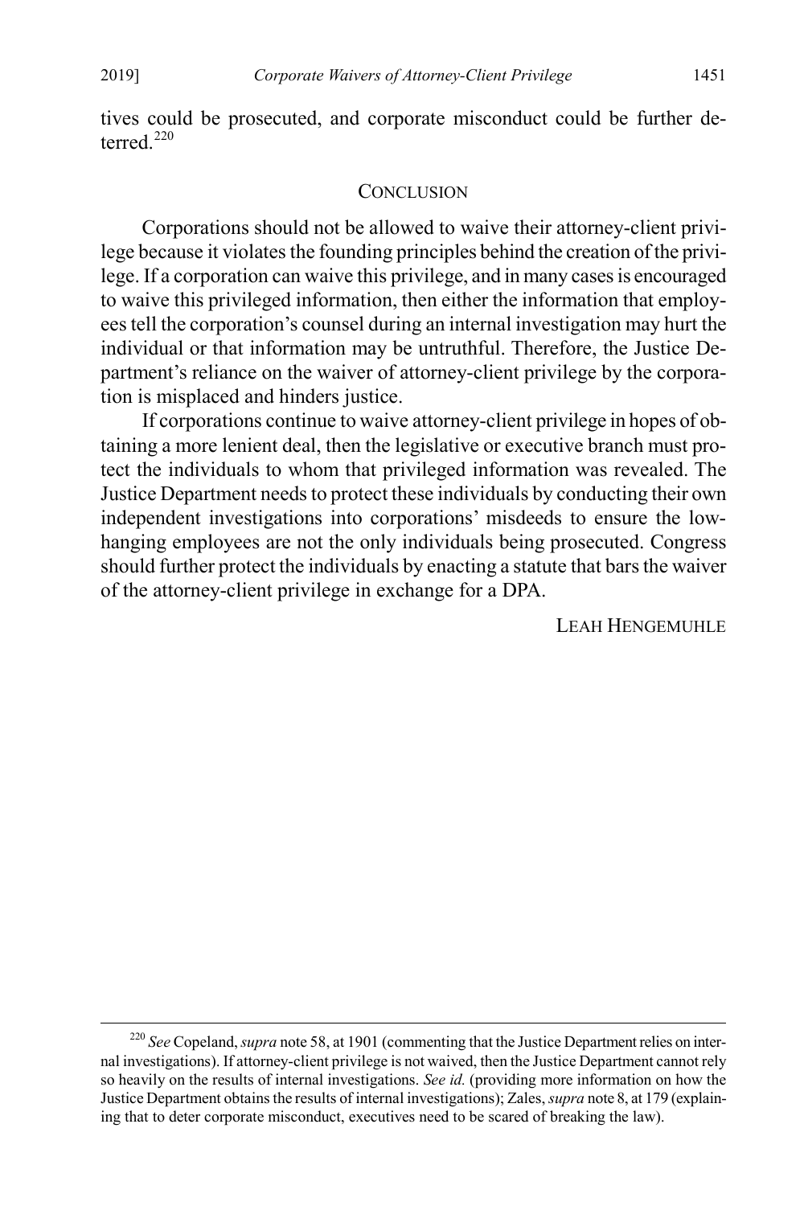tives could be prosecuted, and corporate misconduct could be further deterred.[220]

## CONCLUSION

Corporations should not be allowed to waive their attorney-client privilege because it violates the founding principles behind the creation of the privilege. If a corporation can waive this privilege, and in many cases is encouraged to waive this privileged information, then either the information that employees tell the corporation's counsel during an internal investigation may hurt the individual or that information may be untruthful. Therefore, the Justice Department's reliance on the waiver of attorney-client privilege by the corporation is misplaced and hinders justice.

If corporations continue to waive attorney-client privilege in hopes of obtaining a more lenient deal, then the legislative or executive branch must protect the individuals to whom that privileged information was revealed. The Justice Department needs to protect these individuals by conducting their own independent investigations into corporations' misdeeds to ensure the low-hanging employees are not the only individuals being prosecuted. Congress should further protect the individuals by enacting a statute that bars the waiver of the attorney-client privilege in exchange for a DPA.

LEAH HENGEMUHLE

---

[220] *See* Copeland, *supra* note 58, at 1901 (commenting that the Justice Department relies on internal investigations). If attorney-client privilege is not waived, then the Justice Department cannot rely so heavily on the results of internal investigations. *See id.* (providing more information on how the Justice Department obtains the results of internal investigations); Zales, *supra* note 8, at 179 (explaining that to deter corporate misconduct, executives need to be scared of breaking the law).